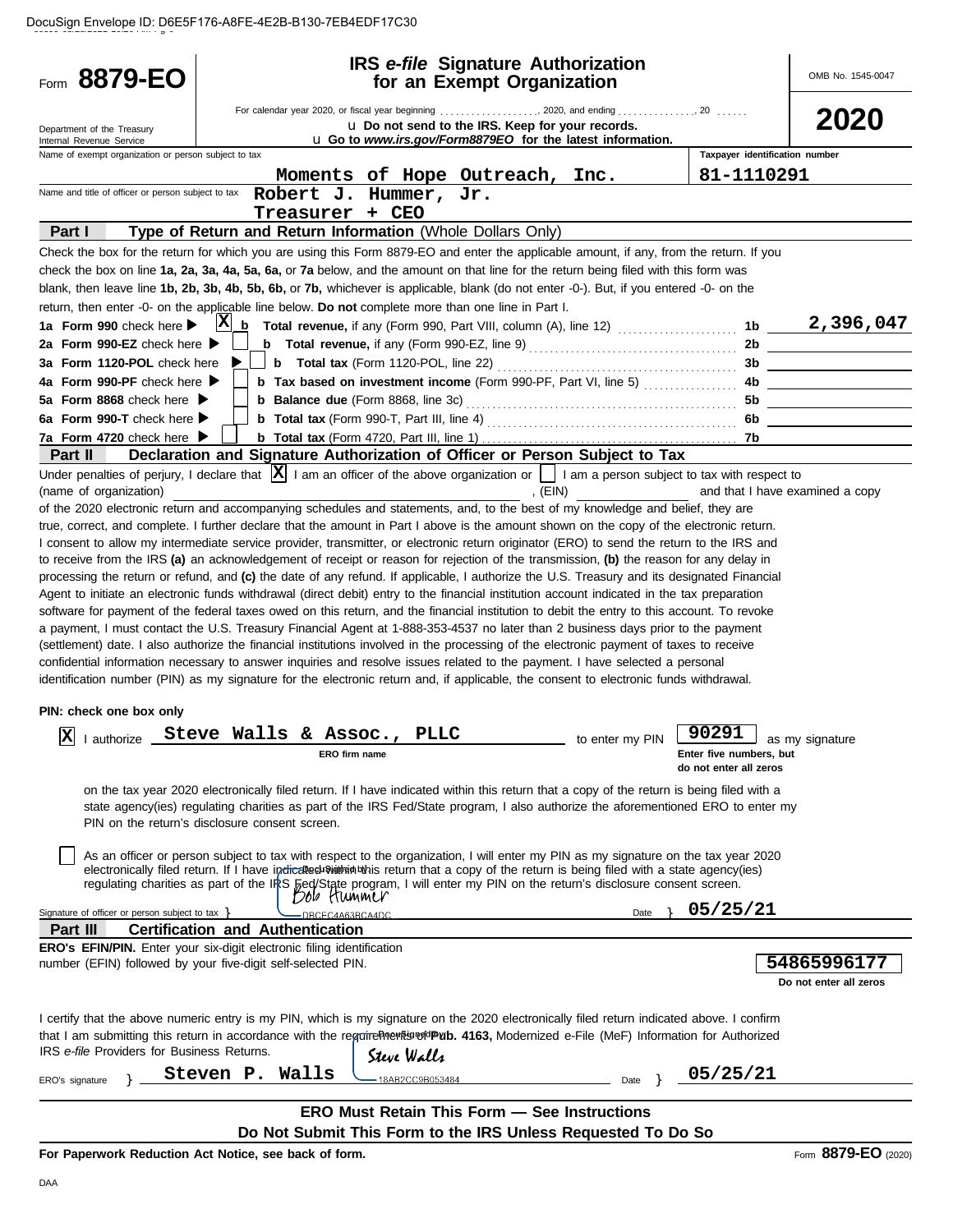DocuSign Envelope ID: D6E5F176-A8FE-4E2B-B130-7EB4EDF17C30

# Form 8879-EO

## IRS *e-file* Signature Authorization for an Exempt Organization

OMB No. 1545-0047

**2020**

Department of the Treasury
Internal Revenue Service

For calendar year 2020, or fiscal year beginning . . . . . . . . . . . . . . . . . . ., 2020, and ending . . . . . . . . . . . . . . ., 20 . . . . . .

u **Do not send to the IRS. Keep for your records.**

u **Go to *www.irs.gov/Form8879EO* for the latest information.**

Name of exempt organization or person subject to tax: **Moments of Hope Outreach, Inc.**

Taxpayer identification number: **81-1110291**

Name and title of officer or person subject to tax: **Robert J. Hummer, Jr.**
**Treasurer + CEO**

## Part I — Type of Return and Return Information (Whole Dollars Only)

Check the box for the return for which you are using this Form 8879-EO and enter the applicable amount, if any, from the return. If you check the box on line **1a, 2a, 3a, 4a, 5a, 6a,** or **7a** below, and the amount on that line for the return being filed with this form was blank, then leave line **1b, 2b, 3b, 4b, 5b, 6b,** or **7b,** whichever is applicable, blank (do not enter -0-). But, if you entered -0- on the return, then enter -0- on the applicable line below. **Do not** complete more than one line in Part I.

| Line | Check | Description | Line | Amount |
|---|---|---|---|---|
| **1a Form 990** check here ▶ | X | **b Total revenue,** if any (Form 990, Part VIII, column (A), line 12) | 1b | 2,396,047 |
| **2a Form 990-EZ** check here ▶ | | **b Total revenue,** if any (Form 990-EZ, line 9) | 2b | |
| **3a Form 1120-POL** check here ▶ | | **b Total tax** (Form 1120-POL, line 22) | 3b | |
| **4a Form 990-PF** check here ▶ | | **b Tax based on investment income** (Form 990-PF, Part VI, line 5) | 4b | |
| **5a Form 8868** check here ▶ | | **b Balance due** (Form 8868, line 3c) | 5b | |
| **6a Form 990-T** check here ▶ | | **b Total tax** (Form 990-T, Part III, line 4) | 6b | |
| **7a Form 4720** check here ▶ | | **b Total tax** (Form 4720, Part III, line 1) | 7b | |

## Part II — Declaration and Signature Authorization of Officer or Person Subject to Tax

Under penalties of perjury, I declare that [X] I am an officer of the above organization or [ ] I am a person subject to tax with respect to (name of organization) ____________________, (EIN) __________ and that I have examined a copy of the 2020 electronic return and accompanying schedules and statements, and, to the best of my knowledge and belief, they are true, correct, and complete. I further declare that the amount in Part I above is the amount shown on the copy of the electronic return. I consent to allow my intermediate service provider, transmitter, or electronic return originator (ERO) to send the return to the IRS and to receive from the IRS **(a)** an acknowledgement of receipt or reason for rejection of the transmission, **(b)** the reason for any delay in processing the return or refund, and **(c)** the date of any refund. If applicable, I authorize the U.S. Treasury and its designated Financial Agent to initiate an electronic funds withdrawal (direct debit) entry to the financial institution account indicated in the tax preparation software for payment of the federal taxes owed on this return, and the financial institution to debit the entry to this account. To revoke a payment, I must contact the U.S. Treasury Financial Agent at 1-888-353-4537 no later than 2 business days prior to the payment (settlement) date. I also authorize the financial institutions involved in the processing of the electronic payment of taxes to receive confidential information necessary to answer inquiries and resolve issues related to the payment. I have selected a personal identification number (PIN) as my signature for the electronic return and, if applicable, the consent to electronic funds withdrawal.

**PIN: check one box only**

[X] I authorize **Steve Walls & Assoc., PLLC** (ERO firm name) to enter my PIN **90291** (Enter five numbers, but do not enter all zeros) as my signature on the tax year 2020 electronically filed return. If I have indicated within this return that a copy of the return is being filed with a state agency(ies) regulating charities as part of the IRS Fed/State program, I also authorize the aforementioned ERO to enter my PIN on the return's disclosure consent screen.

[ ] As an officer or person subject to tax with respect to the organization, I will enter my PIN as my signature on the tax year 2020 electronically filed return. If I have indicated within this return that a copy of the return is being filed with a state agency(ies) regulating charities as part of the IRS Fed/State program, I will enter my PIN on the return's disclosure consent screen.

Signature of officer or person subject to tax } Bob Hummer (DocuSigned by: DBCEC4A63BCA4DC) Date } **05/25/21**

## Part III — Certification and Authentication

**ERO's EFIN/PIN.** Enter your six-digit electronic filing identification number (EFIN) followed by your five-digit self-selected PIN.

**54865996177**
Do not enter all zeros

I certify that the above numeric entry is my PIN, which is my signature on the 2020 electronically filed return indicated above. I confirm that I am submitting this return in accordance with the requirements of **Pub. 4163,** Modernized e-File (MeF) Information for Authorized IRS *e-file* Providers for Business Returns.

ERO's signature } **Steven P. Walls** Steve Walls (DocuSigned by: 18AB2CC9B053484) Date } **05/25/21**

**ERO Must Retain This Form — See Instructions**

**Do Not Submit This Form to the IRS Unless Requested To Do So**

**For Paperwork Reduction Act Notice, see back of form.**

Form **8879-EO** (2020)

DAA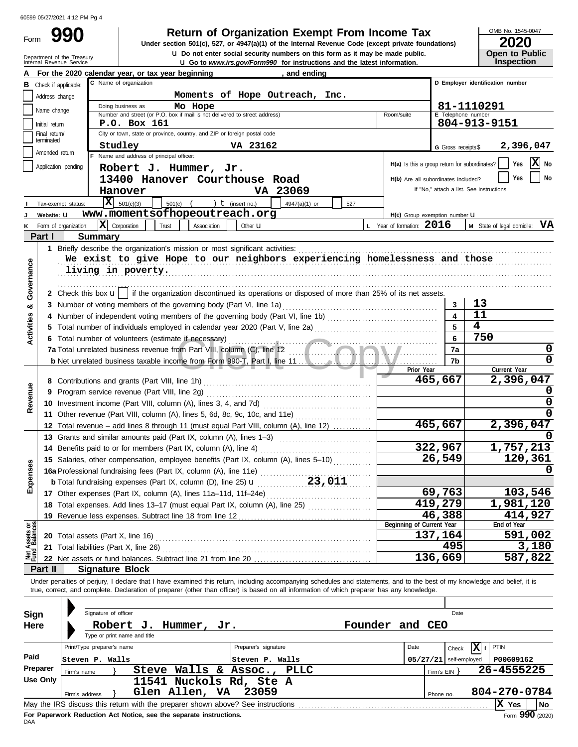60599 05/27/2021 4:12 PM Pg 4

Form **990**

Department of the Treasury
Internal Revenue Service

# Return of Organization Exempt From Income Tax

**Under section 501(c), 527, or 4947(a)(1) of the Internal Revenue Code (except private foundations)**

u Do not enter social security numbers on this form as it may be made public.

u Go to *www.irs.gov/Form990* for instructions and the latest information.

OMB No. 1545-0047

**2020**

**Open to Public Inspection**

**A** For the 2020 calendar year, or tax year beginning , and ending

**B** Check if applicable: Address change / Name change / Initial return / Final return/terminated / Amended return / Application pending

**C** Name of organization: Moments of Hope Outreach, Inc.

Doing business as: Mo Hope

Number and street (or P.O. box if mail is not delivered to street address): P.O. Box 161 — Room/suite:

City or town, state or province, country, and ZIP or foreign postal code: Studley VA 23162

**D** Employer identification number: 81-1110291

**E** Telephone number: 804-913-9151

**G** Gross receipts $ 2,396,047

**F** Name and address of principal officer: Robert J. Hummer, Jr., 13400 Hanover Courthouse Road, Hanover VA 23069

**H(a)** Is this a group return for subordinates? Yes [ ] No [X]

**H(b)** Are all subordinates included? Yes [ ] No [ ] — If "No," attach a list. See instructions

**I** Tax-exempt status: [X] 501(c)(3) [ ] 501(c) ( ) t (insert no.) [ ] 4947(a)(1) or [ ] 527

**J** Website: u www.momentsofhopeoutreach.org

**H(c)** Group exemption number u

**K** Form of organization: [X] Corporation [ ] Trust [ ] Association [ ] Other u

**L** Year of formation: 2016

**M** State of legal domicile: VA

## Part I Summary

**Activities & Governance**

1 Briefly describe the organization's mission or most significant activities:
We exist to give Hope to our neighbors experiencing homelessness and those living in poverty.

2 Check this box u [ ] if the organization discontinued its operations or disposed of more than 25% of its net assets.

| | | | |
|---|---|---|---|
| 3 | Number of voting members of the governing body (Part VI, line 1a) | 3 | 13 |
| 4 | Number of independent voting members of the governing body (Part VI, line 1b) | 4 | 11 |
| 5 | Total number of individuals employed in calendar year 2020 (Part V, line 2a) | 5 | 4 |
| 6 | Total number of volunteers (estimate if necessary) | 6 | 750 |
| 7a | Total unrelated business revenue from Part VIII, column (C), line 12 | 7a | 0 |
| b | Net unrelated business taxable income from Form 990-T, Part I, line 11 | 7b | 0 |

| | | Prior Year | Current Year |
|---|---|---|---|
| **Revenue** | | | |
| 8 | Contributions and grants (Part VIII, line 1h) | 465,667 | 2,396,047 |
| 9 | Program service revenue (Part VIII, line 2g) | | 0 |
| 10 | Investment income (Part VIII, column (A), lines 3, 4, and 7d) | | 0 |
| 11 | Other revenue (Part VIII, column (A), lines 5, 6d, 8c, 9c, 10c, and 11e) | | 0 |
| 12 | Total revenue – add lines 8 through 11 (must equal Part VIII, column (A), line 12) | 465,667 | 2,396,047 |
| **Expenses** | | | |
| 13 | Grants and similar amounts paid (Part IX, column (A), lines 1–3) | | 0 |
| 14 | Benefits paid to or for members (Part IX, column (A), line 4) | 322,967 | 1,757,213 |
| 15 | Salaries, other compensation, employee benefits (Part IX, column (A), lines 5–10) | 26,549 | 120,361 |
| 16a | Professional fundraising fees (Part IX, column (A), line 11e) | | 0 |
| b | Total fundraising expenses (Part IX, column (D), line 25) u 23,011 | | |
| 17 | Other expenses (Part IX, column (A), lines 11a–11d, 11f–24e) | 69,763 | 103,546 |
| 18 | Total expenses. Add lines 13–17 (must equal Part IX, column (A), line 25) | 419,279 | 1,981,120 |
| 19 | Revenue less expenses. Subtract line 18 from line 12 | 46,388 | 414,927 |
| **Net Assets or Fund Balances** | | **Beginning of Current Year** | **End of Year** |
| 20 | Total assets (Part X, line 16) | 137,164 | 591,002 |
| 21 | Total liabilities (Part X, line 26) | 495 | 3,180 |
| 22 | Net assets or fund balances. Subtract line 21 from line 20 | 136,669 | 587,822 |

## Part II Signature Block

Under penalties of perjury, I declare that I have examined this return, including accompanying schedules and statements, and to the best of my knowledge and belief, it is true, correct, and complete. Declaration of preparer (other than officer) is based on all information of which preparer has any knowledge.

**Sign Here**

Signature of officer — Date

Robert J. Hummer, Jr. — Founder and CEO

Type or print name and title

**Paid Preparer Use Only**

| Print/Type preparer's name | Preparer's signature | Date | Check [X] if self-employed | PTIN |
|---|---|---|---|---|
| Steven P. Walls | Steven P. Walls | 05/27/21 | | P00609162 |

Firm's name } Steve Walls & Assoc., PLLC — Firm's EIN } 26-4555225

Firm's address } 11541 Nuckols Rd, Ste A, Glen Allen, VA 23059 — Phone no. 804-270-0784

May the IRS discuss this return with the preparer shown above? See instructions [X] Yes [ ] No

**For Paperwork Reduction Act Notice, see the separate instructions.**

DAA

Form **990** (2020)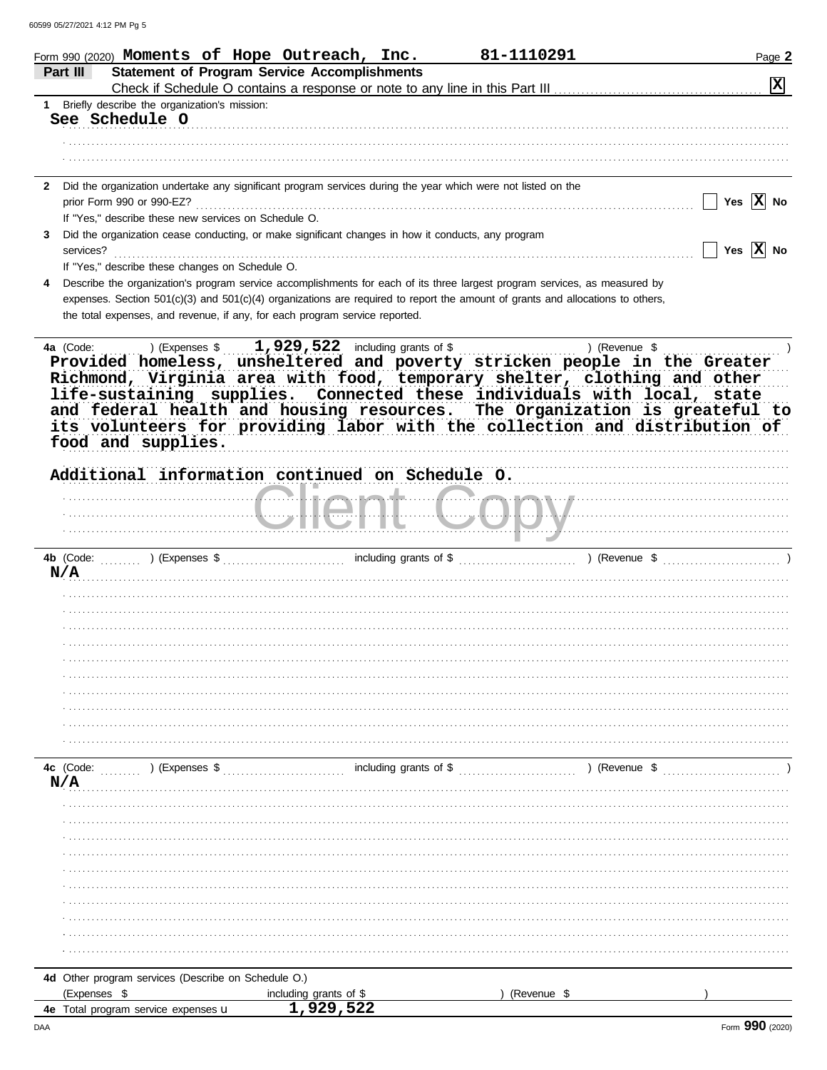Form 990 (2020) **Moments of Hope Outreach, Inc.** **81-1110291** Page **2**

## Part III Statement of Program Service Accomplishments

Check if Schedule O contains a response or note to any line in this Part III .......... [X]

**1** Briefly describe the organization's mission:

**See Schedule O**

**2** Did the organization undertake any significant program services during the year which were not listed on the prior Form 990 or 990-EZ? .......... [ ] Yes [X] No

If "Yes," describe these new services on Schedule O.

**3** Did the organization cease conducting, or make significant changes in how it conducts, any program services? .......... [ ] Yes [X] No

If "Yes," describe these changes on Schedule O.

**4** Describe the organization's program service accomplishments for each of its three largest program services, as measured by expenses. Section 501(c)(3) and 501(c)(4) organizations are required to report the amount of grants and allocations to others, the total expenses, and revenue, if any, for each program service reported.

**4a** (Code: ) (Expenses $ **1,929,522** including grants of $ ) (Revenue $ )

**Provided homeless, unsheltered and poverty stricken people in the Greater Richmond, Virginia area with food, temporary shelter, clothing and other life-sustaining supplies. Connected these individuals with local, state and federal health and housing resources. The Organization is greateful to its volunteers for providing labor with the collection and distribution of food and supplies.**

**Additional information continued on Schedule O.**

Client Copy

**4b** (Code: ) (Expenses $ including grants of $ ) (Revenue $ )

**N/A**

**4c** (Code: ) (Expenses $ including grants of $ ) (Revenue $ )

**N/A**

**4d** Other program services (Describe on Schedule O.)

(Expenses $ including grants of $ ) (Revenue $ )

**4e** Total program service expenses u **1,929,522**

DAA Form **990** (2020)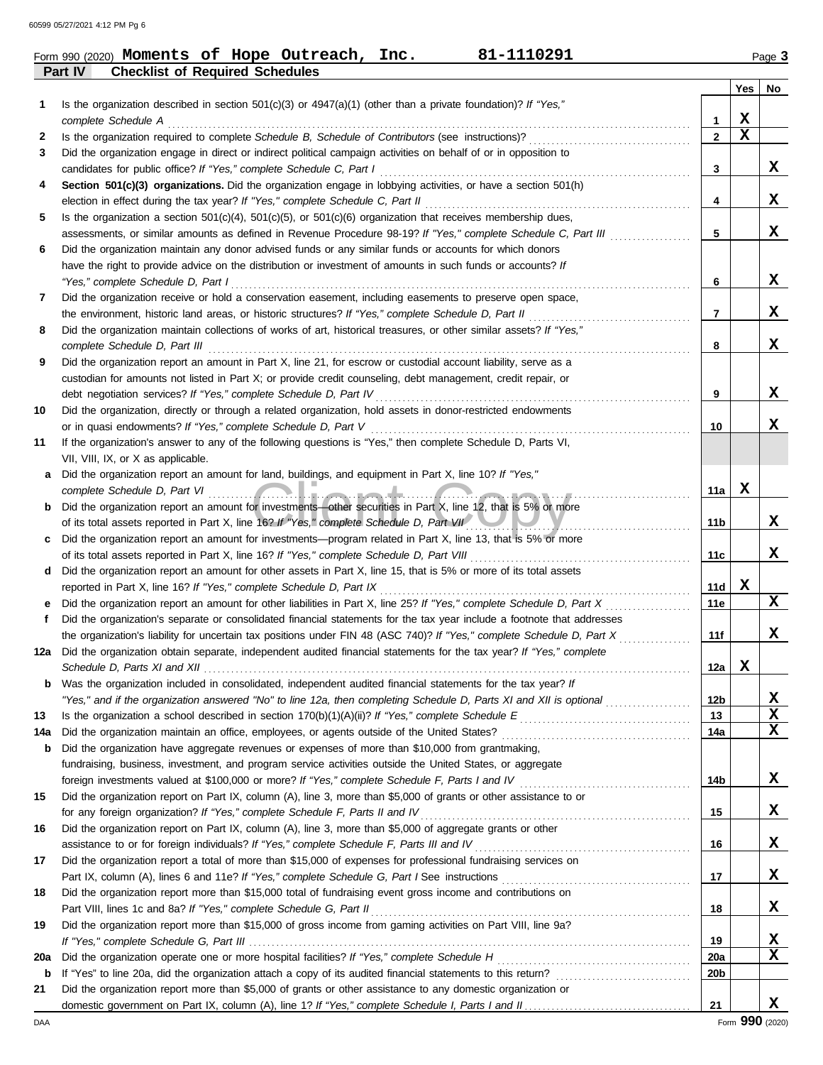Form 990 (2020) **Moments of Hope Outreach, Inc.** **81-1110291** Page **3**

**Part IV Checklist of Required Schedules**

| | | | Yes | No |
|---|---|---|---|---|
| 1 | Is the organization described in section 501(c)(3) or 4947(a)(1) (other than a private foundation)? *If "Yes," complete Schedule A* | 1 | X | |
| 2 | Is the organization required to complete *Schedule B, Schedule of Contributors* (see instructions)? | 2 | X | |
| 3 | Did the organization engage in direct or indirect political campaign activities on behalf of or in opposition to candidates for public office? *If "Yes," complete Schedule C, Part I* | 3 | | X |
| 4 | **Section 501(c)(3) organizations.** Did the organization engage in lobbying activities, or have a section 501(h) election in effect during the tax year? *If "Yes," complete Schedule C, Part II* | 4 | | X |
| 5 | Is the organization a section 501(c)(4), 501(c)(5), or 501(c)(6) organization that receives membership dues, assessments, or similar amounts as defined in Revenue Procedure 98-19? *If "Yes," complete Schedule C, Part III* | 5 | | X |
| 6 | Did the organization maintain any donor advised funds or any similar funds or accounts for which donors have the right to provide advice on the distribution or investment of amounts in such funds or accounts? *If "Yes," complete Schedule D, Part I* | 6 | | X |
| 7 | Did the organization receive or hold a conservation easement, including easements to preserve open space, the environment, historic land areas, or historic structures? *If "Yes," complete Schedule D, Part II* | 7 | | X |
| 8 | Did the organization maintain collections of works of art, historical treasures, or other similar assets? *If "Yes," complete Schedule D, Part III* | 8 | | X |
| 9 | Did the organization report an amount in Part X, line 21, for escrow or custodial account liability, serve as a custodian for amounts not listed in Part X; or provide credit counseling, debt management, credit repair, or debt negotiation services? *If "Yes," complete Schedule D, Part IV* | 9 | | X |
| 10 | Did the organization, directly or through a related organization, hold assets in donor-restricted endowments or in quasi endowments? *If "Yes," complete Schedule D, Part V* | 10 | | X |
| 11 | If the organization's answer to any of the following questions is "Yes," then complete Schedule D, Parts VI, VII, VIII, IX, or X as applicable. | | | |
| a | Did the organization report an amount for land, buildings, and equipment in Part X, line 10? *If "Yes," complete Schedule D, Part VI* | 11a | X | |
| b | Did the organization report an amount for investments—other securities in Part X, line 12, that is 5% or more of its total assets reported in Part X, line 16? *If "Yes," complete Schedule D, Part VII* | 11b | | X |
| c | Did the organization report an amount for investments—program related in Part X, line 13, that is 5% or more of its total assets reported in Part X, line 16? *If "Yes," complete Schedule D, Part VIII* | 11c | | X |
| d | Did the organization report an amount for other assets in Part X, line 15, that is 5% or more of its total assets reported in Part X, line 16? *If "Yes," complete Schedule D, Part IX* | 11d | X | |
| e | Did the organization report an amount for other liabilities in Part X, line 25? *If "Yes," complete Schedule D, Part X* | 11e | | X |
| f | Did the organization's separate or consolidated financial statements for the tax year include a footnote that addresses the organization's liability for uncertain tax positions under FIN 48 (ASC 740)? *If "Yes," complete Schedule D, Part X* | 11f | | X |
| 12a | Did the organization obtain separate, independent audited financial statements for the tax year? *If "Yes," complete Schedule D, Parts XI and XII* | 12a | X | |
| b | Was the organization included in consolidated, independent audited financial statements for the tax year? *If "Yes," and if the organization answered "No" to line 12a, then completing Schedule D, Parts XI and XII is optional* | 12b | | X |
| 13 | Is the organization a school described in section 170(b)(1)(A)(ii)? *If "Yes," complete Schedule E* | 13 | | X |
| 14a | Did the organization maintain an office, employees, or agents outside of the United States? | 14a | | X |
| b | Did the organization have aggregate revenues or expenses of more than $10,000 from grantmaking, fundraising, business, investment, and program service activities outside the United States, or aggregate foreign investments valued at $100,000 or more? *If "Yes," complete Schedule F, Parts I and IV* | 14b | | X |
| 15 | Did the organization report on Part IX, column (A), line 3, more than $5,000 of grants or other assistance to or for any foreign organization? *If "Yes," complete Schedule F, Parts II and IV* | 15 | | X |
| 16 | Did the organization report on Part IX, column (A), line 3, more than $5,000 of aggregate grants or other assistance to or for foreign individuals? *If "Yes," complete Schedule F, Parts III and IV* | 16 | | X |
| 17 | Did the organization report a total of more than $15,000 of expenses for professional fundraising services on Part IX, column (A), lines 6 and 11e? *If "Yes," complete Schedule G, Part I* See instructions | 17 | | X |
| 18 | Did the organization report more than $15,000 total of fundraising event gross income and contributions on Part VIII, lines 1c and 8a? *If "Yes," complete Schedule G, Part II* | 18 | | X |
| 19 | Did the organization report more than $15,000 of gross income from gaming activities on Part VIII, line 9a? *If "Yes," complete Schedule G, Part III* | 19 | | X |
| 20a | Did the organization operate one or more hospital facilities? *If "Yes," complete Schedule H* | 20a | | X |
| b | If "Yes" to line 20a, did the organization attach a copy of its audited financial statements to this return? | 20b | | |
| 21 | Did the organization report more than $5,000 of grants or other assistance to any domestic organization or domestic government on Part IX, column (A), line 1? *If "Yes," complete Schedule I, Parts I and II* | 21 | | X |

Form **990** (2020)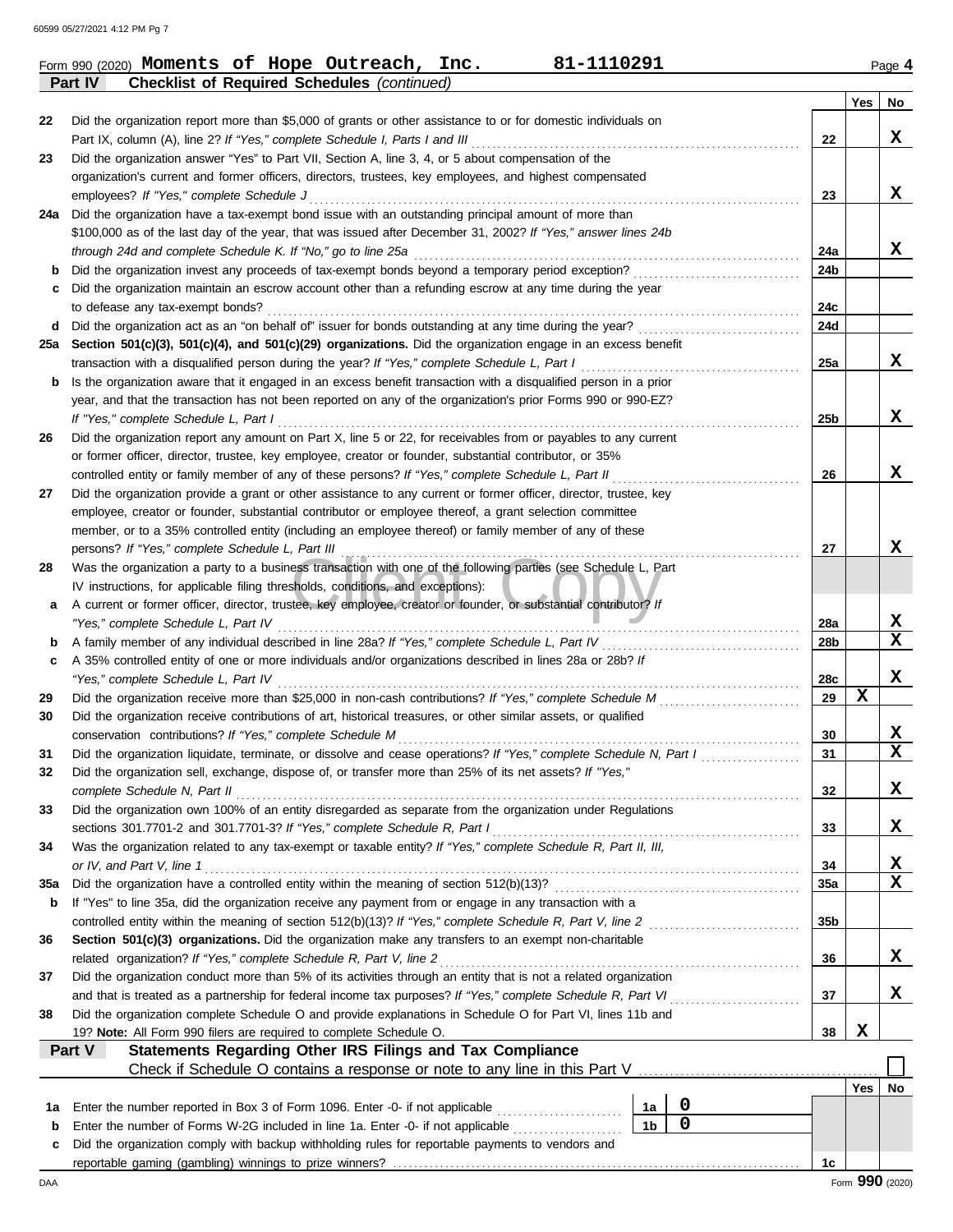Form 990 (2020) **Moments of Hope Outreach, Inc.** **81-1110291** Page **4**

**Part IV** **Checklist of Required Schedules** *(continued)*

| | | | Yes | No |
|---|---|---|---|---|
| 22 | Did the organization report more than $5,000 of grants or other assistance to or for domestic individuals on Part IX, column (A), line 2? *If "Yes," complete Schedule I, Parts I and III* | 22 | | X |
| 23 | Did the organization answer "Yes" to Part VII, Section A, line 3, 4, or 5 about compensation of the organization's current and former officers, directors, trustees, key employees, and highest compensated employees? *If "Yes," complete Schedule J* | 23 | | X |
| 24a | Did the organization have a tax-exempt bond issue with an outstanding principal amount of more than $100,000 as of the last day of the year, that was issued after December 31, 2002? *If "Yes," answer lines 24b through 24d and complete Schedule K. If "No," go to line 25a* | 24a | | X |
| b | Did the organization invest any proceeds of tax-exempt bonds beyond a temporary period exception? | 24b | | |
| c | Did the organization maintain an escrow account other than a refunding escrow at any time during the year to defease any tax-exempt bonds? | 24c | | |
| d | Did the organization act as an "on behalf of" issuer for bonds outstanding at any time during the year? | 24d | | |
| 25a | **Section 501(c)(3), 501(c)(4), and 501(c)(29) organizations.** Did the organization engage in an excess benefit transaction with a disqualified person during the year? *If "Yes," complete Schedule L, Part I* | 25a | | X |
| b | Is the organization aware that it engaged in an excess benefit transaction with a disqualified person in a prior year, and that the transaction has not been reported on any of the organization's prior Forms 990 or 990-EZ? *If "Yes," complete Schedule L, Part I* | 25b | | X |
| 26 | Did the organization report any amount on Part X, line 5 or 22, for receivables from or payables to any current or former officer, director, trustee, key employee, creator or founder, substantial contributor, or 35% controlled entity or family member of any of these persons? *If "Yes," complete Schedule L, Part II* | 26 | | X |
| 27 | Did the organization provide a grant or other assistance to any current or former officer, director, trustee, key employee, creator or founder, substantial contributor or employee thereof, a grant selection committee member, or to a 35% controlled entity (including an employee thereof) or family member of any of these persons? *If "Yes," complete Schedule L, Part III* | 27 | | X |
| 28 | Was the organization a party to a business transaction with one of the following parties (see Schedule L, Part IV instructions, for applicable filing thresholds, conditions, and exceptions): | | | |
| a | A current or former officer, director, trustee, key employee, creator or founder, or substantial contributor? *If "Yes," complete Schedule L, Part IV* | 28a | | X |
| b | A family member of any individual described in line 28a? *If "Yes," complete Schedule L, Part IV* | 28b | | X |
| c | A 35% controlled entity of one or more individuals and/or organizations described in lines 28a or 28b? *If "Yes," complete Schedule L, Part IV* | 28c | | X |
| 29 | Did the organization receive more than $25,000 in non-cash contributions? *If "Yes," complete Schedule M* | 29 | X | |
| 30 | Did the organization receive contributions of art, historical treasures, or other similar assets, or qualified conservation contributions? *If "Yes," complete Schedule M* | 30 | | X |
| 31 | Did the organization liquidate, terminate, or dissolve and cease operations? *If "Yes," complete Schedule N, Part I* | 31 | | X |
| 32 | Did the organization sell, exchange, dispose of, or transfer more than 25% of its net assets? *If "Yes," complete Schedule N, Part II* | 32 | | X |
| 33 | Did the organization own 100% of an entity disregarded as separate from the organization under Regulations sections 301.7701-2 and 301.7701-3? *If "Yes," complete Schedule R, Part I* | 33 | | X |
| 34 | Was the organization related to any tax-exempt or taxable entity? *If "Yes," complete Schedule R, Part II, III, or IV, and Part V, line 1* | 34 | | X |
| 35a | Did the organization have a controlled entity within the meaning of section 512(b)(13)? | 35a | | X |
| b | If "Yes" to line 35a, did the organization receive any payment from or engage in any transaction with a controlled entity within the meaning of section 512(b)(13)? *If "Yes," complete Schedule R, Part V, line 2* | 35b | | |
| 36 | **Section 501(c)(3) organizations.** Did the organization make any transfers to an exempt non-charitable related organization? *If "Yes," complete Schedule R, Part V, line 2* | 36 | | X |
| 37 | Did the organization conduct more than 5% of its activities through an entity that is not a related organization and that is treated as a partnership for federal income tax purposes? *If "Yes," complete Schedule R, Part VI* | 37 | | X |
| 38 | Did the organization complete Schedule O and provide explanations in Schedule O for Part VI, lines 11b and 19? **Note:** All Form 990 filers are required to complete Schedule O. | 38 | X | |

**Part V** **Statements Regarding Other IRS Filings and Tax Compliance**

Check if Schedule O contains a response or note to any line in this Part V ☐

| | | | | | Yes | No |
|---|---|---|---|---|---|---|
| 1a | Enter the number reported in Box 3 of Form 1096. Enter -0- if not applicable | 1a | 0 | | | |
| b | Enter the number of Forms W-2G included in line 1a. Enter -0- if not applicable | 1b | 0 | | | |
| c | Did the organization comply with backup withholding rules for reportable payments to vendors and reportable gaming (gambling) winnings to prize winners? | | | 1c | | |

Form **990** (2020)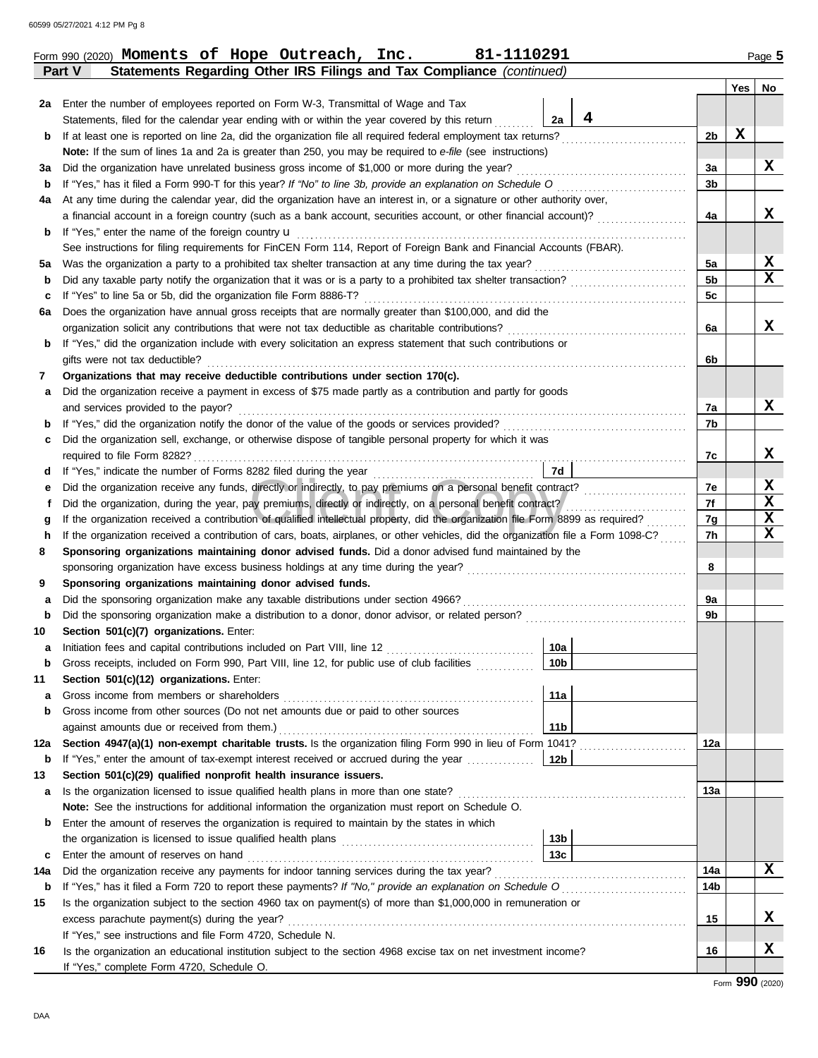Form 990 (2020) **Moments of Hope Outreach, Inc. 81-1110291** Page **5**

**Part V Statements Regarding Other IRS Filings and Tax Compliance** *(continued)*

| | | | | Yes | No |
|---|---|---|---|---|---|
| **2a** | Enter the number of employees reported on Form W-3, Transmittal of Wage and Tax Statements, filed for the calendar year ending with or within the year covered by this return | 2a: **4** | | | |
| **b** | If at least one is reported on line 2a, did the organization file all required federal employment tax returns? | | 2b | X | |
| | **Note:** If the sum of lines 1a and 2a is greater than 250, you may be required to *e-file* (see instructions) | | | | |
| **3a** | Did the organization have unrelated business gross income of $1,000 or more during the year? | | 3a | | X |
| **b** | If "Yes," has it filed a Form 990-T for this year? *If "No" to line 3b, provide an explanation on Schedule O* | | 3b | | |
| **4a** | At any time during the calendar year, did the organization have an interest in, or a signature or other authority over, a financial account in a foreign country (such as a bank account, securities account, or other financial account)? | | 4a | | X |
| **b** | If "Yes," enter the name of the foreign country u | | | | |
| | See instructions for filing requirements for FinCEN Form 114, Report of Foreign Bank and Financial Accounts (FBAR). | | | | |
| **5a** | Was the organization a party to a prohibited tax shelter transaction at any time during the tax year? | | 5a | | X |
| **b** | Did any taxable party notify the organization that it was or is a party to a prohibited tax shelter transaction? | | 5b | | X |
| **c** | If "Yes" to line 5a or 5b, did the organization file Form 8886-T? | | 5c | | |
| **6a** | Does the organization have annual gross receipts that are normally greater than $100,000, and did the organization solicit any contributions that were not tax deductible as charitable contributions? | | 6a | | X |
| **b** | If "Yes," did the organization include with every solicitation an express statement that such contributions or gifts were not tax deductible? | | 6b | | |
| **7** | **Organizations that may receive deductible contributions under section 170(c).** | | | | |
| **a** | Did the organization receive a payment in excess of $75 made partly as a contribution and partly for goods and services provided to the payor? | | 7a | | X |
| **b** | If "Yes," did the organization notify the donor of the value of the goods or services provided? | | 7b | | |
| **c** | Did the organization sell, exchange, or otherwise dispose of tangible personal property for which it was required to file Form 8282? | | 7c | | X |
| **d** | If "Yes," indicate the number of Forms 8282 filed during the year | 7d | | | |
| **e** | Did the organization receive any funds, directly or indirectly, to pay premiums on a personal benefit contract? | | 7e | | X |
| **f** | Did the organization, during the year, pay premiums, directly or indirectly, on a personal benefit contract? | | 7f | | X |
| **g** | If the organization received a contribution of qualified intellectual property, did the organization file Form 8899 as required? | | 7g | | X |
| **h** | If the organization received a contribution of cars, boats, airplanes, or other vehicles, did the organization file a Form 1098-C? | | 7h | | X |
| **8** | **Sponsoring organizations maintaining donor advised funds.** Did a donor advised fund maintained by the sponsoring organization have excess business holdings at any time during the year? | | 8 | | |
| **9** | **Sponsoring organizations maintaining donor advised funds.** | | | | |
| **a** | Did the sponsoring organization make any taxable distributions under section 4966? | | 9a | | |
| **b** | Did the sponsoring organization make a distribution to a donor, donor advisor, or related person? | | 9b | | |
| **10** | **Section 501(c)(7) organizations.** Enter: | | | | |
| **a** | Initiation fees and capital contributions included on Part VIII, line 12 | 10a | | | |
| **b** | Gross receipts, included on Form 990, Part VIII, line 12, for public use of club facilities | 10b | | | |
| **11** | **Section 501(c)(12) organizations.** Enter: | | | | |
| **a** | Gross income from members or shareholders | 11a | | | |
| **b** | Gross income from other sources (Do not net amounts due or paid to other sources against amounts due or received from them.) | 11b | | | |
| **12a** | **Section 4947(a)(1) non-exempt charitable trusts.** Is the organization filing Form 990 in lieu of Form 1041? | | 12a | | |
| **b** | If "Yes," enter the amount of tax-exempt interest received or accrued during the year | 12b | | | |
| **13** | **Section 501(c)(29) qualified nonprofit health insurance issuers.** | | | | |
| **a** | Is the organization licensed to issue qualified health plans in more than one state? | | 13a | | |
| | **Note:** See the instructions for additional information the organization must report on Schedule O. | | | | |
| **b** | Enter the amount of reserves the organization is required to maintain by the states in which the organization is licensed to issue qualified health plans | 13b | | | |
| **c** | Enter the amount of reserves on hand | 13c | | | |
| **14a** | Did the organization receive any payments for indoor tanning services during the tax year? | | 14a | | X |
| **b** | If "Yes," has it filed a Form 720 to report these payments? *If "No," provide an explanation on Schedule O* | | 14b | | |
| **15** | Is the organization subject to the section 4960 tax on payment(s) of more than $1,000,000 in remuneration or excess parachute payment(s) during the year? If "Yes," see instructions and file Form 4720, Schedule N. | | 15 | | X |
| **16** | Is the organization an educational institution subject to the section 4968 excise tax on net investment income? If "Yes," complete Form 4720, Schedule O. | | 16 | | X |

Form **990** (2020)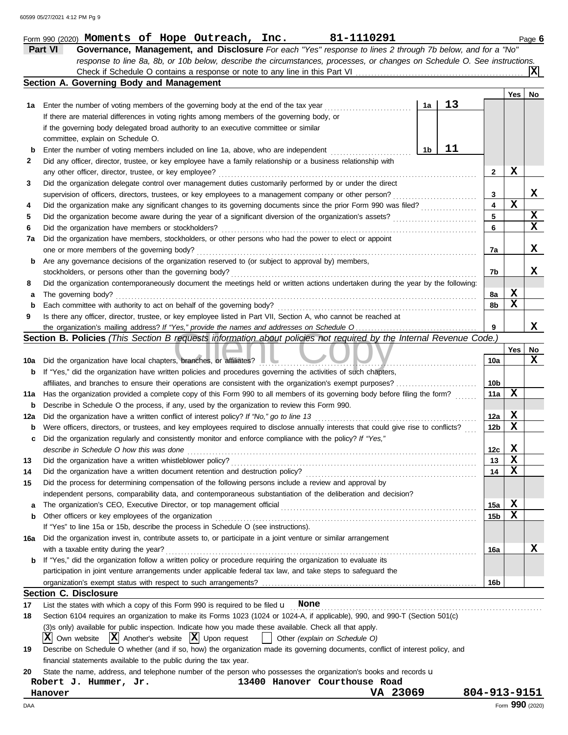Form 990 (2020) **Moments of Hope Outreach, Inc. 81-1110291** Page **6**

## Part VI Governance, Management, and Disclosure

*For each "Yes" response to lines 2 through 7b below, and for a "No" response to line 8a, 8b, or 10b below, describe the circumstances, processes, or changes on Schedule O. See instructions.*

Check if Schedule O contains a response or note to any line in this Part VI . . . . . . [X]

### Section A. Governing Body and Management

| | | | | Yes | No |
|---|---|---|---|---|---|
| **1a** | Enter the number of voting members of the governing body at the end of the tax year. If there are material differences in voting rights among members of the governing body, or if the governing body delegated broad authority to an executive committee or similar committee, explain on Schedule O. | 1a: **13** | | | |
| **b** | Enter the number of voting members included on line 1a, above, who are independent | 1b: **11** | | | |
| **2** | Did any officer, director, trustee, or key employee have a family relationship or a business relationship with any other officer, director, trustee, or key employee? | | 2 | X | |
| **3** | Did the organization delegate control over management duties customarily performed by or under the direct supervision of officers, directors, trustees, or key employees to a management company or other person? | | 3 | | X |
| **4** | Did the organization make any significant changes to its governing documents since the prior Form 990 was filed? | | 4 | X | |
| **5** | Did the organization become aware during the year of a significant diversion of the organization's assets? | | 5 | | X |
| **6** | Did the organization have members or stockholders? | | 6 | | X |
| **7a** | Did the organization have members, stockholders, or other persons who had the power to elect or appoint one or more members of the governing body? | | 7a | | X |
| **b** | Are any governance decisions of the organization reserved to (or subject to approval by) members, stockholders, or persons other than the governing body? | | 7b | | X |
| **8** | Did the organization contemporaneously document the meetings held or written actions undertaken during the year by the following: | | | | |
| **a** | The governing body? | | 8a | X | |
| **b** | Each committee with authority to act on behalf of the governing body? | | 8b | X | |
| **9** | Is there any officer, director, trustee, or key employee listed in Part VII, Section A, who cannot be reached at the organization's mailing address? *If "Yes," provide the names and addresses on Schedule O* | | 9 | | X |

### Section B. Policies *(This Section B requests information about policies not required by the Internal Revenue Code.)*

| | | | Yes | No |
|---|---|---|---|---|
| **10a** | Did the organization have local chapters, branches, or affiliates? | 10a | | X |
| **b** | If "Yes," did the organization have written policies and procedures governing the activities of such chapters, affiliates, and branches to ensure their operations are consistent with the organization's exempt purposes? | 10b | | |
| **11a** | Has the organization provided a complete copy of this Form 990 to all members of its governing body before filing the form? | 11a | X | |
| **b** | Describe in Schedule O the process, if any, used by the organization to review this Form 990. | | | |
| **12a** | Did the organization have a written conflict of interest policy? *If "No," go to line 13* | 12a | X | |
| **b** | Were officers, directors, or trustees, and key employees required to disclose annually interests that could give rise to conflicts? | 12b | X | |
| **c** | Did the organization regularly and consistently monitor and enforce compliance with the policy? *If "Yes," describe in Schedule O how this was done* | 12c | X | |
| **13** | Did the organization have a written whistleblower policy? | 13 | X | |
| **14** | Did the organization have a written document retention and destruction policy? | 14 | X | |
| **15** | Did the process for determining compensation of the following persons include a review and approval by independent persons, comparability data, and contemporaneous substantiation of the deliberation and decision? | | | |
| **a** | The organization's CEO, Executive Director, or top management official | 15a | X | |
| **b** | Other officers or key employees of the organization | 15b | X | |
| | If "Yes" to line 15a or 15b, describe the process in Schedule O (see instructions). | | | |
| **16a** | Did the organization invest in, contribute assets to, or participate in a joint venture or similar arrangement with a taxable entity during the year? | 16a | | X |
| **b** | If "Yes," did the organization follow a written policy or procedure requiring the organization to evaluate its participation in joint venture arrangements under applicable federal tax law, and take steps to safeguard the organization's exempt status with respect to such arrangements? | 16b | | |

### Section C. Disclosure

**17** List the states with which a copy of this Form 990 is required to be filed **None**

**18** Section 6104 requires an organization to make its Forms 1023 (1024 or 1024-A, if applicable), 990, and 990-T (Section 501(c)(3)s only) available for public inspection. Indicate how you made these available. Check all that apply.

[X] Own website [X] Another's website [X] Upon request [ ] Other *(explain on Schedule O)*

**19** Describe on Schedule O whether (and if so, how) the organization made its governing documents, conflict of interest policy, and financial statements available to the public during the tax year.

**20** State the name, address, and telephone number of the person who possesses the organization's books and records

**Robert J. Hummer, Jr. 13400 Hanover Courthouse Road**
**Hanover VA 23069 804-913-9151**

Form **990** (2020)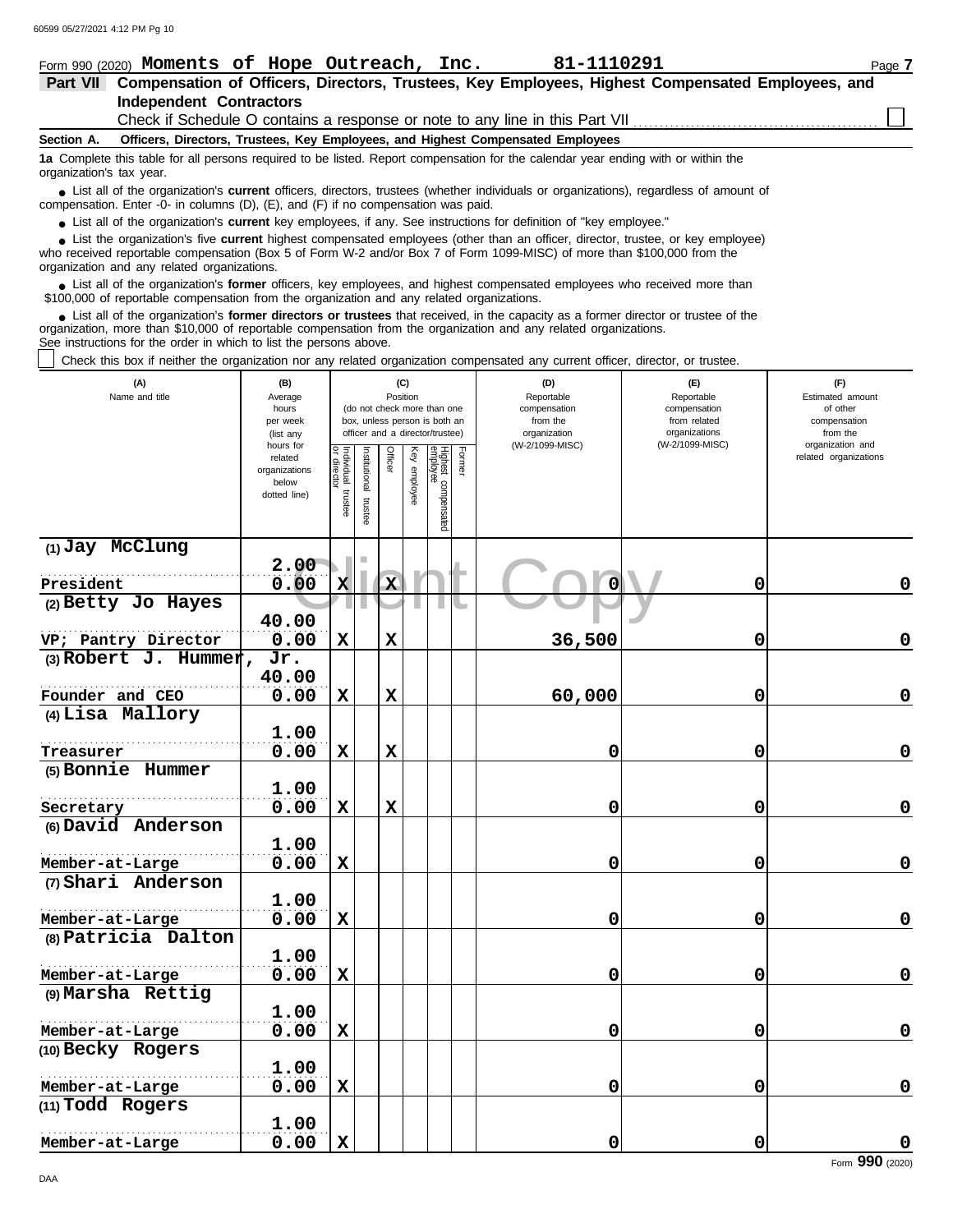Form 990 (2020) **Moments of Hope Outreach, Inc.** **81-1110291** Page **7**

## Part VII Compensation of Officers, Directors, Trustees, Key Employees, Highest Compensated Employees, and Independent Contractors

Check if Schedule O contains a response or note to any line in this Part VII ☐

**Section A. Officers, Directors, Trustees, Key Employees, and Highest Compensated Employees**

**1a** Complete this table for all persons required to be listed. Report compensation for the calendar year ending with or within the organization's tax year.

- List all of the organization's **current** officers, directors, trustees (whether individuals or organizations), regardless of amount of compensation. Enter -0- in columns (D), (E), and (F) if no compensation was paid.
- List all of the organization's **current** key employees, if any. See instructions for definition of "key employee."
- List the organization's five **current** highest compensated employees (other than an officer, director, trustee, or key employee) who received reportable compensation (Box 5 of Form W-2 and/or Box 7 of Form 1099-MISC) of more than $100,000 from the organization and any related organizations.
- List all of the organization's **former** officers, key employees, and highest compensated employees who received more than $100,000 of reportable compensation from the organization and any related organizations.
- List all of the organization's **former directors or trustees** that received, in the capacity as a former director or trustee of the organization, more than $10,000 of reportable compensation from the organization and any related organizations.

See instructions for the order in which to list the persons above.

☐ Check this box if neither the organization nor any related organization compensated any current officer, director, or trustee.

| (A) Name and title | (B) Average hours per week (list any hours for related organizations below dotted line) | (C) Position: Individual trustee or director | Institutional trustee | Officer | Key employee | Highest compensated employee | Former | (D) Reportable compensation from the organization (W-2/1099-MISC) | (E) Reportable compensation from related organizations (W-2/1099-MISC) | (F) Estimated amount of other compensation from the organization and related organizations |
|---|---|---|---|---|---|---|---|---|---|---|
| (1) Jay McClung<br>President | 2.00<br>0.00 | X | | X | | | | 0 | 0 | 0 |
| (2) Betty Jo Hayes<br>VP; Pantry Director | 40.00<br>0.00 | X | | X | | | | 36,500 | 0 | 0 |
| (3) Robert J. Hummer, Jr.<br>Founder and CEO | 40.00<br>0.00 | X | | X | | | | 60,000 | 0 | 0 |
| (4) Lisa Mallory<br>Treasurer | 1.00<br>0.00 | X | | X | | | | 0 | 0 | 0 |
| (5) Bonnie Hummer<br>Secretary | 1.00<br>0.00 | X | | X | | | | 0 | 0 | 0 |
| (6) David Anderson<br>Member-at-Large | 1.00<br>0.00 | X | | | | | | 0 | 0 | 0 |
| (7) Shari Anderson<br>Member-at-Large | 1.00<br>0.00 | X | | | | | | 0 | 0 | 0 |
| (8) Patricia Dalton<br>Member-at-Large | 1.00<br>0.00 | X | | | | | | 0 | 0 | 0 |
| (9) Marsha Rettig<br>Member-at-Large | 1.00<br>0.00 | X | | | | | | 0 | 0 | 0 |
| (10) Becky Rogers<br>Member-at-Large | 1.00<br>0.00 | X | | | | | | 0 | 0 | 0 |
| (11) Todd Rogers<br>Member-at-Large | 1.00<br>0.00 | X | | | | | | 0 | 0 | 0 |

Form **990** (2020)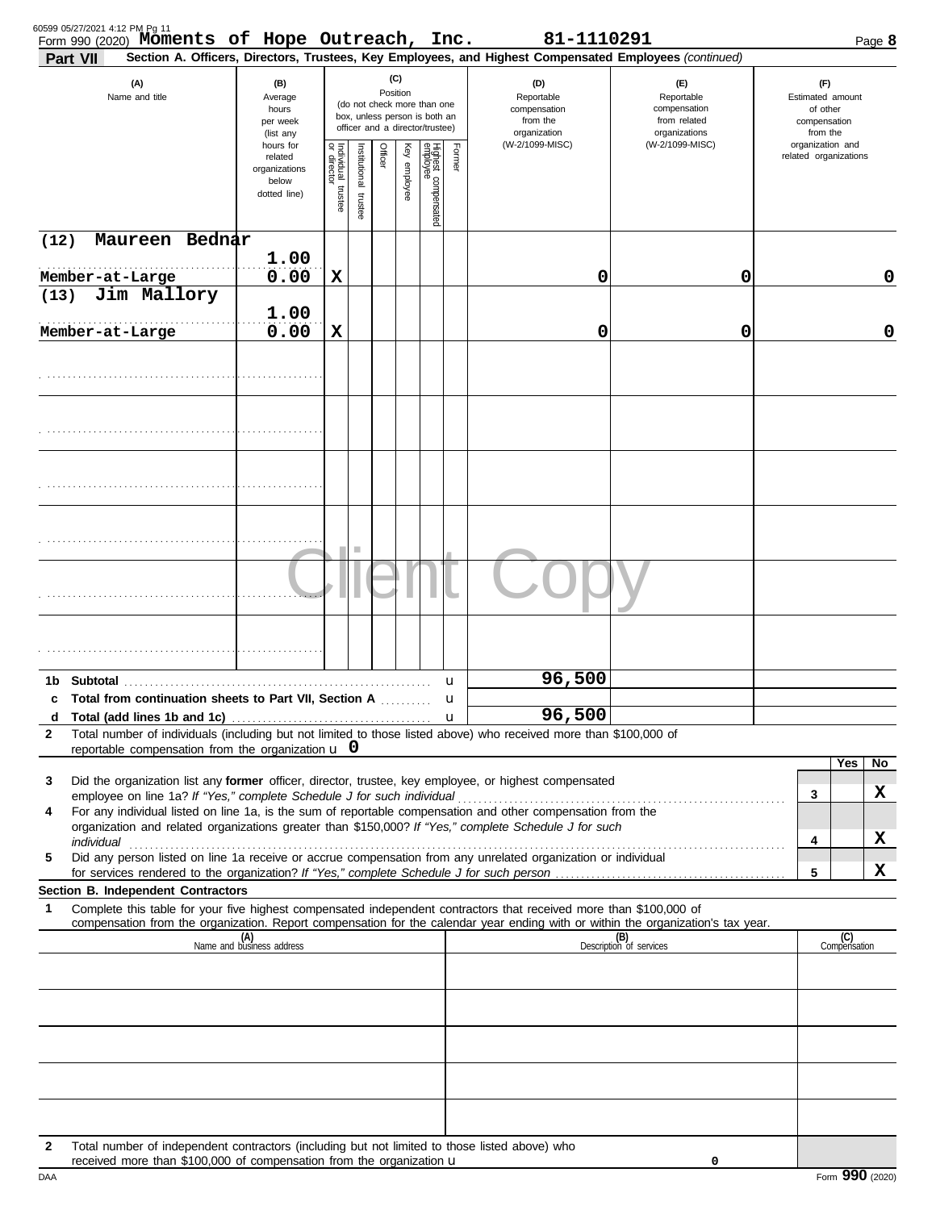Form 990 (2020) **Moments of Hope Outreach, Inc.** **81-1110291** Page **8**

**Part VII** **Section A. Officers, Directors, Trustees, Key Employees, and Highest Compensated Employees** *(continued)*

| (A) Name and title | (B) Average hours per week (list any hours for related organizations below dotted line) | (C) Position: Individual trustee or director | Institutional trustee | Officer | Key employee | Highest compensated employee | Former | (D) Reportable compensation from the organization (W-2/1099-MISC) | (E) Reportable compensation from related organizations (W-2/1099-MISC) | (F) Estimated amount of other compensation from the organization and related organizations |
|---|---|---|---|---|---|---|---|---|---|---|
| (12) Maureen Bednar<br>Member-at-Large | 1.00<br>0.00 | X | | | | | | 0 | 0 | 0 |
| (13) Jim Mallory<br>Member-at-Large | 1.00<br>0.00 | X | | | | | | 0 | 0 | 0 |
| | | | | | | | | | | |
| | | | | | | | | | | |
| | | | | | | | | | | |
| | | | | | | | | | | |
| | | | | | | | | | | |
| | | | | | | | | | | |

| | | (D) | (E) | (F) |
|---|---|---|---|---|
| **1b** | **Subtotal** | 96,500 | | |
| **c** | **Total from continuation sheets to Part VII, Section A** | | | |
| **d** | **Total (add lines 1b and 1c)** | 96,500 | | |

**2** Total number of individuals (including but not limited to those listed above) who received more than $100,000 of reportable compensation from the organization **0**

| | | | Yes | No |
|---|---|---|---|---|
| **3** | Did the organization list any **former** officer, director, trustee, key employee, or highest compensated employee on line 1a? *If "Yes," complete Schedule J for such individual* | 3 | | X |
| **4** | For any individual listed on line 1a, is the sum of reportable compensation and other compensation from the organization and related organizations greater than $150,000? *If "Yes," complete Schedule J for such individual* | 4 | | X |
| **5** | Did any person listed on line 1a receive or accrue compensation from any unrelated organization or individual for services rendered to the organization? *If "Yes," complete Schedule J for such person* | 5 | | X |

**Section B. Independent Contractors**

**1** Complete this table for your five highest compensated independent contractors that received more than $100,000 of compensation from the organization. Report compensation for the calendar year ending with or within the organization's tax year.

| (A) Name and business address | (B) Description of services | (C) Compensation |
|---|---|---|
| | | |
| | | |
| | | |
| | | |
| | | |

**2** Total number of independent contractors (including but not limited to those listed above) who received more than $100,000 of compensation from the organization **0**

Form **990** (2020)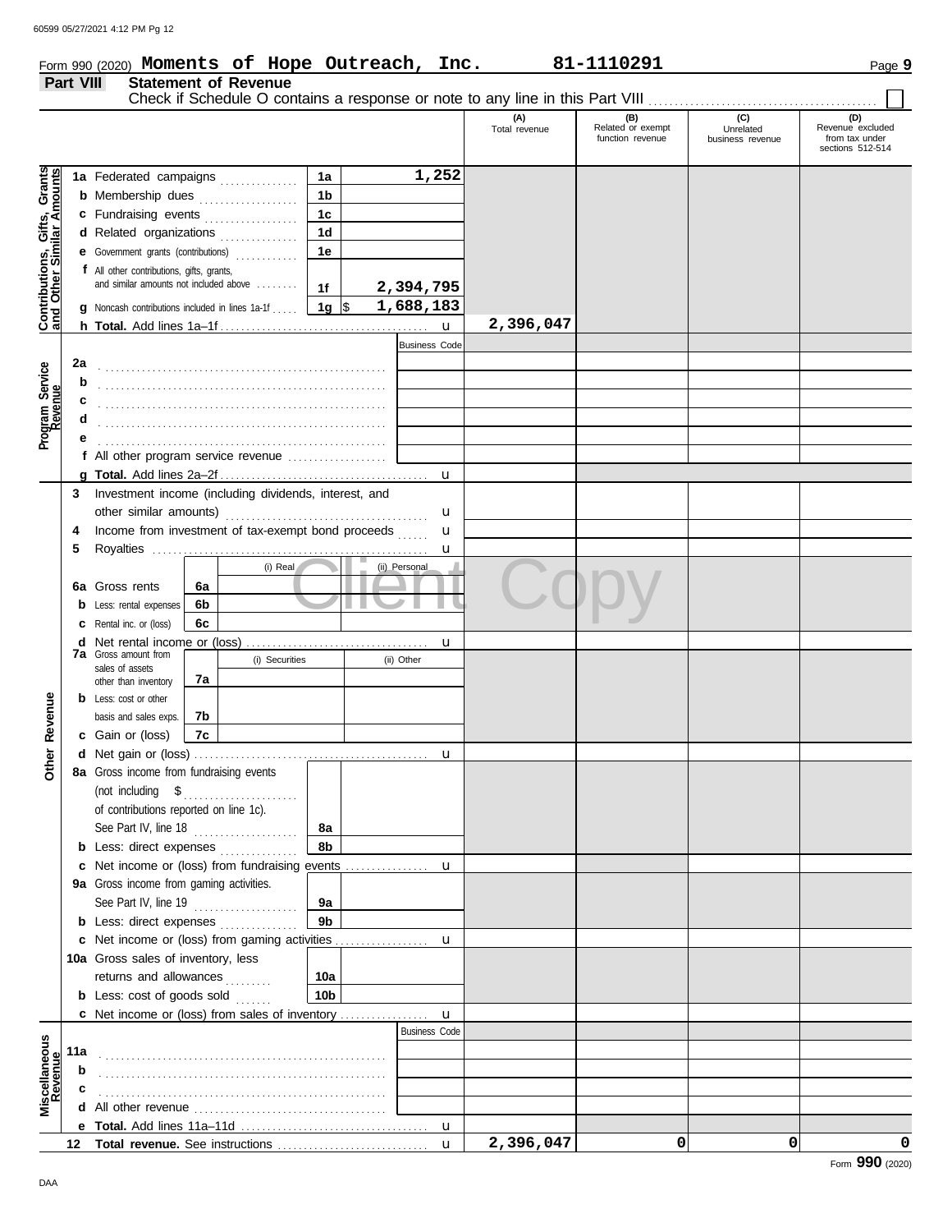Form 990 (2020) **Moments of Hope Outreach, Inc.** **81-1110291** Page **9**

## Part VIII Statement of Revenue

Check if Schedule O contains a response or note to any line in this Part VIII ☐

| | | | | | (A) Total revenue | (B) Related or exempt function revenue | (C) Unrelated business revenue | (D) Revenue excluded from tax under sections 512-514 |
|---|---|---|---|---|---|---|---|---|
| **Contributions, Gifts, Grants and Other Similar Amounts** | 1a | Federated campaigns | 1a | 1,252 | | | | |
| | b | Membership dues | 1b | | | | | |
| | c | Fundraising events | 1c | | | | | |
| | d | Related organizations | 1d | | | | | |
| | e | Government grants (contributions) | 1e | | | | | |
| | f | All other contributions, gifts, grants, and similar amounts not included above | 1f | 2,394,795 | | | | |
| | g | Noncash contributions included in lines 1a-1f | 1g | $ 1,688,183 | | | | |
| | h | **Total.** Add lines 1a–1f | | | 2,396,047 | | | |
| **Program Service Revenue** | | | | Business Code | | | | |
| | 2a | | | | | | | |
| | b | | | | | | | |
| | c | | | | | | | |
| | d | | | | | | | |
| | e | | | | | | | |
| | f | All other program service revenue | | | | | | |
| | g | **Total.** Add lines 2a–2f | | | | | | |
| **Other Revenue** | 3 | Investment income (including dividends, interest, and other similar amounts) | | | | | | |
| | 4 | Income from investment of tax-exempt bond proceeds | | | | | | |
| | 5 | Royalties | | | | | | |
| | | | (i) Real | (ii) Personal | | | | |
| | 6a | Gross rents | 6a | | | | | |
| | b | Less: rental expenses | 6b | | | | | |
| | c | Rental inc. or (loss) | 6c | | | | | |
| | d | Net rental income or (loss) | | | | | | |
| | | | (i) Securities | (ii) Other | | | | |
| | 7a | Gross amount from sales of assets other than inventory | 7a | | | | | |
| | b | Less: cost or other basis and sales exps. | 7b | | | | | |
| | c | Gain or (loss) | 7c | | | | | |
| | d | Net gain or (loss) | | | | | | |
| | 8a | Gross income from fundraising events (not including $ of contributions reported on line 1c). See Part IV, line 18 | 8a | | | | | |
| | b | Less: direct expenses | 8b | | | | | |
| | c | Net income or (loss) from fundraising events | | | | | | |
| | 9a | Gross income from gaming activities. See Part IV, line 19 | 9a | | | | | |
| | b | Less: direct expenses | 9b | | | | | |
| | c | Net income or (loss) from gaming activities | | | | | | |
| | 10a | Gross sales of inventory, less returns and allowances | 10a | | | | | |
| | b | Less: cost of goods sold | 10b | | | | | |
| | c | Net income or (loss) from sales of inventory | | | | | | |
| **Miscellaneous Revenue** | | | | Business Code | | | | |
| | 11a | | | | | | | |
| | b | | | | | | | |
| | c | | | | | | | |
| | d | All other revenue | | | | | | |
| | e | **Total.** Add lines 11a–11d | | | | | | |
| | 12 | **Total revenue.** See instructions | | | 2,396,047 | 0 | 0 | 0 |

Form **990** (2020)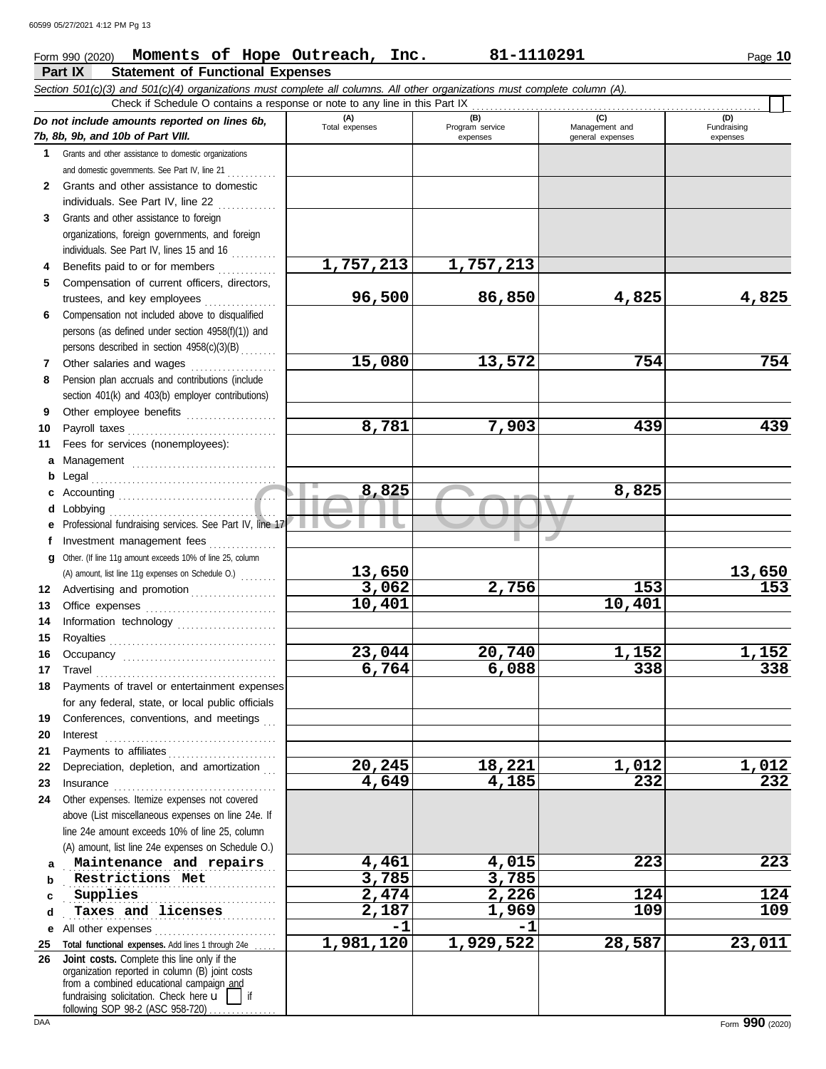Form 990 (2020) **Moments of Hope Outreach, Inc.** **81-1110291** Page **10**

## Part IX Statement of Functional Expenses

*Section 501(c)(3) and 501(c)(4) organizations must complete all columns. All other organizations must complete column (A).*

Check if Schedule O contains a response or note to any line in this Part IX ☐

| *Do not include amounts reported on lines 6b, 7b, 8b, 9b, and 10b of Part VIII.* | (A) Total expenses | (B) Program service expenses | (C) Management and general expenses | (D) Fundraising expenses |
|---|---|---|---|---|
| **1** Grants and other assistance to domestic organizations and domestic governments. See Part IV, line 21 | | | | |
| **2** Grants and other assistance to domestic individuals. See Part IV, line 22 | | | | |
| **3** Grants and other assistance to foreign organizations, foreign governments, and foreign individuals. See Part IV, lines 15 and 16 | | | | |
| **4** Benefits paid to or for members | 1,757,213 | 1,757,213 | | |
| **5** Compensation of current officers, directors, trustees, and key employees | 96,500 | 86,850 | 4,825 | 4,825 |
| **6** Compensation not included above to disqualified persons (as defined under section 4958(f)(1)) and persons described in section 4958(c)(3)(B) | | | | |
| **7** Other salaries and wages | 15,080 | 13,572 | 754 | 754 |
| **8** Pension plan accruals and contributions (include section 401(k) and 403(b) employer contributions) | | | | |
| **9** Other employee benefits | | | | |
| **10** Payroll taxes | 8,781 | 7,903 | 439 | 439 |
| **11** Fees for services (nonemployees): | | | | |
| **a** Management | | | | |
| **b** Legal | | | | |
| **c** Accounting | 8,825 | | 8,825 | |
| **d** Lobbying | | | | |
| **e** Professional fundraising services. See Part IV, line 17 | | | | |
| **f** Investment management fees | | | | |
| **g** Other. (If line 11g amount exceeds 10% of line 25, column (A) amount, list line 11g expenses on Schedule O.) | 13,650 | | | 13,650 |
| **12** Advertising and promotion | 3,062 | 2,756 | 153 | 153 |
| **13** Office expenses | 10,401 | | 10,401 | |
| **14** Information technology | | | | |
| **15** Royalties | | | | |
| **16** Occupancy | 23,044 | 20,740 | 1,152 | 1,152 |
| **17** Travel | 6,764 | 6,088 | 338 | 338 |
| **18** Payments of travel or entertainment expenses for any federal, state, or local public officials | | | | |
| **19** Conferences, conventions, and meetings | | | | |
| **20** Interest | | | | |
| **21** Payments to affiliates | | | | |
| **22** Depreciation, depletion, and amortization | 20,245 | 18,221 | 1,012 | 1,012 |
| **23** Insurance | 4,649 | 4,185 | 232 | 232 |
| **24** Other expenses. Itemize expenses not covered above (List miscellaneous expenses on line 24e. If line 24e amount exceeds 10% of line 25, column (A) amount, list line 24e expenses on Schedule O.) | | | | |
| **a** Maintenance and repairs | 4,461 | 4,015 | 223 | 223 |
| **b** Restrictions Met | 3,785 | 3,785 | | |
| **c** Supplies | 2,474 | 2,226 | 124 | 124 |
| **d** Taxes and licenses | 2,187 | 1,969 | 109 | 109 |
| **e** All other expenses | -1 | -1 | | |
| **25 Total functional expenses.** Add lines 1 through 24e | 1,981,120 | 1,929,522 | 28,587 | 23,011 |
| **26 Joint costs.** Complete this line only if the organization reported in column (B) joint costs from a combined educational campaign and fundraising solicitation. Check here ☐ if following SOP 98-2 (ASC 958-720) | | | | |

Form **990** (2020)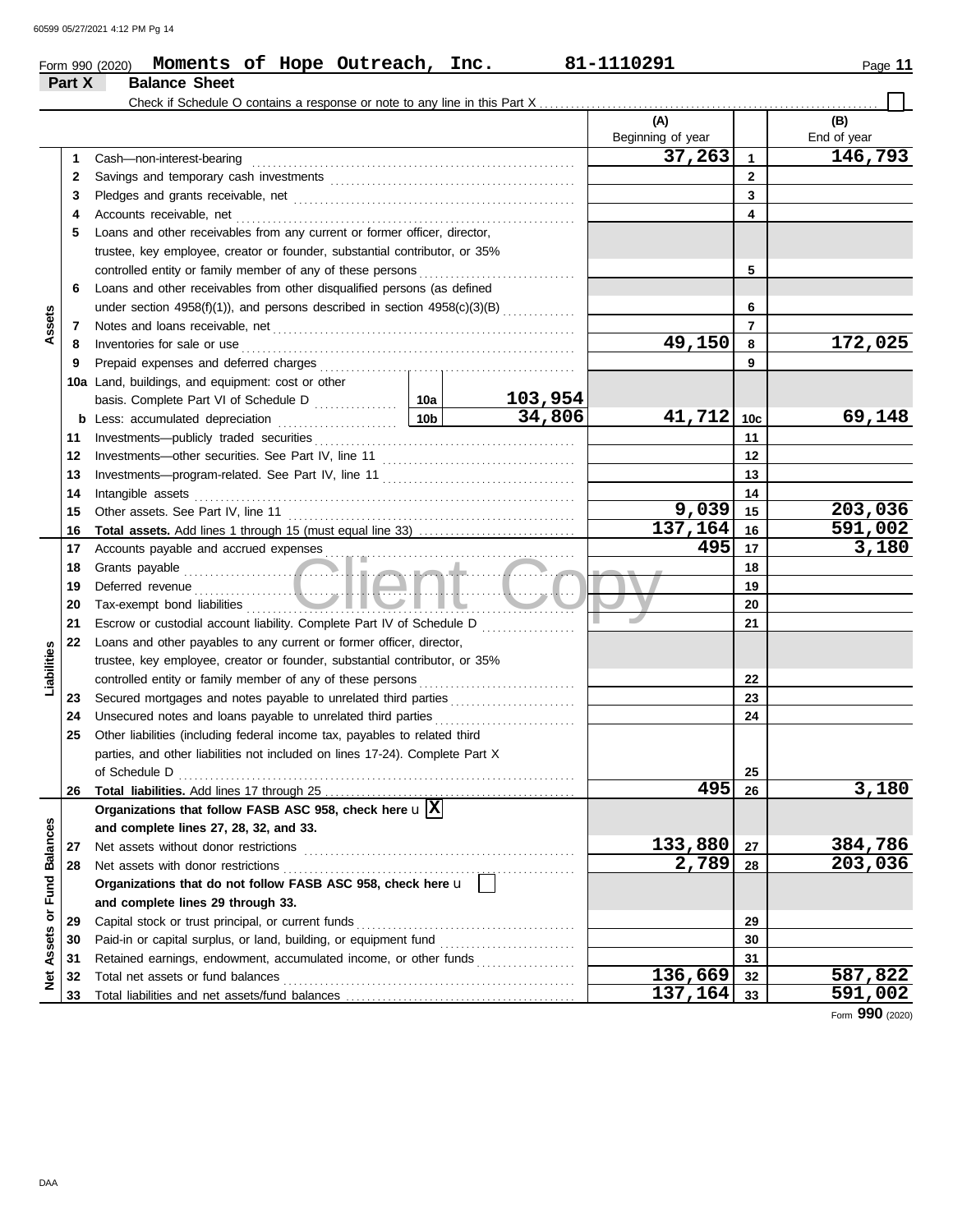Form 990 (2020) **Moments of Hope Outreach, Inc.** **81-1110291**

## Part X Balance Sheet

Check if Schedule O contains a response or note to any line in this Part X ☐

| | | | | (A) Beginning of year | | (B) End of year |
|---|---|---|---|---|---|---|
| **Assets** | 1 | Cash—non-interest-bearing | | 37,263 | 1 | 146,793 |
| | 2 | Savings and temporary cash investments | | | 2 | |
| | 3 | Pledges and grants receivable, net | | | 3 | |
| | 4 | Accounts receivable, net | | | 4 | |
| | 5 | Loans and other receivables from any current or former officer, director, trustee, key employee, creator or founder, substantial contributor, or 35% controlled entity or family member of any of these persons | | | 5 | |
| | 6 | Loans and other receivables from other disqualified persons (as defined under section 4958(f)(1)), and persons described in section 4958(c)(3)(B) | | | 6 | |
| | 7 | Notes and loans receivable, net | | | 7 | |
| | 8 | Inventories for sale or use | | 49,150 | 8 | 172,025 |
| | 9 | Prepaid expenses and deferred charges | | | 9 | |
| | 10a | Land, buildings, and equipment: cost or other basis. Complete Part VI of Schedule D | 10a 103,954 | | | |
| | b | Less: accumulated depreciation | 10b 34,806 | 41,712 | 10c | 69,148 |
| | 11 | Investments—publicly traded securities | | | 11 | |
| | 12 | Investments—other securities. See Part IV, line 11 | | | 12 | |
| | 13 | Investments—program-related. See Part IV, line 11 | | | 13 | |
| | 14 | Intangible assets | | | 14 | |
| | 15 | Other assets. See Part IV, line 11 | | 9,039 | 15 | 203,036 |
| | 16 | **Total assets.** Add lines 1 through 15 (must equal line 33) | | 137,164 | 16 | 591,002 |
| **Liabilities** | 17 | Accounts payable and accrued expenses | | 495 | 17 | 3,180 |
| | 18 | Grants payable | | | 18 | |
| | 19 | Deferred revenue | | | 19 | |
| | 20 | Tax-exempt bond liabilities | | | 20 | |
| | 21 | Escrow or custodial account liability. Complete Part IV of Schedule D | | | 21 | |
| | 22 | Loans and other payables to any current or former officer, director, trustee, key employee, creator or founder, substantial contributor, or 35% controlled entity or family member of any of these persons | | | 22 | |
| | 23 | Secured mortgages and notes payable to unrelated third parties | | | 23 | |
| | 24 | Unsecured notes and loans payable to unrelated third parties | | | 24 | |
| | 25 | Other liabilities (including federal income tax, payables to related third parties, and other liabilities not included on lines 17-24). Complete Part X of Schedule D | | | 25 | |
| | 26 | **Total liabilities.** Add lines 17 through 25 | | 495 | 26 | 3,180 |
| **Net Assets or Fund Balances** | | **Organizations that follow FASB ASC 958, check here** ☒ **and complete lines 27, 28, 32, and 33.** | | | | |
| | 27 | Net assets without donor restrictions | | 133,880 | 27 | 384,786 |
| | 28 | Net assets with donor restrictions | | 2,789 | 28 | 203,036 |
| | | **Organizations that do not follow FASB ASC 958, check here** ☐ **and complete lines 29 through 33.** | | | | |
| | 29 | Capital stock or trust principal, or current funds | | | 29 | |
| | 30 | Paid-in or capital surplus, or land, building, or equipment fund | | | 30 | |
| | 31 | Retained earnings, endowment, accumulated income, or other funds | | | 31 | |
| | 32 | Total net assets or fund balances | | 136,669 | 32 | 587,822 |
| | 33 | Total liabilities and net assets/fund balances | | 137,164 | 33 | 591,002 |

Form **990** (2020)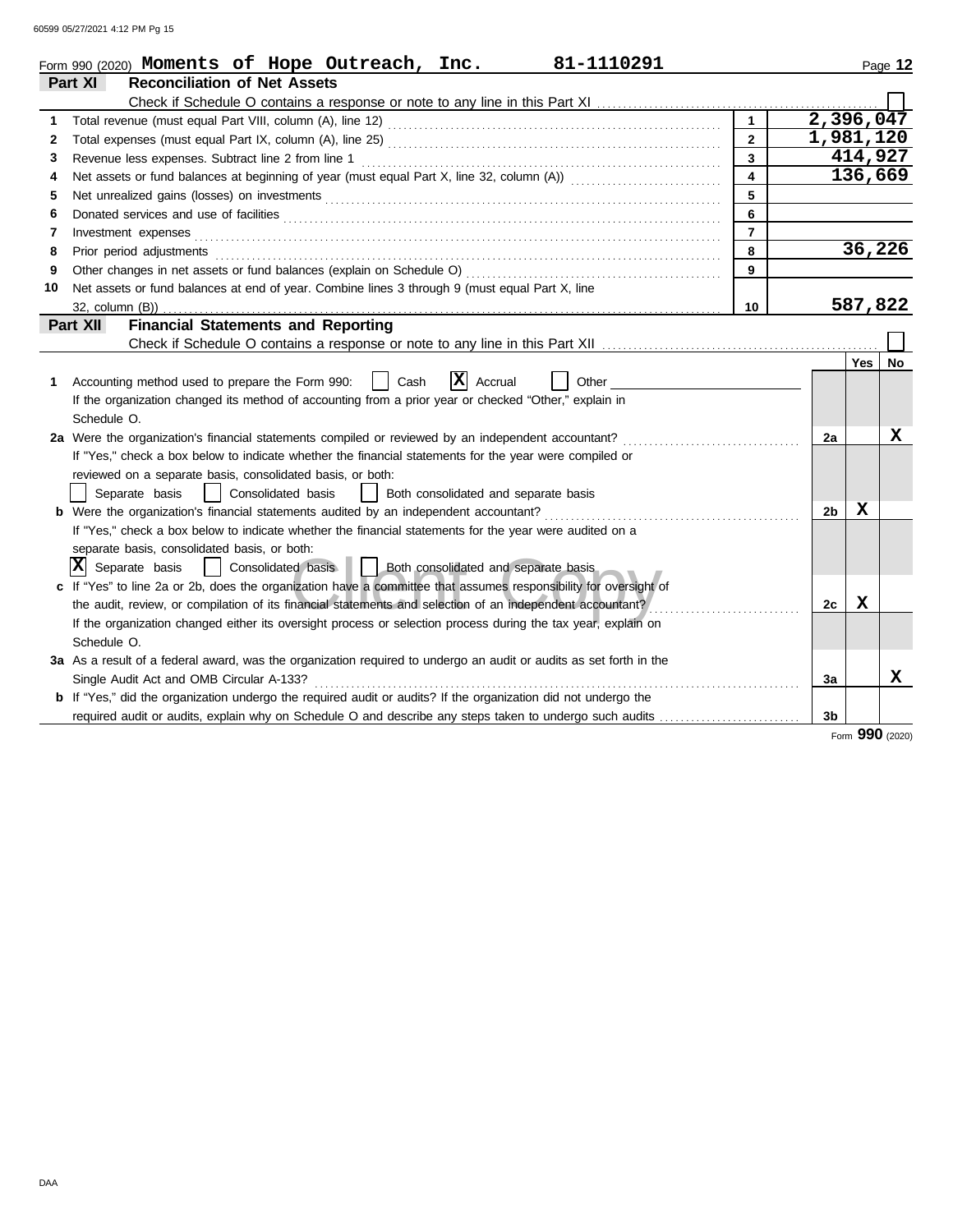Form 990 (2020) **Moments of Hope Outreach, Inc.** **81-1110291** Page **12**

## Part XI Reconciliation of Net Assets

Check if Schedule O contains a response or note to any line in this Part XI ☐

| | | | |
|---|---|---|---|
| 1 | Total revenue (must equal Part VIII, column (A), line 12) | 1 | 2,396,047 |
| 2 | Total expenses (must equal Part IX, column (A), line 25) | 2 | 1,981,120 |
| 3 | Revenue less expenses. Subtract line 2 from line 1 | 3 | 414,927 |
| 4 | Net assets or fund balances at beginning of year (must equal Part X, line 32, column (A)) | 4 | 136,669 |
| 5 | Net unrealized gains (losses) on investments | 5 | |
| 6 | Donated services and use of facilities | 6 | |
| 7 | Investment expenses | 7 | |
| 8 | Prior period adjustments | 8 | 36,226 |
| 9 | Other changes in net assets or fund balances (explain on Schedule O) | 9 | |
| 10 | Net assets or fund balances at end of year. Combine lines 3 through 9 (must equal Part X, line 32, column (B)) | 10 | 587,822 |

## Part XII Financial Statements and Reporting

Check if Schedule O contains a response or note to any line in this Part XII ☐

| | | | Yes | No |
|---|---|---|---|---|
| 1 | Accounting method used to prepare the Form 990: ☐ Cash ☒ Accrual ☐ Other<br>If the organization changed its method of accounting from a prior year or checked "Other," explain in Schedule O. | | | |
| 2a | Were the organization's financial statements compiled or reviewed by an independent accountant?<br>If "Yes," check a box below to indicate whether the financial statements for the year were compiled or reviewed on a separate basis, consolidated basis, or both:<br>☐ Separate basis ☐ Consolidated basis ☐ Both consolidated and separate basis | 2a | | X |
| b | Were the organization's financial statements audited by an independent accountant?<br>If "Yes," check a box below to indicate whether the financial statements for the year were audited on a separate basis, consolidated basis, or both:<br>☒ Separate basis ☐ Consolidated basis ☐ Both consolidated and separate basis | 2b | X | |
| c | If "Yes" to line 2a or 2b, does the organization have a committee that assumes responsibility for oversight of the audit, review, or compilation of its financial statements and selection of an independent accountant?<br>If the organization changed either its oversight process or selection process during the tax year, explain on Schedule O. | 2c | X | |
| 3a | As a result of a federal award, was the organization required to undergo an audit or audits as set forth in the Single Audit Act and OMB Circular A-133? | 3a | | X |
| b | If "Yes," did the organization undergo the required audit or audits? If the organization did not undergo the required audit or audits, explain why on Schedule O and describe any steps taken to undergo such audits | 3b | | |

Form **990** (2020)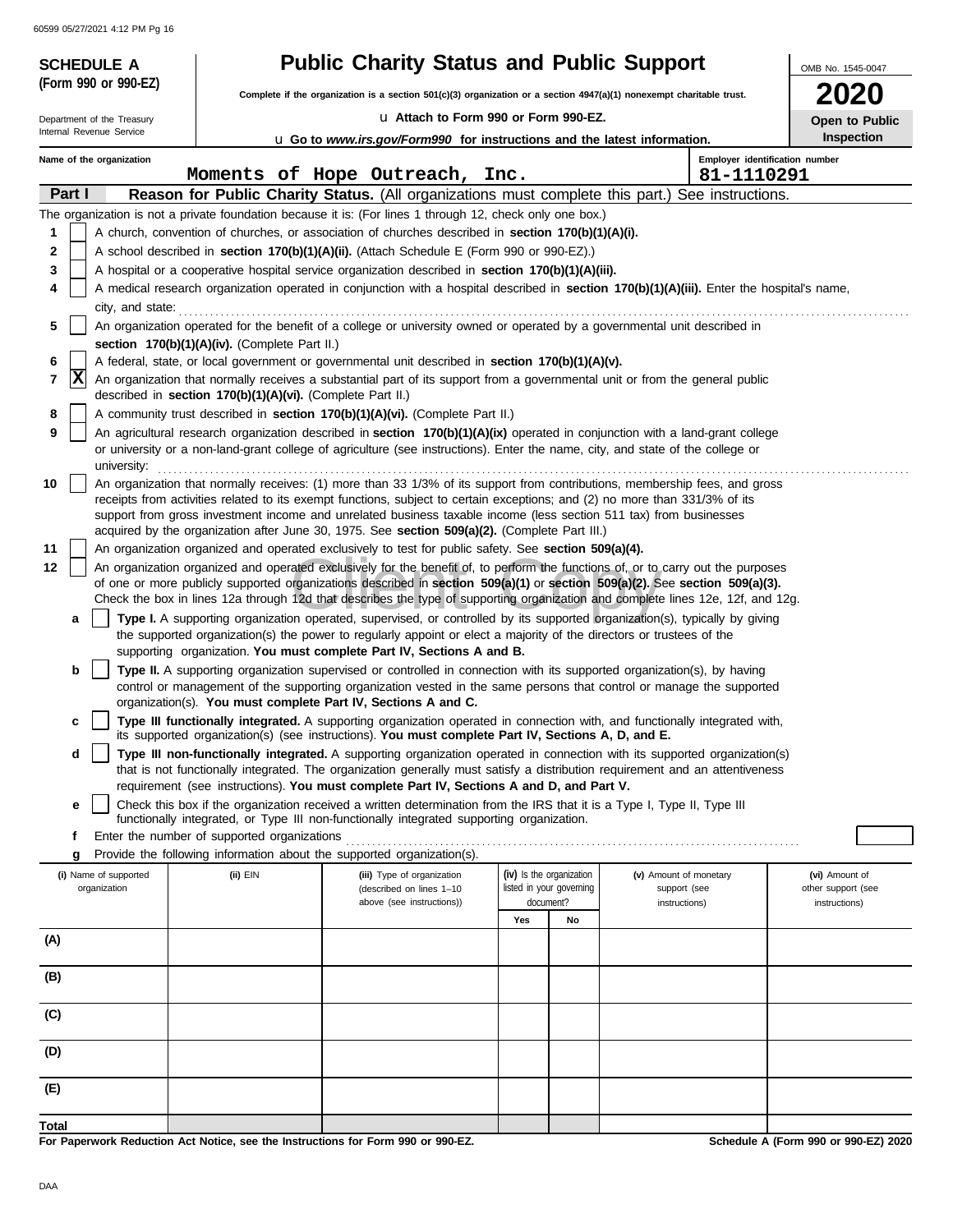**SCHEDULE A (Form 990 or 990-EZ)**

Department of the Treasury
Internal Revenue Service

# Public Charity Status and Public Support

**Complete if the organization is a section 501(c)(3) organization or a section 4947(a)(1) nonexempt charitable trust.**

u Attach to Form 990 or Form 990-EZ.

u Go to *www.irs.gov/Form990* for instructions and the latest information.

OMB No. 1545-0047

**2020**

**Open to Public Inspection**

Name of the organization: Moments of Hope Outreach, Inc.

Employer identification number: 81-1110291

**Part I — Reason for Public Charity Status.** (All organizations must complete this part.) See instructions.

The organization is not a private foundation because it is: (For lines 1 through 12, check only one box.)

1. [ ] A church, convention of churches, or association of churches described in **section 170(b)(1)(A)(i).**
2. [ ] A school described in **section 170(b)(1)(A)(ii).** (Attach Schedule E (Form 990 or 990-EZ).)
3. [ ] A hospital or a cooperative hospital service organization described in **section 170(b)(1)(A)(iii).**
4. [ ] A medical research organization operated in conjunction with a hospital described in **section 170(b)(1)(A)(iii).** Enter the hospital's name, city, and state:
5. [ ] An organization operated for the benefit of a college or university owned or operated by a governmental unit described in **section 170(b)(1)(A)(iv).** (Complete Part II.)
6. [ ] A federal, state, or local government or governmental unit described in **section 170(b)(1)(A)(v).**
7. [X] An organization that normally receives a substantial part of its support from a governmental unit or from the general public described in **section 170(b)(1)(A)(vi).** (Complete Part II.)
8. [ ] A community trust described in **section 170(b)(1)(A)(vi).** (Complete Part II.)
9. [ ] An agricultural research organization described in **section 170(b)(1)(A)(ix)** operated in conjunction with a land-grant college or university or a non-land-grant college of agriculture (see instructions). Enter the name, city, and state of the college or university:
10. [ ] An organization that normally receives: (1) more than 33 1/3% of its support from contributions, membership fees, and gross receipts from activities related to its exempt functions, subject to certain exceptions; and (2) no more than 331/3% of its support from gross investment income and unrelated business taxable income (less section 511 tax) from businesses acquired by the organization after June 30, 1975. See **section 509(a)(2).** (Complete Part III.)
11. [ ] An organization organized and operated exclusively to test for public safety. See **section 509(a)(4).**
12. [ ] An organization organized and operated exclusively for the benefit of, to perform the functions of, or to carry out the purposes of one or more publicly supported organizations described in **section 509(a)(1)** or **section 509(a)(2).** See **section 509(a)(3).** Check the box in lines 12a through 12d that describes the type of supporting organization and complete lines 12e, 12f, and 12g.
   - **a** [ ] **Type I.** A supporting organization operated, supervised, or controlled by its supported organization(s), typically by giving the supported organization(s) the power to regularly appoint or elect a majority of the directors or trustees of the supporting organization. **You must complete Part IV, Sections A and B.**
   - **b** [ ] **Type II.** A supporting organization supervised or controlled in connection with its supported organization(s), by having control or management of the supporting organization vested in the same persons that control or manage the supported organization(s). **You must complete Part IV, Sections A and C.**
   - **c** [ ] **Type III functionally integrated.** A supporting organization operated in connection with, and functionally integrated with, its supported organization(s) (see instructions). **You must complete Part IV, Sections A, D, and E.**
   - **d** [ ] **Type III non-functionally integrated.** A supporting organization operated in connection with its supported organization(s) that is not functionally integrated. The organization generally must satisfy a distribution requirement and an attentiveness requirement (see instructions). **You must complete Part IV, Sections A and D, and Part V.**
   - **e** [ ] Check this box if the organization received a written determination from the IRS that it is a Type I, Type II, Type III functionally integrated, or Type III non-functionally integrated supporting organization.
   - **f** Enter the number of supported organizations
   - **g** Provide the following information about the supported organization(s).

| (i) Name of supported organization | (ii) EIN | (iii) Type of organization (described on lines 1–10 above (see instructions)) | (iv) Is the organization listed in your governing document? Yes | No | (v) Amount of monetary support (see instructions) | (vi) Amount of other support (see instructions) |
|---|---|---|---|---|---|---|
| (A) | | | | | | |
| (B) | | | | | | |
| (C) | | | | | | |
| (D) | | | | | | |
| (E) | | | | | | |
| Total | | | | | | |

**For Paperwork Reduction Act Notice, see the Instructions for Form 990 or 990-EZ.**

**Schedule A (Form 990 or 990-EZ) 2020**

DAA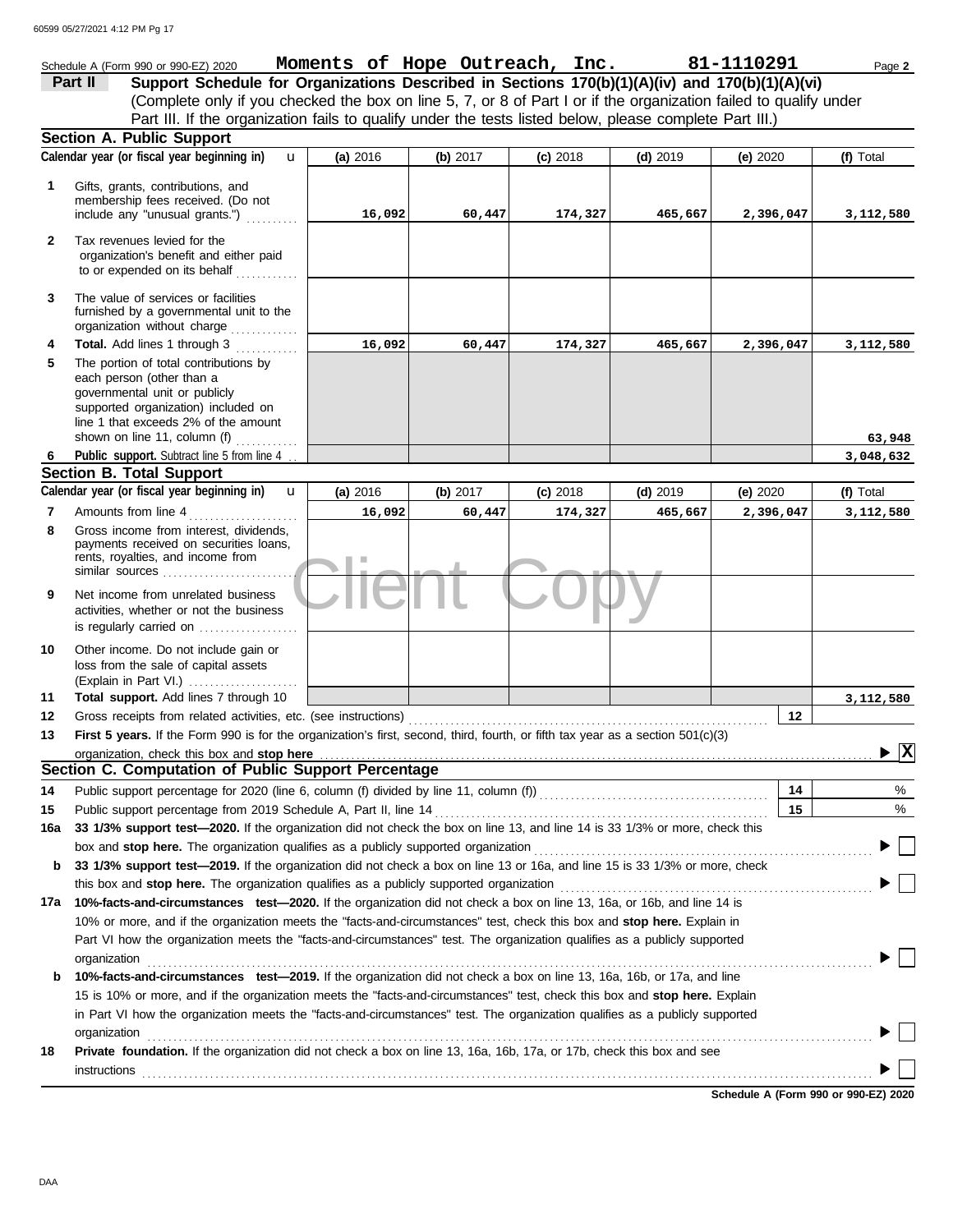Schedule A (Form 990 or 990-EZ) 2020 **Moments of Hope Outreach, Inc.** **81-1110291** Page **2**

**Part II** **Support Schedule for Organizations Described in Sections 170(b)(1)(A)(iv) and 170(b)(1)(A)(vi)**
(Complete only if you checked the box on line 5, 7, or 8 of Part I or if the organization failed to qualify under Part III. If the organization fails to qualify under the tests listed below, please complete Part III.)

**Section A. Public Support**

| | Calendar year (or fiscal year beginning in) | (a) 2016 | (b) 2017 | (c) 2018 | (d) 2019 | (e) 2020 | (f) Total |
|---|---|---|---|---|---|---|---|
| 1 | Gifts, grants, contributions, and membership fees received. (Do not include any "unusual grants.") | 16,092 | 60,447 | 174,327 | 465,667 | 2,396,047 | 3,112,580 |
| 2 | Tax revenues levied for the organization's benefit and either paid to or expended on its behalf | | | | | | |
| 3 | The value of services or facilities furnished by a governmental unit to the organization without charge | | | | | | |
| 4 | **Total.** Add lines 1 through 3 | 16,092 | 60,447 | 174,327 | 465,667 | 2,396,047 | 3,112,580 |
| 5 | The portion of total contributions by each person (other than a governmental unit or publicly supported organization) included on line 1 that exceeds 2% of the amount shown on line 11, column (f) | | | | | | 63,948 |
| 6 | **Public support.** Subtract line 5 from line 4 | | | | | | 3,048,632 |

**Section B. Total Support**

| | Calendar year (or fiscal year beginning in) | (a) 2016 | (b) 2017 | (c) 2018 | (d) 2019 | (e) 2020 | (f) Total |
|---|---|---|---|---|---|---|---|
| 7 | Amounts from line 4 | 16,092 | 60,447 | 174,327 | 465,667 | 2,396,047 | 3,112,580 |
| 8 | Gross income from interest, dividends, payments received on securities loans, rents, royalties, and income from similar sources | | | | | | |
| 9 | Net income from unrelated business activities, whether or not the business is regularly carried on | | | | | | |
| 10 | Other income. Do not include gain or loss from the sale of capital assets (Explain in Part VI.) | | | | | | |
| 11 | **Total support.** Add lines 7 through 10 | | | | | | 3,112,580 |

12 Gross receipts from related activities, etc. (see instructions) | 12 |

13 **First 5 years.** If the Form 990 is for the organization's first, second, third, fourth, or fifth tax year as a section 501(c)(3) organization, check this box and **stop here** ▶ [X]

**Section C. Computation of Public Support Percentage**

14 Public support percentage for 2020 (line 6, column (f) divided by line 11, column (f)) | 14 | %

15 Public support percentage from 2019 Schedule A, Part II, line 14 | 15 | %

16a **33 1/3% support test—2020.** If the organization did not check the box on line 13, and line 14 is 33 1/3% or more, check this box and **stop here.** The organization qualifies as a publicly supported organization ▶ [ ]

b **33 1/3% support test—2019.** If the organization did not check a box on line 13 or 16a, and line 15 is 33 1/3% or more, check this box and **stop here.** The organization qualifies as a publicly supported organization ▶ [ ]

17a **10%-facts-and-circumstances test—2020.** If the organization did not check a box on line 13, 16a, or 16b, and line 14 is 10% or more, and if the organization meets the "facts-and-circumstances" test, check this box and **stop here.** Explain in Part VI how the organization meets the "facts-and-circumstances" test. The organization qualifies as a publicly supported organization ▶ [ ]

b **10%-facts-and-circumstances test—2019.** If the organization did not check a box on line 13, 16a, 16b, or 17a, and line 15 is 10% or more, and if the organization meets the "facts-and-circumstances" test, check this box and **stop here.** Explain in Part VI how the organization meets the "facts-and-circumstances" test. The organization qualifies as a publicly supported organization ▶ [ ]

18 **Private foundation.** If the organization did not check a box on line 13, 16a, 16b, 17a, or 17b, check this box and see instructions ▶ [ ]

**Schedule A (Form 990 or 990-EZ) 2020**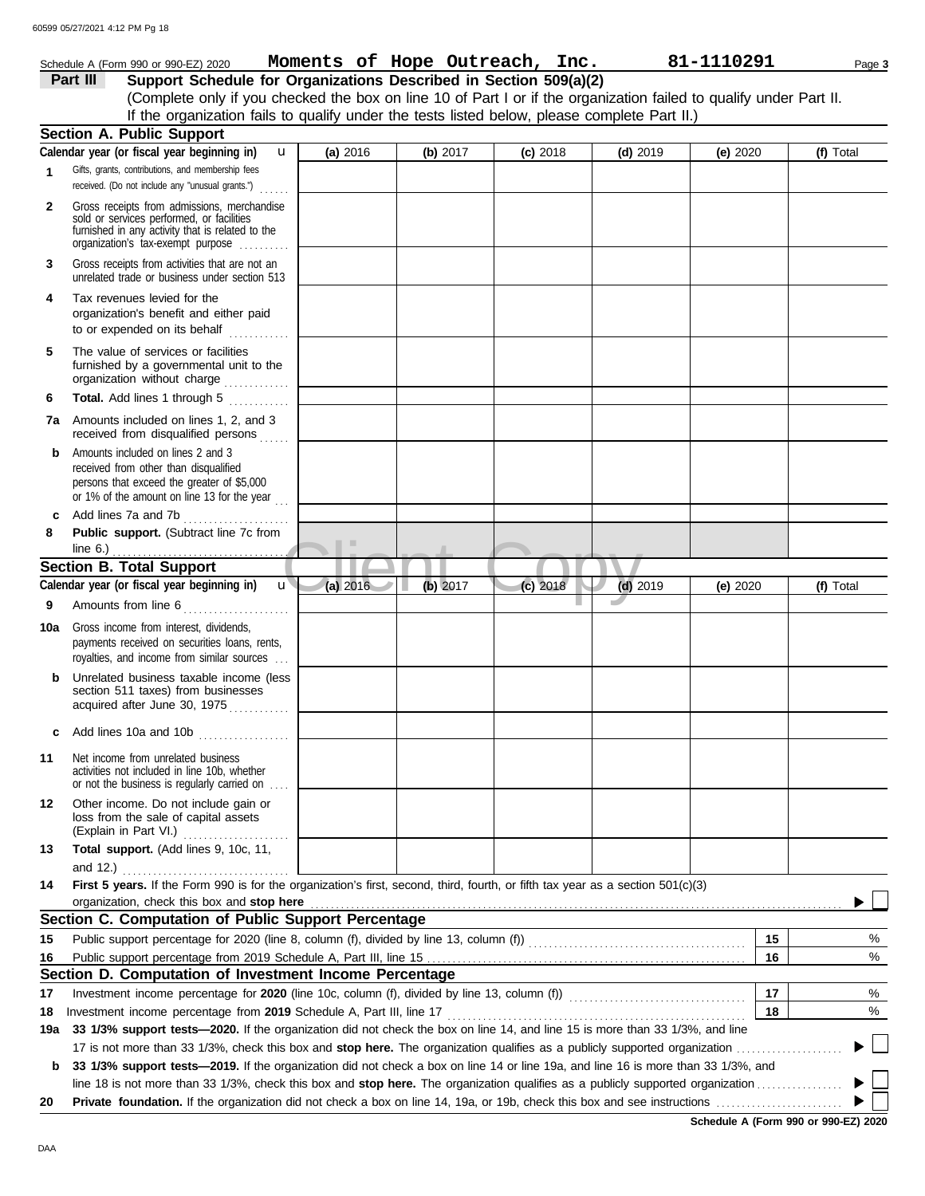Schedule A (Form 990 or 990-EZ) 2020 **Moments of Hope Outreach, Inc.** **81-1110291** Page **3**

## Part III Support Schedule for Organizations Described in Section 509(a)(2)

(Complete only if you checked the box on line 10 of Part I or if the organization failed to qualify under Part II. If the organization fails to qualify under the tests listed below, please complete Part II.)

### Section A. Public Support

| Calendar year (or fiscal year beginning in) | (a) 2016 | (b) 2017 | (c) 2018 | (d) 2019 | (e) 2020 | (f) Total |
|---|---|---|---|---|---|---|
| **1** Gifts, grants, contributions, and membership fees received. (Do not include any "unusual grants.") | | | | | | |
| **2** Gross receipts from admissions, merchandise sold or services performed, or facilities furnished in any activity that is related to the organization's tax-exempt purpose | | | | | | |
| **3** Gross receipts from activities that are not an unrelated trade or business under section 513 | | | | | | |
| **4** Tax revenues levied for the organization's benefit and either paid to or expended on its behalf | | | | | | |
| **5** The value of services or facilities furnished by a governmental unit to the organization without charge | | | | | | |
| **6** **Total.** Add lines 1 through 5 | | | | | | |
| **7a** Amounts included on lines 1, 2, and 3 received from disqualified persons | | | | | | |
| **b** Amounts included on lines 2 and 3 received from other than disqualified persons that exceed the greater of $5,000 or 1% of the amount on line 13 for the year | | | | | | |
| **c** Add lines 7a and 7b | | | | | | |
| **8** **Public support.** (Subtract line 7c from line 6.) | | | | | | |

### Section B. Total Support

| Calendar year (or fiscal year beginning in) | (a) 2016 | (b) 2017 | (c) 2018 | (d) 2019 | (e) 2020 | (f) Total |
|---|---|---|---|---|---|---|
| **9** Amounts from line 6 | | | | | | |
| **10a** Gross income from interest, dividends, payments received on securities loans, rents, royalties, and income from similar sources | | | | | | |
| **b** Unrelated business taxable income (less section 511 taxes) from businesses acquired after June 30, 1975 | | | | | | |
| **c** Add lines 10a and 10b | | | | | | |
| **11** Net income from unrelated business activities not included in line 10b, whether or not the business is regularly carried on | | | | | | |
| **12** Other income. Do not include gain or loss from the sale of capital assets (Explain in Part VI.) | | | | | | |
| **13** **Total support.** (Add lines 9, 10c, 11, and 12.) | | | | | | |

**14** **First 5 years.** If the Form 990 is for the organization's first, second, third, fourth, or fifth tax year as a section 501(c)(3) organization, check this box and **stop here** ▶ ☐

### Section C. Computation of Public Support Percentage

| | | | |
|---|---|---|---|
| **15** | Public support percentage for 2020 (line 8, column (f), divided by line 13, column (f)) | **15** | % |
| **16** | Public support percentage from 2019 Schedule A, Part III, line 15 | **16** | % |

### Section D. Computation of Investment Income Percentage

| | | | |
|---|---|---|---|
| **17** | Investment income percentage for **2020** (line 10c, column (f), divided by line 13, column (f)) | **17** | % |
| **18** | Investment income percentage from **2019** Schedule A, Part III, line 17 | **18** | % |

**19a** **33 1/3% support tests—2020.** If the organization did not check the box on line 14, and line 15 is more than 33 1/3%, and line 17 is not more than 33 1/3%, check this box and **stop here.** The organization qualifies as a publicly supported organization ▶ ☐

**b** **33 1/3% support tests—2019.** If the organization did not check a box on line 14 or line 19a, and line 16 is more than 33 1/3%, and line 18 is not more than 33 1/3%, check this box and **stop here.** The organization qualifies as a publicly supported organization ▶ ☐

**20** **Private foundation.** If the organization did not check a box on line 14, 19a, or 19b, check this box and see instructions ▶ ☐

**Schedule A (Form 990 or 990-EZ) 2020**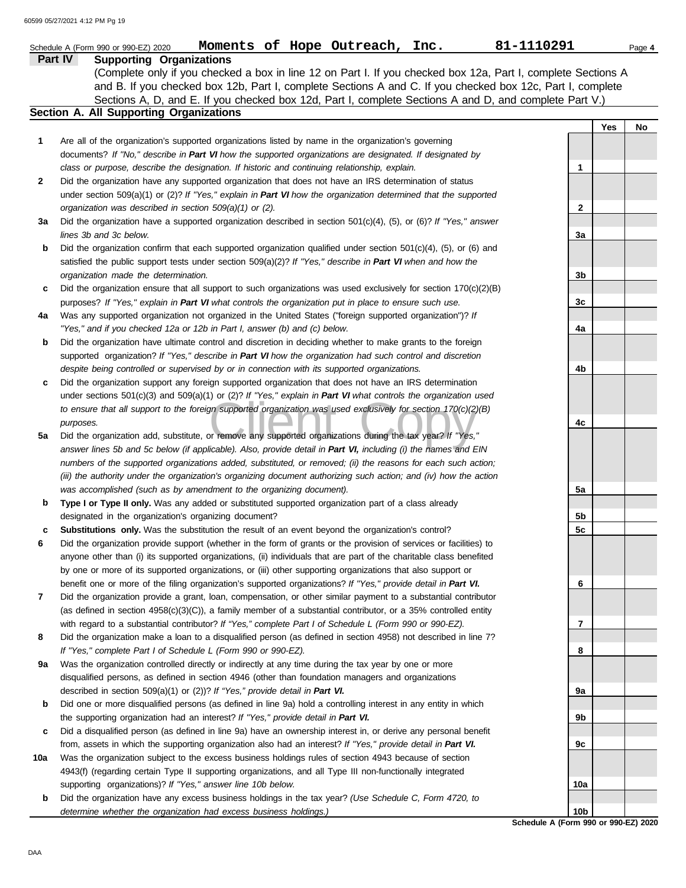Schedule A (Form 990 or 990-EZ) 2020 **Moments of Hope Outreach, Inc.** **81-1110291**

## Part IV Supporting Organizations

(Complete only if you checked a box in line 12 on Part I. If you checked box 12a, Part I, complete Sections A and B. If you checked box 12b, Part I, complete Sections A and C. If you checked box 12c, Part I, complete Sections A, D, and E. If you checked box 12d, Part I, complete Sections A and D, and complete Part V.)

### Section A. All Supporting Organizations

| | | | Yes | No |
|---|---|---|---|---|
| **1** | Are all of the organization's supported organizations listed by name in the organization's governing documents? *If "No," describe in **Part VI** how the supported organizations are designated. If designated by class or purpose, describe the designation. If historic and continuing relationship, explain.* | 1 | | |
| **2** | Did the organization have any supported organization that does not have an IRS determination of status under section 509(a)(1) or (2)? *If "Yes," explain in **Part VI** how the organization determined that the supported organization was described in section 509(a)(1) or (2).* | 2 | | |
| **3a** | Did the organization have a supported organization described in section 501(c)(4), (5), or (6)? *If "Yes," answer lines 3b and 3c below.* | 3a | | |
| **b** | Did the organization confirm that each supported organization qualified under section 501(c)(4), (5), or (6) and satisfied the public support tests under section 509(a)(2)? *If "Yes," describe in **Part VI** when and how the organization made the determination.* | 3b | | |
| **c** | Did the organization ensure that all support to such organizations was used exclusively for section 170(c)(2)(B) purposes? *If "Yes," explain in **Part VI** what controls the organization put in place to ensure such use.* | 3c | | |
| **4a** | Was any supported organization not organized in the United States ("foreign supported organization")? *If "Yes," and if you checked 12a or 12b in Part I, answer (b) and (c) below.* | 4a | | |
| **b** | Did the organization have ultimate control and discretion in deciding whether to make grants to the foreign supported organization? *If "Yes," describe in **Part VI** how the organization had such control and discretion despite being controlled or supervised by or in connection with its supported organizations.* | 4b | | |
| **c** | Did the organization support any foreign supported organization that does not have an IRS determination under sections 501(c)(3) and 509(a)(1) or (2)? *If "Yes," explain in **Part VI** what controls the organization used to ensure that all support to the foreign supported organization was used exclusively for section 170(c)(2)(B) purposes.* | 4c | | |
| **5a** | Did the organization add, substitute, or remove any supported organizations during the tax year? *If "Yes," answer lines 5b and 5c below (if applicable). Also, provide detail in **Part VI,** including (i) the names and EIN numbers of the supported organizations added, substituted, or removed; (ii) the reasons for each such action; (iii) the authority under the organization's organizing document authorizing such action; and (iv) how the action was accomplished (such as by amendment to the organizing document).* | 5a | | |
| **b** | **Type I or Type II only.** Was any added or substituted supported organization part of a class already designated in the organization's organizing document? | 5b | | |
| **c** | **Substitutions only.** Was the substitution the result of an event beyond the organization's control? | 5c | | |
| **6** | Did the organization provide support (whether in the form of grants or the provision of services or facilities) to anyone other than (i) its supported organizations, (ii) individuals that are part of the charitable class benefited by one or more of its supported organizations, or (iii) other supporting organizations that also support or benefit one or more of the filing organization's supported organizations? *If "Yes," provide detail in **Part VI.*** | 6 | | |
| **7** | Did the organization provide a grant, loan, compensation, or other similar payment to a substantial contributor (as defined in section 4958(c)(3)(C)), a family member of a substantial contributor, or a 35% controlled entity with regard to a substantial contributor? *If "Yes," complete Part I of Schedule L (Form 990 or 990-EZ).* | 7 | | |
| **8** | Did the organization make a loan to a disqualified person (as defined in section 4958) not described in line 7? *If "Yes," complete Part I of Schedule L (Form 990 or 990-EZ).* | 8 | | |
| **9a** | Was the organization controlled directly or indirectly at any time during the tax year by one or more disqualified persons, as defined in section 4946 (other than foundation managers and organizations described in section 509(a)(1) or (2))? *If "Yes," provide detail in **Part VI.*** | 9a | | |
| **b** | Did one or more disqualified persons (as defined in line 9a) hold a controlling interest in any entity in which the supporting organization had an interest? *If "Yes," provide detail in **Part VI.*** | 9b | | |
| **c** | Did a disqualified person (as defined in line 9a) have an ownership interest in, or derive any personal benefit from, assets in which the supporting organization also had an interest? *If "Yes," provide detail in **Part VI.*** | 9c | | |
| **10a** | Was the organization subject to the excess business holdings rules of section 4943 because of section 4943(f) (regarding certain Type II supporting organizations, and all Type III non-functionally integrated supporting organizations)? *If "Yes," answer line 10b below.* | 10a | | |
| **b** | Did the organization have any excess business holdings in the tax year? *(Use Schedule C, Form 4720, to determine whether the organization had excess business holdings.)* | 10b | | |

**Schedule A (Form 990 or 990-EZ) 2020**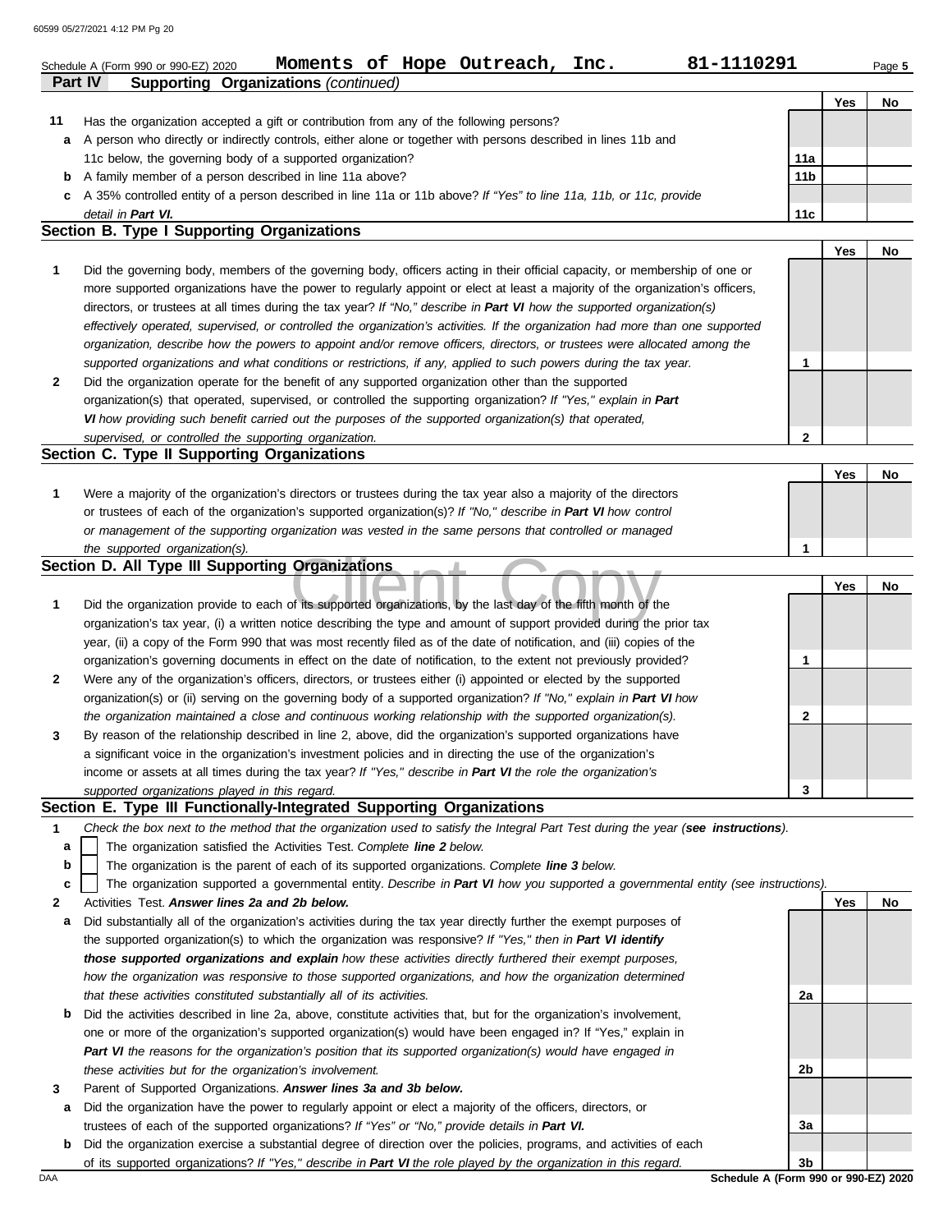Schedule A (Form 990 or 990-EZ) 2020 **Moments of Hope Outreach, Inc.** **81-1110291** Page **5**

**Part IV — Supporting Organizations** *(continued)*

| | | | Yes | No |
|---|---|---|---|---|
| **11** | Has the organization accepted a gift or contribution from any of the following persons? | | | |
| **a** | A person who directly or indirectly controls, either alone or together with persons described in lines 11b and 11c below, the governing body of a supported organization? | **11a** | | |
| **b** | A family member of a person described in line 11a above? | **11b** | | |
| **c** | A 35% controlled entity of a person described in line 11a or 11b above? *If "Yes" to line 11a, 11b, or 11c, provide detail in* ***Part VI.*** | **11c** | | |

## Section B. Type I Supporting Organizations

| | | | Yes | No |
|---|---|---|---|---|
| **1** | Did the governing body, members of the governing body, officers acting in their official capacity, or membership of one or more supported organizations have the power to regularly appoint or elect at least a majority of the organization's officers, directors, or trustees at all times during the tax year? *If "No," describe in* ***Part VI*** *how the supported organization(s) effectively operated, supervised, or controlled the organization's activities. If the organization had more than one supported organization, describe how the powers to appoint and/or remove officers, directors, or trustees were allocated among the supported organizations and what conditions or restrictions, if any, applied to such powers during the tax year.* | **1** | | |
| **2** | Did the organization operate for the benefit of any supported organization other than the supported organization(s) that operated, supervised, or controlled the supporting organization? *If "Yes," explain in* ***Part VI*** *how providing such benefit carried out the purposes of the supported organization(s) that operated, supervised, or controlled the supporting organization.* | **2** | | |

## Section C. Type II Supporting Organizations

| | | | Yes | No |
|---|---|---|---|---|
| **1** | Were a majority of the organization's directors or trustees during the tax year also a majority of the directors or trustees of each of the organization's supported organization(s)? *If "No," describe in* ***Part VI*** *how control or management of the supporting organization was vested in the same persons that controlled or managed the supported organization(s).* | **1** | | |

## Section D. All Type III Supporting Organizations

| | | | Yes | No |
|---|---|---|---|---|
| **1** | Did the organization provide to each of its supported organizations, by the last day of the fifth month of the organization's tax year, (i) a written notice describing the type and amount of support provided during the prior tax year, (ii) a copy of the Form 990 that was most recently filed as of the date of notification, and (iii) copies of the organization's governing documents in effect on the date of notification, to the extent not previously provided? | **1** | | |
| **2** | Were any of the organization's officers, directors, or trustees either (i) appointed or elected by the supported organization(s) or (ii) serving on the governing body of a supported organization? *If "No," explain in* ***Part VI*** *how the organization maintained a close and continuous working relationship with the supported organization(s).* | **2** | | |
| **3** | By reason of the relationship described in line 2, above, did the organization's supported organizations have a significant voice in the organization's investment policies and in directing the use of the organization's income or assets at all times during the tax year? *If "Yes," describe in* ***Part VI*** *the role the organization's supported organizations played in this regard.* | **3** | | |

## Section E. Type III Functionally-Integrated Supporting Organizations

**1** *Check the box next to the method that the organization used to satisfy the Integral Part Test during the year (****see instructions****).*

- **a** ☐ The organization satisfied the Activities Test. *Complete* ***line 2*** *below.*
- **b** ☐ The organization is the parent of each of its supported organizations. *Complete* ***line 3*** *below.*
- **c** ☐ The organization supported a governmental entity. *Describe in* ***Part VI*** *how you supported a governmental entity (see instructions).*

| | | | Yes | No |
|---|---|---|---|---|
| **2** | Activities Test. ***Answer lines 2a and 2b below.*** | | | |
| **a** | Did substantially all of the organization's activities during the tax year directly further the exempt purposes of the supported organization(s) to which the organization was responsive? *If "Yes," then in* ***Part VI identify those supported organizations and explain*** *how these activities directly furthered their exempt purposes, how the organization was responsive to those supported organizations, and how the organization determined that these activities constituted substantially all of its activities.* | **2a** | | |
| **b** | Did the activities described in line 2a, above, constitute activities that, but for the organization's involvement, one or more of the organization's supported organization(s) would have been engaged in? If "Yes," explain in ***Part VI*** *the reasons for the organization's position that its supported organization(s) would have engaged in these activities but for the organization's involvement.* | **2b** | | |
| **3** | Parent of Supported Organizations. ***Answer lines 3a and 3b below.*** | | | |
| **a** | Did the organization have the power to regularly appoint or elect a majority of the officers, directors, or trustees of each of the supported organizations? *If "Yes" or "No," provide details in* ***Part VI.*** | **3a** | | |
| **b** | Did the organization exercise a substantial degree of direction over the policies, programs, and activities of each of its supported organizations? *If "Yes," describe in* ***Part VI*** *the role played by the organization in this regard.* | **3b** | | |

Schedule A (Form 990 or 990-EZ) 2020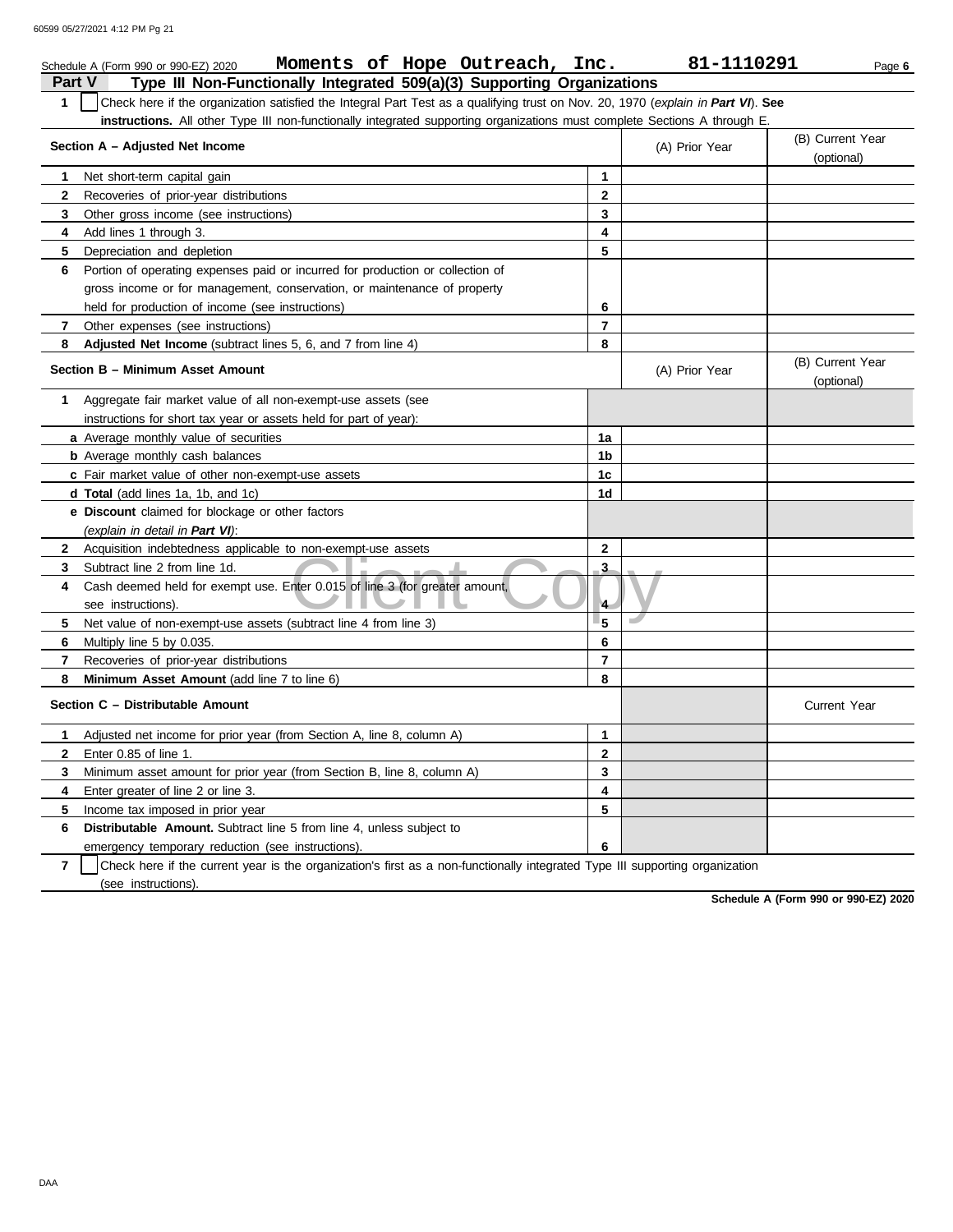Schedule A (Form 990 or 990-EZ) 2020 **Moments of Hope Outreach, Inc.** **81-1110291** Page **6**

## Part V Type III Non-Functionally Integrated 509(a)(3) Supporting Organizations

**1** ☐ Check here if the organization satisfied the Integral Part Test as a qualifying trust on Nov. 20, 1970 (*explain in **Part VI***). **See instructions.** All other Type III non-functionally integrated supporting organizations must complete Sections A through E.

| **Section A – Adjusted Net Income** | | (A) Prior Year | (B) Current Year (optional) |
|---|---|---|---|
| **1** Net short-term capital gain | **1** | | |
| **2** Recoveries of prior-year distributions | **2** | | |
| **3** Other gross income (see instructions) | **3** | | |
| **4** Add lines 1 through 3. | **4** | | |
| **5** Depreciation and depletion | **5** | | |
| **6** Portion of operating expenses paid or incurred for production or collection of gross income or for management, conservation, or maintenance of property held for production of income (see instructions) | **6** | | |
| **7** Other expenses (see instructions) | **7** | | |
| **8** **Adjusted Net Income** (subtract lines 5, 6, and 7 from line 4) | **8** | | |

| **Section B – Minimum Asset Amount** | | (A) Prior Year | (B) Current Year (optional) |
|---|---|---|---|
| **1** Aggregate fair market value of all non-exempt-use assets (see instructions for short tax year or assets held for part of year): | | | |
| **a** Average monthly value of securities | **1a** | | |
| **b** Average monthly cash balances | **1b** | | |
| **c** Fair market value of other non-exempt-use assets | **1c** | | |
| **d** **Total** (add lines 1a, 1b, and 1c) | **1d** | | |
| **e** **Discount** claimed for blockage or other factors (*explain in detail in **Part VI***): | | | |
| **2** Acquisition indebtedness applicable to non-exempt-use assets | **2** | | |
| **3** Subtract line 2 from line 1d. | **3** | | |
| **4** Cash deemed held for exempt use. Enter 0.015 of line 3 (for greater amount, see instructions). | **4** | | |
| **5** Net value of non-exempt-use assets (subtract line 4 from line 3) | **5** | | |
| **6** Multiply line 5 by 0.035. | **6** | | |
| **7** Recoveries of prior-year distributions | **7** | | |
| **8** **Minimum Asset Amount** (add line 7 to line 6) | **8** | | |

| **Section C – Distributable Amount** | | | Current Year |
|---|---|---|---|
| **1** Adjusted net income for prior year (from Section A, line 8, column A) | **1** | | |
| **2** Enter 0.85 of line 1. | **2** | | |
| **3** Minimum asset amount for prior year (from Section B, line 8, column A) | **3** | | |
| **4** Enter greater of line 2 or line 3. | **4** | | |
| **5** Income tax imposed in prior year | **5** | | |
| **6** **Distributable Amount.** Subtract line 5 from line 4, unless subject to emergency temporary reduction (see instructions). | **6** | | |

**7** ☐ Check here if the current year is the organization's first as a non-functionally integrated Type III supporting organization (see instructions).

**Schedule A (Form 990 or 990-EZ) 2020**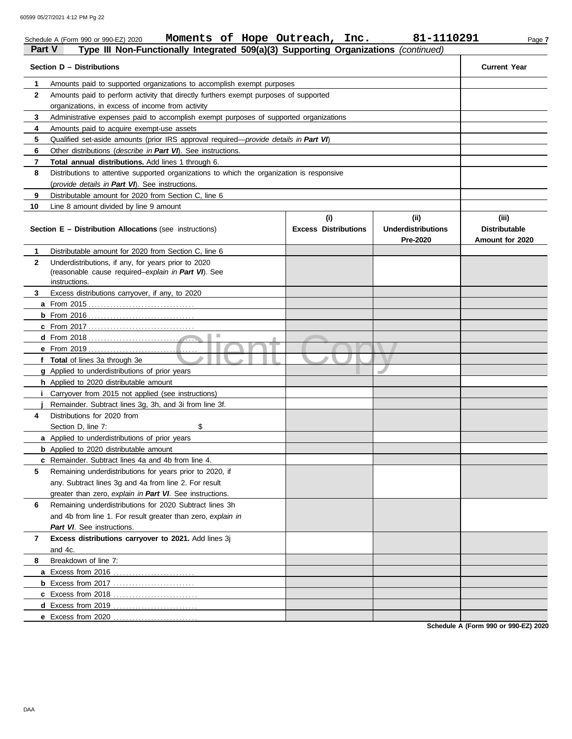Schedule A (Form 990 or 990-EZ) 2020 **Moments of Hope Outreach, Inc.** **81-1110291** Page **7**

**Part V** **Type III Non-Functionally Integrated 509(a)(3) Supporting Organizations** *(continued)*

| | **Section D – Distributions** | **Current Year** |
|---|---|---|
| **1** | Amounts paid to supported organizations to accomplish exempt purposes | |
| **2** | Amounts paid to perform activity that directly furthers exempt purposes of supported organizations, in excess of income from activity | |
| **3** | Administrative expenses paid to accomplish exempt purposes of supported organizations | |
| **4** | Amounts paid to acquire exempt-use assets | |
| **5** | Qualified set-aside amounts (prior IRS approval required—*provide details in* ***Part VI***) | |
| **6** | Other distributions (*describe in* ***Part VI***). See instructions. | |
| **7** | **Total annual distributions.** Add lines 1 through 6. | |
| **8** | Distributions to attentive supported organizations to which the organization is responsive (*provide details in* ***Part VI***). See instructions. | |
| **9** | Distributable amount for 2020 from Section C, line 6 | |
| **10** | Line 8 amount divided by line 9 amount | |

| | **Section E – Distribution Allocations** (see instructions) | **(i) Excess Distributions** | **(ii) Underdistributions Pre-2020** | **(iii) Distributable Amount for 2020** |
|---|---|---|---|---|
| **1** | Distributable amount for 2020 from Section C, line 6 | | | |
| **2** | Underdistributions, if any, for years prior to 2020 (reasonable cause required–*explain in* ***Part VI***). See instructions. | | | |
| **3** | Excess distributions carryover, if any, to 2020 | | | |
| **a** | From 2015 | | | |
| **b** | From 2016 | | | |
| **c** | From 2017 | | | |
| **d** | From 2018 | | | |
| **e** | From 2019 | | | |
| **f** | **Total** of lines 3a through 3e | | | |
| **g** | Applied to underdistributions of prior years | | | |
| **h** | Applied to 2020 distributable amount | | | |
| **i** | Carryover from 2015 not applied (see instructions) | | | |
| **j** | Remainder. Subtract lines 3g, 3h, and 3i from line 3f. | | | |
| **4** | Distributions for 2020 from Section D, line 7: $ | | | |
| **a** | Applied to underdistributions of prior years | | | |
| **b** | Applied to 2020 distributable amount | | | |
| **c** | Remainder. Subtract lines 4a and 4b from line 4. | | | |
| **5** | Remaining underdistributions for years prior to 2020, if any. Subtract lines 3g and 4a from line 2. For result greater than zero, *explain in* ***Part VI***. See instructions. | | | |
| **6** | Remaining underdistributions for 2020 Subtract lines 3h and 4b from line 1. For result greater than zero, *explain in* ***Part VI***. See instructions. | | | |
| **7** | **Excess distributions carryover to 2021.** Add lines 3j and 4c. | | | |
| **8** | Breakdown of line 7: | | | |
| **a** | Excess from 2016 | | | |
| **b** | Excess from 2017 | | | |
| **c** | Excess from 2018 | | | |
| **d** | Excess from 2019 | | | |
| **e** | Excess from 2020 | | | |

**Schedule A (Form 990 or 990-EZ) 2020**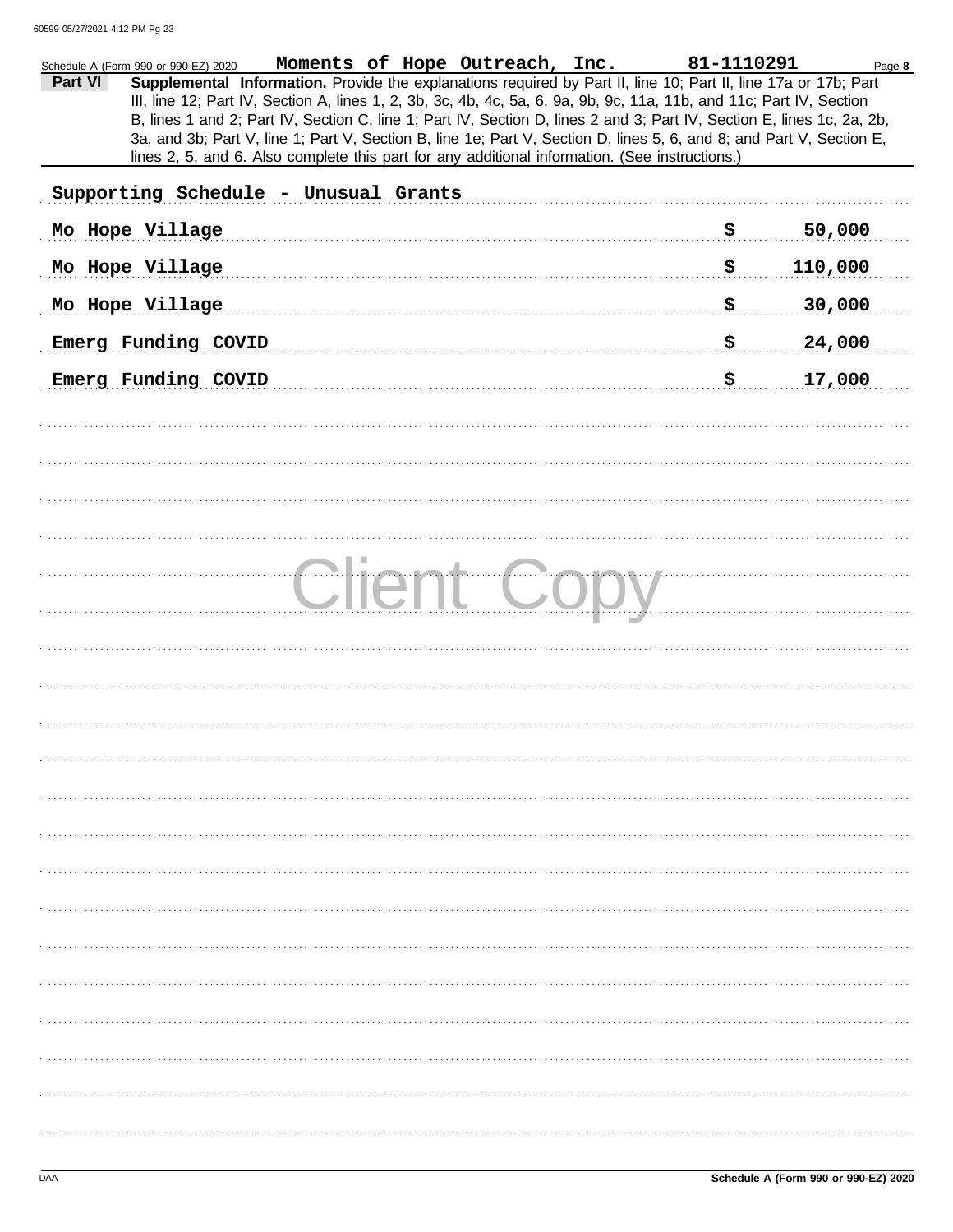Schedule A (Form 990 or 990-EZ) 2020 **Moments of Hope Outreach, Inc.** **81-1110291** Page **8**

**Part VI** **Supplemental Information.** Provide the explanations required by Part II, line 10; Part II, line 17a or 17b; Part III, line 12; Part IV, Section A, lines 1, 2, 3b, 3c, 4b, 4c, 5a, 6, 9a, 9b, 9c, 11a, 11b, and 11c; Part IV, Section B, lines 1 and 2; Part IV, Section C, line 1; Part IV, Section D, lines 2 and 3; Part IV, Section E, lines 1c, 2a, 2b, 3a, and 3b; Part V, line 1; Part V, Section B, line 1e; Part V, Section D, lines 5, 6, and 8; and Part V, Section E, lines 2, 5, and 6. Also complete this part for any additional information. (See instructions.)

Supporting Schedule - Unusual Grants

| | |
|---|---|
| Mo Hope Village | $ 50,000 |
| Mo Hope Village | $ 110,000 |
| Mo Hope Village | $ 30,000 |
| Emerg Funding COVID | $ 24,000 |
| Emerg Funding COVID | $ 17,000 |

Client Copy

Schedule A (Form 990 or 990-EZ) 2020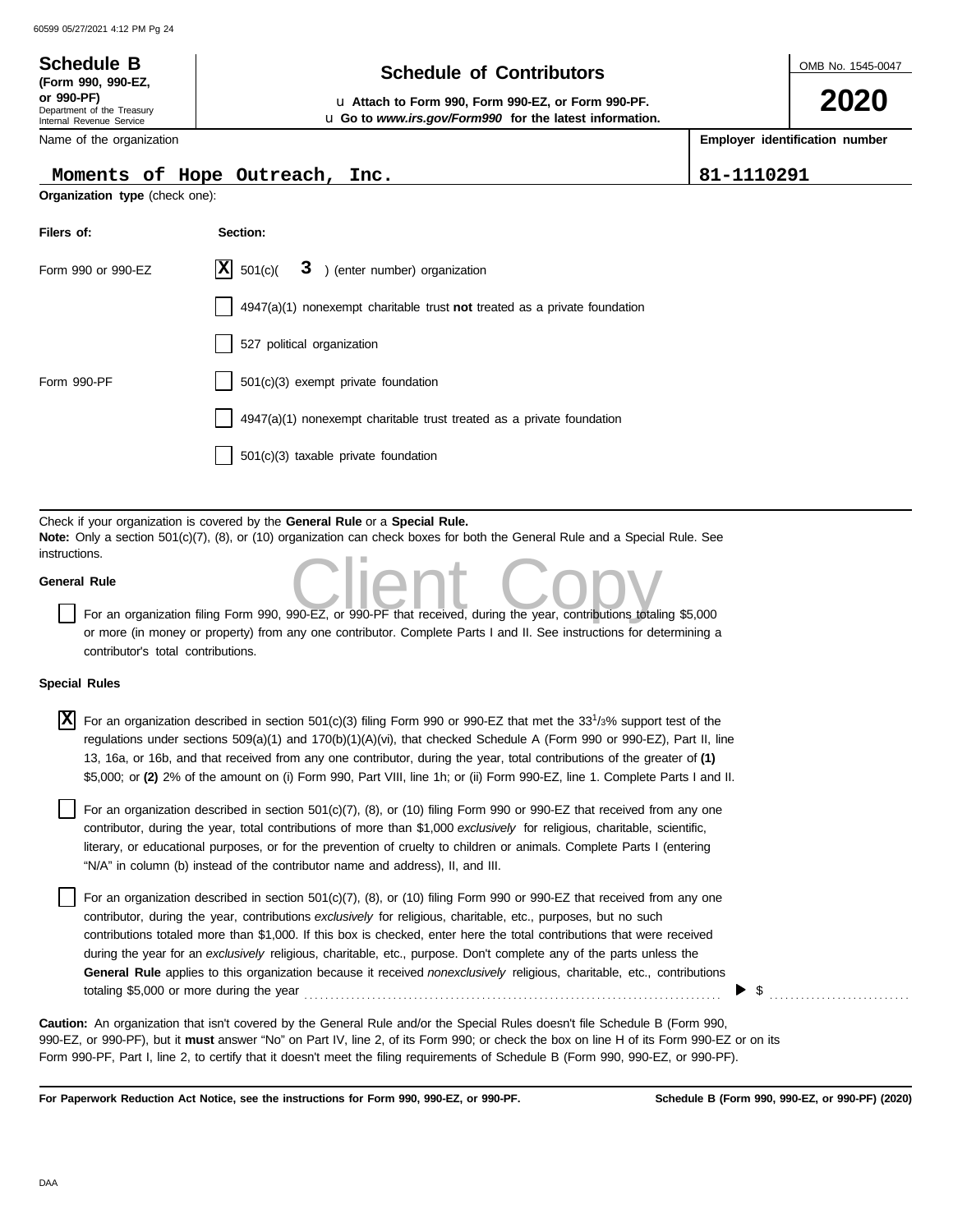**Schedule B**
**(Form 990, 990-EZ, or 990-PF)**
Department of the Treasury
Internal Revenue Service

# Schedule of Contributors

u **Attach to Form 990, Form 990-EZ, or Form 990-PF.**
u **Go to *www.irs.gov/Form990* for the latest information.**

OMB No. 1545-0047

**2020**

| Name of the organization | Employer identification number |
|---|---|
| Moments of Hope Outreach, Inc. | 81-1110291 |

**Organization type** (check one):

| Filers of: | Section: |
|---|---|
| Form 990 or 990-EZ | [X] 501(c)( **3** ) (enter number) organization |
| | [ ] 4947(a)(1) nonexempt charitable trust **not** treated as a private foundation |
| | [ ] 527 political organization |
| Form 990-PF | [ ] 501(c)(3) exempt private foundation |
| | [ ] 4947(a)(1) nonexempt charitable trust treated as a private foundation |
| | [ ] 501(c)(3) taxable private foundation |

Check if your organization is covered by the **General Rule** or a **Special Rule.**
**Note:** Only a section 501(c)(7), (8), or (10) organization can check boxes for both the General Rule and a Special Rule. See instructions.

**General Rule**

[ ] For an organization filing Form 990, 990-EZ, or 990-PF that received, during the year, contributions totaling $5,000 or more (in money or property) from any one contributor. Complete Parts I and II. See instructions for determining a contributor's total contributions.

**Special Rules**

[X] For an organization described in section 501(c)(3) filing Form 990 or 990-EZ that met the 33[1]/3% support test of the regulations under sections 509(a)(1) and 170(b)(1)(A)(vi), that checked Schedule A (Form 990 or 990-EZ), Part II, line 13, 16a, or 16b, and that received from any one contributor, during the year, total contributions of the greater of **(1)** $5,000; or **(2)** 2% of the amount on (i) Form 990, Part VIII, line 1h; or (ii) Form 990-EZ, line 1. Complete Parts I and II.

[ ] For an organization described in section 501(c)(7), (8), or (10) filing Form 990 or 990-EZ that received from any one contributor, during the year, total contributions of more than $1,000 *exclusively* for religious, charitable, scientific, literary, or educational purposes, or for the prevention of cruelty to children or animals. Complete Parts I (entering "N/A" in column (b) instead of the contributor name and address), II, and III.

[ ] For an organization described in section 501(c)(7), (8), or (10) filing Form 990 or 990-EZ that received from any one contributor, during the year, contributions *exclusively* for religious, charitable, etc., purposes, but no such contributions totaled more than $1,000. If this box is checked, enter here the total contributions that were received during the year for an *exclusively* religious, charitable, etc., purpose. Don't complete any of the parts unless the **General Rule** applies to this organization because it received *nonexclusively* religious, charitable, etc., contributions totaling $5,000 or more during the year ........ ▶ $ ..........

**Caution:** An organization that isn't covered by the General Rule and/or the Special Rules doesn't file Schedule B (Form 990, 990-EZ, or 990-PF), but it **must** answer "No" on Part IV, line 2, of its Form 990; or check the box on line H of its Form 990-EZ or on its Form 990-PF, Part I, line 2, to certify that it doesn't meet the filing requirements of Schedule B (Form 990, 990-EZ, or 990-PF).

**For Paperwork Reduction Act Notice, see the instructions for Form 990, 990-EZ, or 990-PF.** **Schedule B (Form 990, 990-EZ, or 990-PF) (2020)**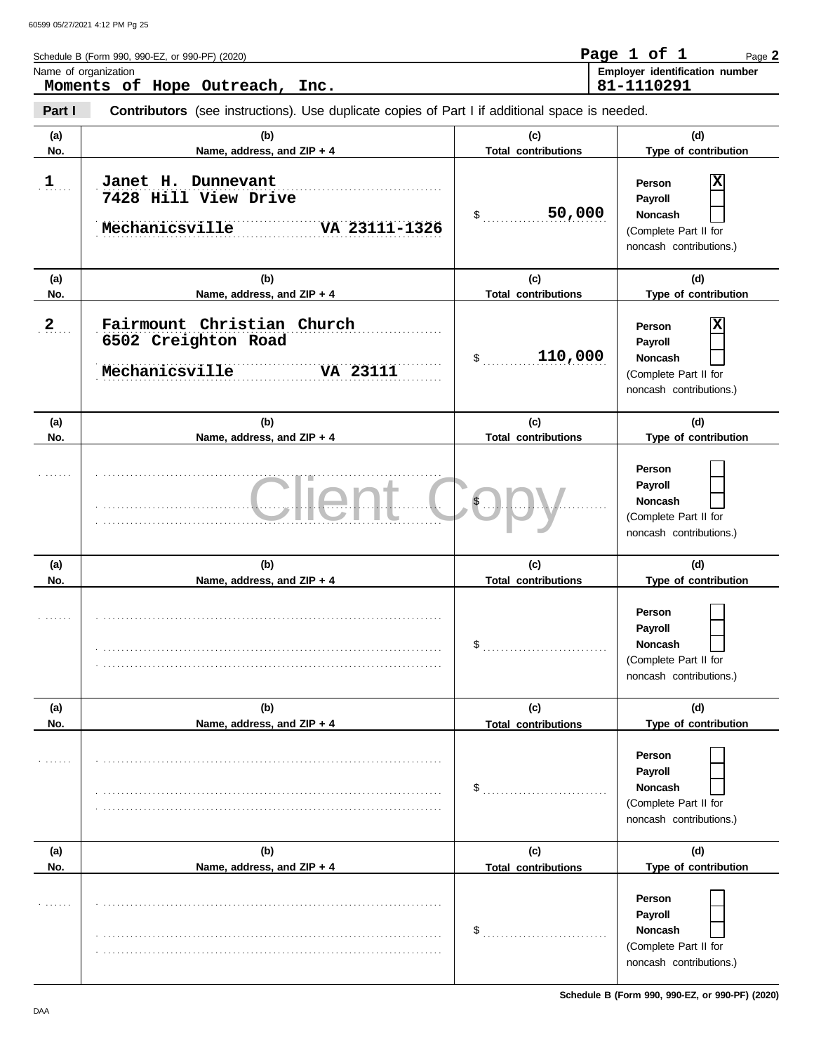Schedule B (Form 990, 990-EZ, or 990-PF) (2020)

Name of organization: **Moments of Hope Outreach, Inc.**

Employer identification number: **81-1110291**

**Part I** **Contributors** (see instructions). Use duplicate copies of Part I if additional space is needed.

| (a) No. | (b) Name, address, and ZIP + 4 | (c) Total contributions | (d) Type of contribution |
|---|---|---|---|
| 1 | Janet H. Dunnevant<br>7428 Hill View Drive<br>Mechanicsville VA 23111-1326 | $ 50,000 | Person [X]<br>Payroll [ ]<br>Noncash [ ]<br>(Complete Part II for noncash contributions.) |
| 2 | Fairmount Christian Church<br>6502 Creighton Road<br>Mechanicsville VA 23111 | $ 110,000 | Person [X]<br>Payroll [ ]<br>Noncash [ ]<br>(Complete Part II for noncash contributions.) |
| | | $ | Person [ ]<br>Payroll [ ]<br>Noncash [ ]<br>(Complete Part II for noncash contributions.) |
| | | $ | Person [ ]<br>Payroll [ ]<br>Noncash [ ]<br>(Complete Part II for noncash contributions.) |
| | | $ | Person [ ]<br>Payroll [ ]<br>Noncash [ ]<br>(Complete Part II for noncash contributions.) |
| | | $ | Person [ ]<br>Payroll [ ]<br>Noncash [ ]<br>(Complete Part II for noncash contributions.) |

Client Copy

Schedule B (Form 990, 990-EZ, or 990-PF) (2020)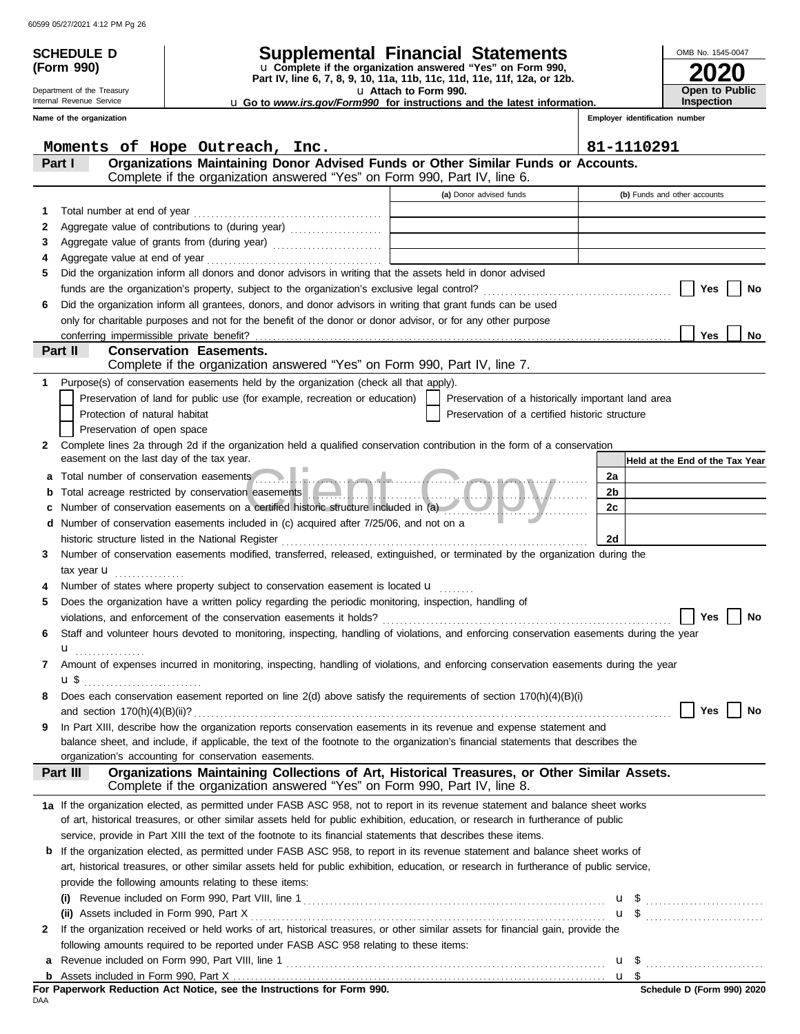**SCHEDULE D (Form 990)**

Department of the Treasury
Internal Revenue Service

# Supplemental Financial Statements

u Complete if the organization answered "Yes" on Form 990, Part IV, line 6, 7, 8, 9, 10, 11a, 11b, 11c, 11d, 11e, 11f, 12a, or 12b.
u Attach to Form 990.
u Go to *www.irs.gov/Form990* for instructions and the latest information.

OMB No. 1545-0047
**2020**
**Open to Public Inspection**

| Name of the organization | Employer identification number |
|---|---|
| Moments of Hope Outreach, Inc. | 81-1110291 |

## Part I Organizations Maintaining Donor Advised Funds or Other Similar Funds or Accounts.
Complete if the organization answered "Yes" on Form 990, Part IV, line 6.

| | | (a) Donor advised funds | (b) Funds and other accounts |
|---|---|---|---|
| 1 | Total number at end of year | | |
| 2 | Aggregate value of contributions to (during year) | | |
| 3 | Aggregate value of grants from (during year) | | |
| 4 | Aggregate value at end of year | | |

5 Did the organization inform all donors and donor advisors in writing that the assets held in donor advised funds are the organization's property, subject to the organization's exclusive legal control? ☐ Yes ☐ No

6 Did the organization inform all grantees, donors, and donor advisors in writing that grant funds can be used only for charitable purposes and not for the benefit of the donor or donor advisor, or for any other purpose conferring impermissible private benefit? ☐ Yes ☐ No

## Part II Conservation Easements.
Complete if the organization answered "Yes" on Form 990, Part IV, line 7.

1 Purpose(s) of conservation easements held by the organization (check all that apply).

- ☐ Preservation of land for public use (for example, recreation or education)
- ☐ Protection of natural habitat
- ☐ Preservation of open space
- ☐ Preservation of a historically important land area
- ☐ Preservation of a certified historic structure

2 Complete lines 2a through 2d if the organization held a qualified conservation contribution in the form of a conservation easement on the last day of the tax year.

| | | | Held at the End of the Tax Year |
|---|---|---|---|
| a | Total number of conservation easements | 2a | |
| b | Total acreage restricted by conservation easements | 2b | |
| c | Number of conservation easements on a certified historic structure included in (a) | 2c | |
| d | Number of conservation easements included in (c) acquired after 7/25/06, and not on a historic structure listed in the National Register | 2d | |

3 Number of conservation easements modified, transferred, released, extinguished, or terminated by the organization during the tax year u

4 Number of states where property subject to conservation easement is located u

5 Does the organization have a written policy regarding the periodic monitoring, inspection, handling of violations, and enforcement of the conservation easements it holds? ☐ Yes ☐ No

6 Staff and volunteer hours devoted to monitoring, inspecting, handling of violations, and enforcing conservation easements during the year u

7 Amount of expenses incurred in monitoring, inspecting, handling of violations, and enforcing conservation easements during the year u $

8 Does each conservation easement reported on line 2(d) above satisfy the requirements of section 170(h)(4)(B)(i) and section 170(h)(4)(B)(ii)? ☐ Yes ☐ No

9 In Part XIII, describe how the organization reports conservation easements in its revenue and expense statement and balance sheet, and include, if applicable, the text of the footnote to the organization's financial statements that describes the organization's accounting for conservation easements.

## Part III Organizations Maintaining Collections of Art, Historical Treasures, or Other Similar Assets.
Complete if the organization answered "Yes" on Form 990, Part IV, line 8.

1a If the organization elected, as permitted under FASB ASC 958, not to report in its revenue statement and balance sheet works of art, historical treasures, or other similar assets held for public exhibition, education, or research in furtherance of public service, provide in Part XIII the text of the footnote to its financial statements that describes these items.

b If the organization elected, as permitted under FASB ASC 958, to report in its revenue statement and balance sheet works of art, historical treasures, or other similar assets held for public exhibition, education, or research in furtherance of public service, provide the following amounts relating to these items:

(i) Revenue included on Form 990, Part VIII, line 1 u $

(ii) Assets included in Form 990, Part X u $

2 If the organization received or held works of art, historical treasures, or other similar assets for financial gain, provide the following amounts required to be reported under FASB ASC 958 relating to these items:

a Revenue included on Form 990, Part VIII, line 1 u $

b Assets included in Form 990, Part X u $

**For Paperwork Reduction Act Notice, see the Instructions for Form 990.**
DAA
**Schedule D (Form 990) 2020**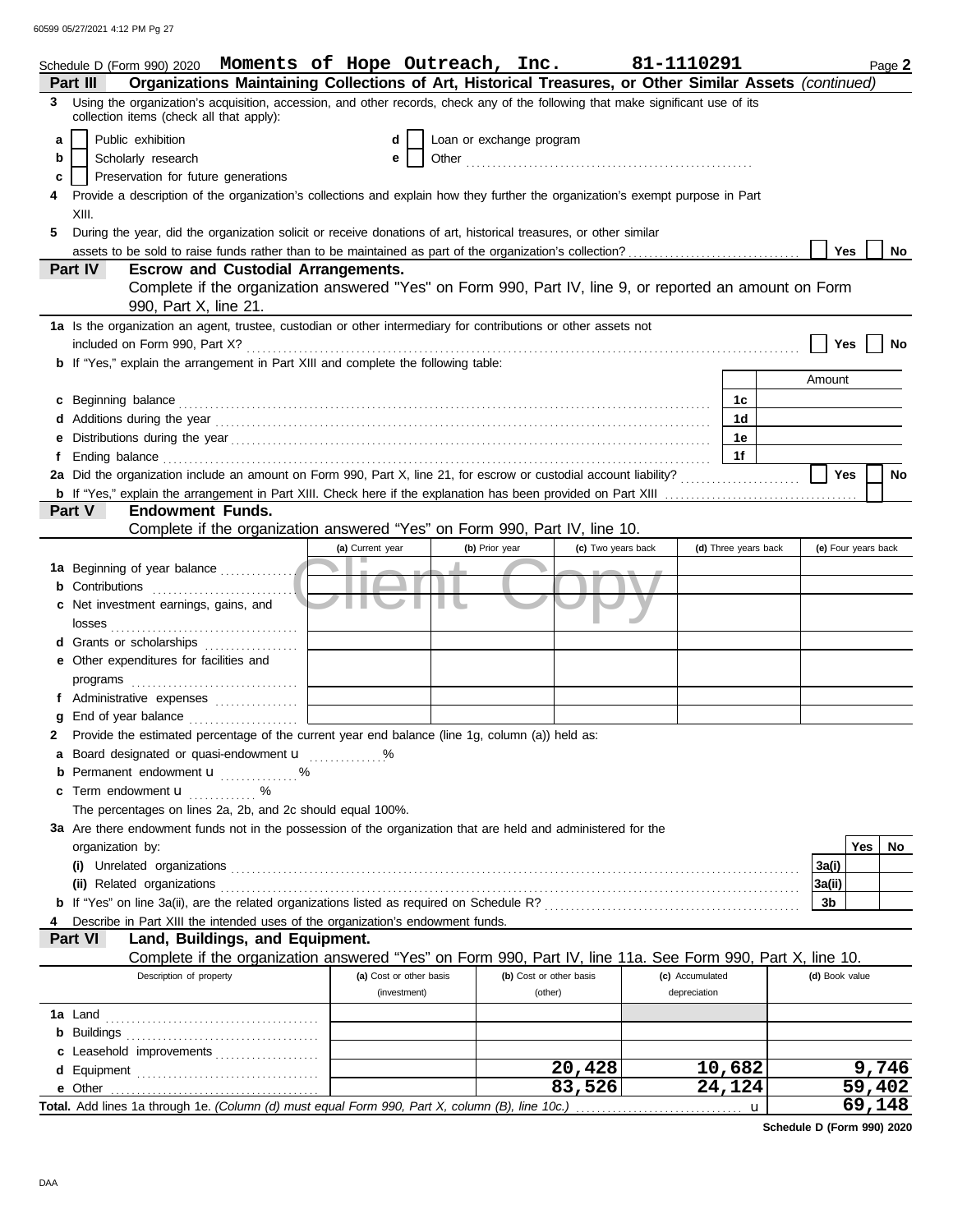Schedule D (Form 990) 2020 **Moments of Hope Outreach, Inc.** **81-1110291** Page **2**

**Part III** **Organizations Maintaining Collections of Art, Historical Treasures, or Other Similar Assets** *(continued)*

3 Using the organization's acquisition, accession, and other records, check any of the following that make significant use of its collection items (check all that apply):

- a [ ] Public exhibition
- b [ ] Scholarly research
- c [ ] Preservation for future generations
- d [ ] Loan or exchange program
- e [ ] Other ..................................................

4 Provide a description of the organization's collections and explain how they further the organization's exempt purpose in Part XIII.

5 During the year, did the organization solicit or receive donations of art, historical treasures, or other similar assets to be sold to raise funds rather than to be maintained as part of the organization's collection? [ ] Yes [ ] No

**Part IV** **Escrow and Custodial Arrangements.**
Complete if the organization answered "Yes" on Form 990, Part IV, line 9, or reported an amount on Form 990, Part X, line 21.

1a Is the organization an agent, trustee, custodian or other intermediary for contributions or other assets not included on Form 990, Part X? [ ] Yes [ ] No

b If "Yes," explain the arrangement in Part XIII and complete the following table:

| | | Amount |
|---|---|---|
| c Beginning balance | 1c | |
| d Additions during the year | 1d | |
| e Distributions during the year | 1e | |
| f Ending balance | 1f | |

2a Did the organization include an amount on Form 990, Part X, line 21, for escrow or custodial account liability? [ ] Yes [ ] No

b If "Yes," explain the arrangement in Part XIII. Check here if the explanation has been provided on Part XIII [ ]

**Part V** **Endowment Funds.**
Complete if the organization answered "Yes" on Form 990, Part IV, line 10.

| | (a) Current year | (b) Prior year | (c) Two years back | (d) Three years back | (e) Four years back |
|---|---|---|---|---|---|
| 1a Beginning of year balance | | | | | |
| b Contributions | | | | | |
| c Net investment earnings, gains, and losses | | | | | |
| d Grants or scholarships | | | | | |
| e Other expenditures for facilities and programs | | | | | |
| f Administrative expenses | | | | | |
| g End of year balance | | | | | |

2 Provide the estimated percentage of the current year end balance (line 1g, column (a)) held as:

a Board designated or quasi-endowment u ..............%

b Permanent endowment u ..............%

c Term endowment u ............ %

The percentages on lines 2a, 2b, and 2c should equal 100%.

3a Are there endowment funds not in the possession of the organization that are held and administered for the organization by:

| | | Yes | No |
|---|---|---|---|
| (i) Unrelated organizations | 3a(i) | | |
| (ii) Related organizations | 3a(ii) | | |
| b If "Yes" on line 3a(ii), are the related organizations listed as required on Schedule R? | 3b | | |

4 Describe in Part XIII the intended uses of the organization's endowment funds.

**Part VI** **Land, Buildings, and Equipment.**
Complete if the organization answered "Yes" on Form 990, Part IV, line 11a. See Form 990, Part X, line 10.

| Description of property | (a) Cost or other basis (investment) | (b) Cost or other basis (other) | (c) Accumulated depreciation | (d) Book value |
|---|---|---|---|---|
| 1a Land | | | | |
| b Buildings | | | | |
| c Leasehold improvements | | | | |
| d Equipment | | 20,428 | 10,682 | 9,746 |
| e Other | | 83,526 | 24,124 | 59,402 |
| **Total.** Add lines 1a through 1e. *(Column (d) must equal Form 990, Part X, column (B), line 10c.)* u | | | | 69,148 |

**Schedule D (Form 990) 2020**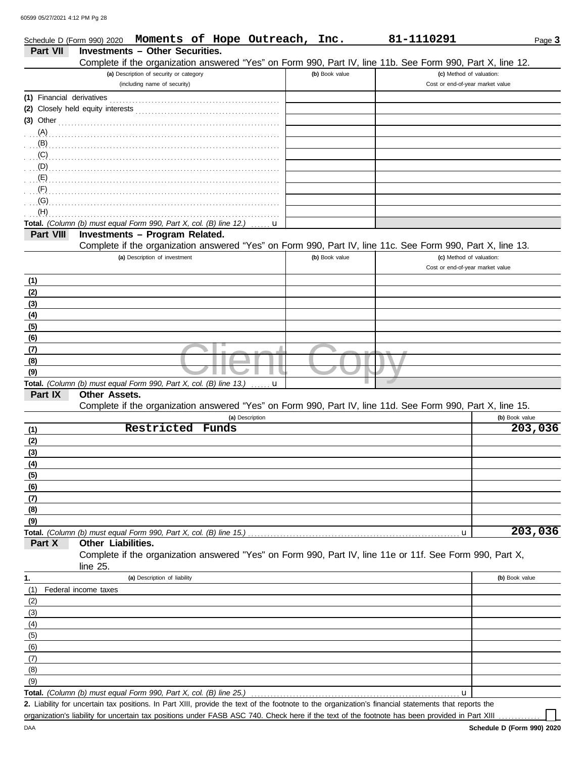Schedule D (Form 990) 2020 **Moments of Hope Outreach, Inc.** **81-1110291** Page **3**

## Part VII Investments – Other Securities.

Complete if the organization answered "Yes" on Form 990, Part IV, line 11b. See Form 990, Part X, line 12.

| (a) Description of security or category (including name of security) | (b) Book value | (c) Method of valuation: Cost or end-of-year market value |
|---|---|---|
| (1) Financial derivatives | | |
| (2) Closely held equity interests | | |
| (3) Other | | |
| (A) | | |
| (B) | | |
| (C) | | |
| (D) | | |
| (E) | | |
| (F) | | |
| (G) | | |
| (H) | | |
| **Total.** *(Column (b) must equal Form 990, Part X, col. (B) line 12.)* u | | |

## Part VIII Investments – Program Related.

Complete if the organization answered "Yes" on Form 990, Part IV, line 11c. See Form 990, Part X, line 13.

| (a) Description of investment | (b) Book value | (c) Method of valuation: Cost or end-of-year market value |
|---|---|---|
| (1) | | |
| (2) | | |
| (3) | | |
| (4) | | |
| (5) | | |
| (6) | | |
| (7) | | |
| (8) | | |
| (9) | | |
| **Total.** *(Column (b) must equal Form 990, Part X, col. (B) line 13.)* u | | |

## Part IX Other Assets.

Complete if the organization answered "Yes" on Form 990, Part IV, line 11d. See Form 990, Part X, line 15.

| (a) Description | (b) Book value |
|---|---|
| (1) Restricted Funds | 203,036 |
| (2) | |
| (3) | |
| (4) | |
| (5) | |
| (6) | |
| (7) | |
| (8) | |
| (9) | |
| **Total.** *(Column (b) must equal Form 990, Part X, col. (B) line 15.)* u | 203,036 |

## Part X Other Liabilities.

Complete if the organization answered "Yes" on Form 990, Part IV, line 11e or 11f. See Form 990, Part X, line 25.

| 1. (a) Description of liability | (b) Book value |
|---|---|
| (1) Federal income taxes | |
| (2) | |
| (3) | |
| (4) | |
| (5) | |
| (6) | |
| (7) | |
| (8) | |
| (9) | |
| **Total.** *(Column (b) must equal Form 990, Part X, col. (B) line 25.)* u | |

**2.** Liability for uncertain tax positions. In Part XIII, provide the text of the footnote to the organization's financial statements that reports the organization's liability for uncertain tax positions under FASB ASC 740. Check here if the text of the footnote has been provided in Part XIII ☐

DAA **Schedule D (Form 990) 2020**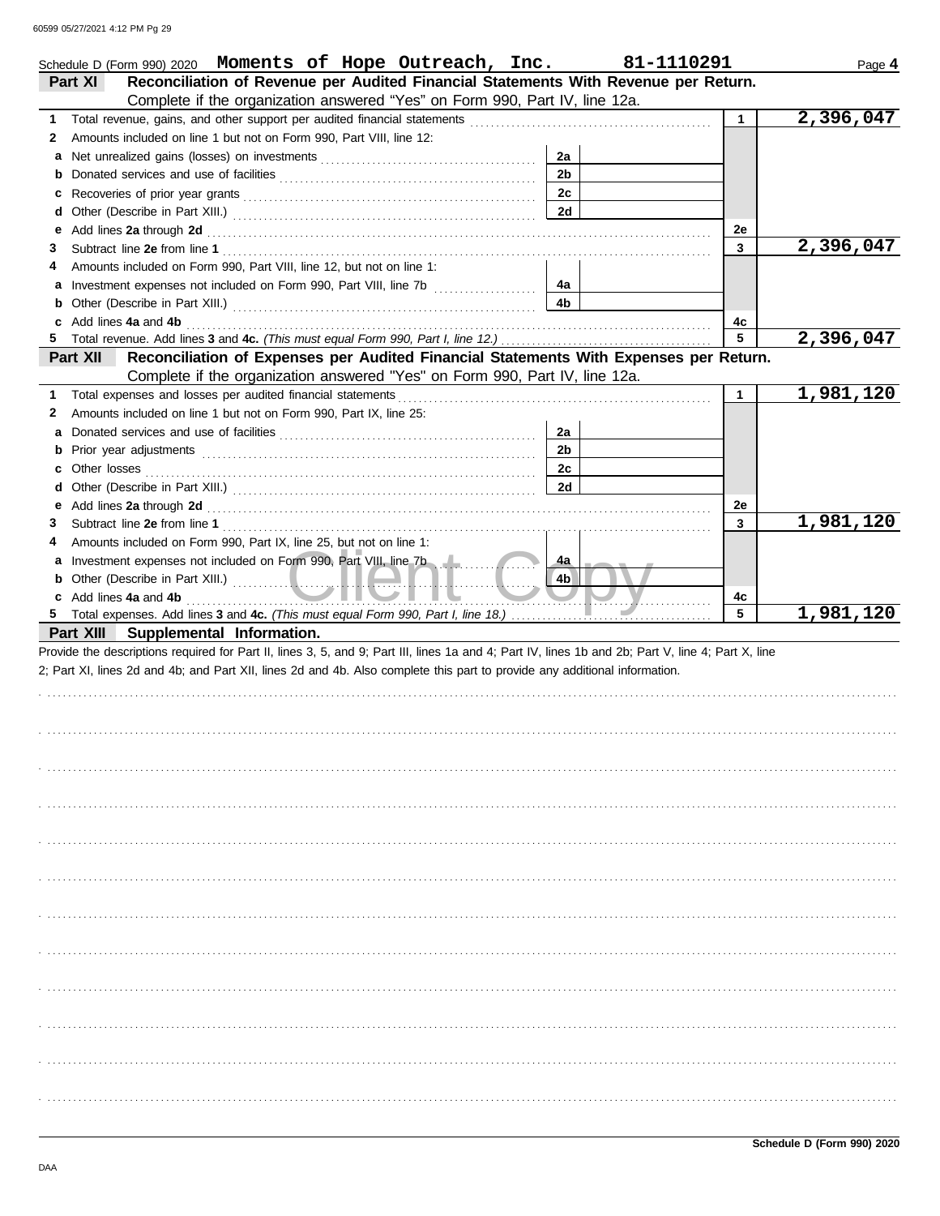Schedule D (Form 990) 2020 **Moments of Hope Outreach, Inc.** **81-1110291** Page **4**

## Part XI Reconciliation of Revenue per Audited Financial Statements With Revenue per Return.

Complete if the organization answered "Yes" on Form 990, Part IV, line 12a.

| | | | | | |
|---|---|---|---|---|---|
| **1** | Total revenue, gains, and other support per audited financial statements | | | 1 | 2,396,047 |
| **2** | Amounts included on line 1 but not on Form 990, Part VIII, line 12: | | | | |
| **a** | Net unrealized gains (losses) on investments | 2a | | | |
| **b** | Donated services and use of facilities | 2b | | | |
| **c** | Recoveries of prior year grants | 2c | | | |
| **d** | Other (Describe in Part XIII.) | 2d | | | |
| **e** | Add lines **2a** through **2d** | | | 2e | |
| **3** | Subtract line **2e** from line **1** | | | 3 | 2,396,047 |
| **4** | Amounts included on Form 990, Part VIII, line 12, but not on line 1: | | | | |
| **a** | Investment expenses not included on Form 990, Part VIII, line 7b | 4a | | | |
| **b** | Other (Describe in Part XIII.) | 4b | | | |
| **c** | Add lines **4a** and **4b** | | | 4c | |
| **5** | Total revenue. Add lines **3** and **4c.** *(This must equal Form 990, Part I, line 12.)* | | | 5 | 2,396,047 |

## Part XII Reconciliation of Expenses per Audited Financial Statements With Expenses per Return.

Complete if the organization answered "Yes" on Form 990, Part IV, line 12a.

| | | | | | |
|---|---|---|---|---|---|
| **1** | Total expenses and losses per audited financial statements | | | 1 | 1,981,120 |
| **2** | Amounts included on line 1 but not on Form 990, Part IX, line 25: | | | | |
| **a** | Donated services and use of facilities | 2a | | | |
| **b** | Prior year adjustments | 2b | | | |
| **c** | Other losses | 2c | | | |
| **d** | Other (Describe in Part XIII.) | 2d | | | |
| **e** | Add lines **2a** through **2d** | | | 2e | |
| **3** | Subtract line **2e** from line **1** | | | 3 | 1,981,120 |
| **4** | Amounts included on Form 990, Part IX, line 25, but not on line 1: | | | | |
| **a** | Investment expenses not included on Form 990, Part VIII, line 7b | 4a | | | |
| **b** | Other (Describe in Part XIII.) | 4b | | | |
| **c** | Add lines **4a** and **4b** | | | 4c | |
| **5** | Total expenses. Add lines **3** and **4c.** *(This must equal Form 990, Part I, line 18.)* | | | 5 | 1,981,120 |

## Part XIII Supplemental Information.

Provide the descriptions required for Part II, lines 3, 5, and 9; Part III, lines 1a and 4; Part IV, lines 1b and 2b; Part V, line 4; Part X, line 2; Part XI, lines 2d and 4b; and Part XII, lines 2d and 4b. Also complete this part to provide any additional information.

**Schedule D (Form 990) 2020**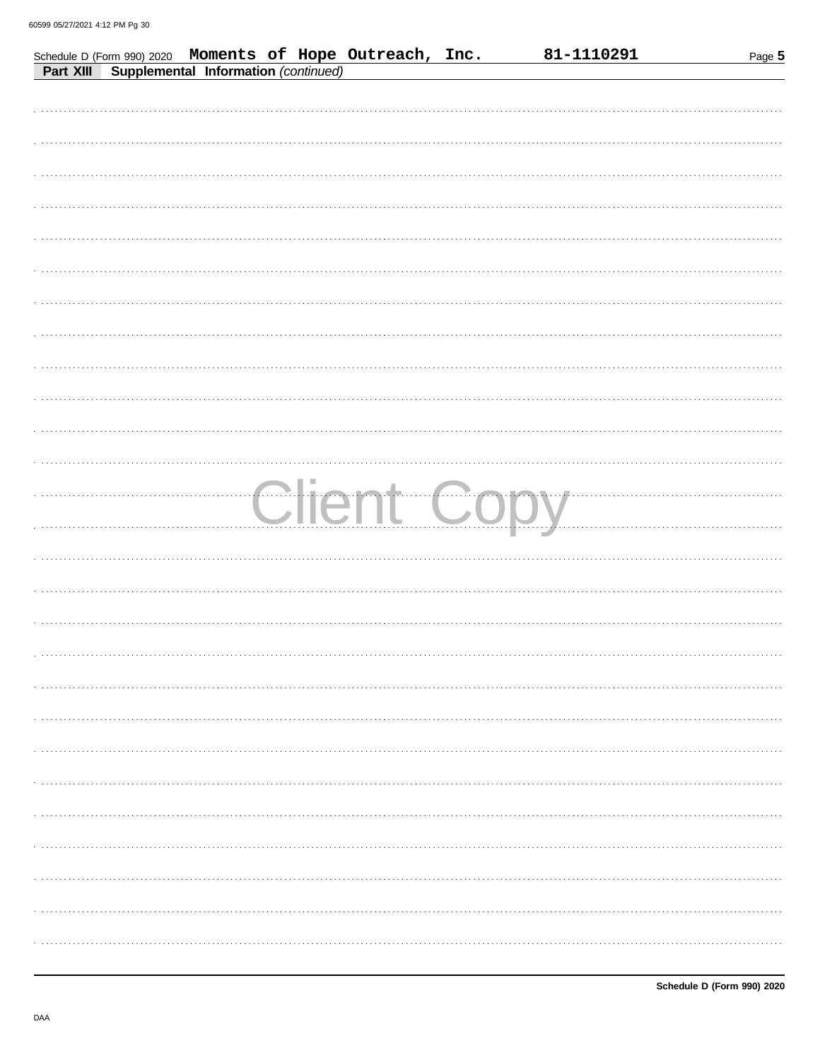Schedule D (Form 990) 2020 **Moments of Hope Outreach, Inc.** **81-1110291** Page **5**

**Part XIII** **Supplemental Information** *(continued)*

Client Copy

**Schedule D (Form 990) 2020**

DAA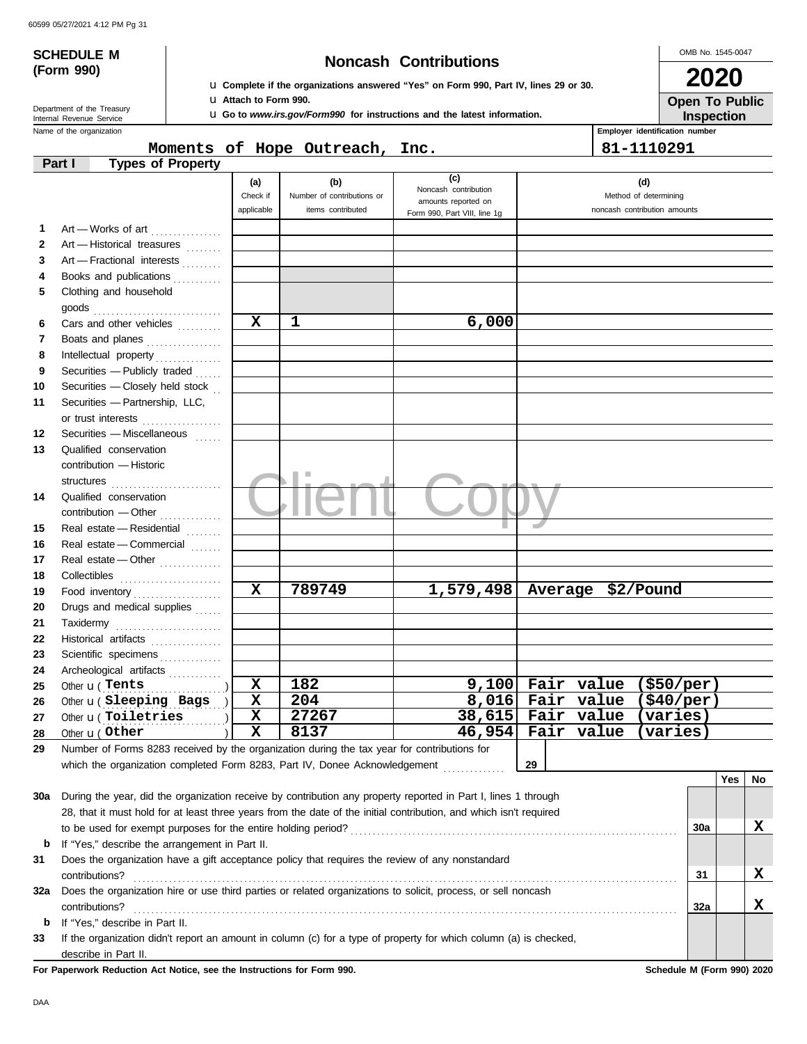**SCHEDULE M (Form 990)**

Department of the Treasury
Internal Revenue Service

# Noncash Contributions

u Complete if the organizations answered "Yes" on Form 990, Part IV, lines 29 or 30.
u Attach to Form 990.
u Go to *www.irs.gov/Form990* for instructions and the latest information.

OMB No. 1545-0047

**2020**

**Open To Public Inspection**

Name of the organization: Moments of Hope Outreach, Inc.

Employer identification number: 81-1110291

## Part I Types of Property

| | | (a) Check if applicable | (b) Number of contributions or items contributed | (c) Noncash contribution amounts reported on Form 990, Part VIII, line 1g | (d) Method of determining noncash contribution amounts |
|---|---|---|---|---|---|
| 1 | Art — Works of art | | | | |
| 2 | Art — Historical treasures | | | | |
| 3 | Art — Fractional interests | | | | |
| 4 | Books and publications | | | | |
| 5 | Clothing and household goods | | | | |
| 6 | Cars and other vehicles | X | 1 | 6,000 | |
| 7 | Boats and planes | | | | |
| 8 | Intellectual property | | | | |
| 9 | Securities — Publicly traded | | | | |
| 10 | Securities — Closely held stock | | | | |
| 11 | Securities — Partnership, LLC, or trust interests | | | | |
| 12 | Securities — Miscellaneous | | | | |
| 13 | Qualified conservation contribution — Historic structures | | | | |
| 14 | Qualified conservation contribution — Other | | | | |
| 15 | Real estate — Residential | | | | |
| 16 | Real estate — Commercial | | | | |
| 17 | Real estate — Other | | | | |
| 18 | Collectibles | | | | |
| 19 | Food inventory | X | 789749 | 1,579,498 | Average $2/Pound |
| 20 | Drugs and medical supplies | | | | |
| 21 | Taxidermy | | | | |
| 22 | Historical artifacts | | | | |
| 23 | Scientific specimens | | | | |
| 24 | Archeological artifacts | | | | |
| 25 | Other u ( Tents ) | X | 182 | 9,100 | Fair value ($50/per) |
| 26 | Other u ( Sleeping Bags ) | X | 204 | 8,016 | Fair value ($40/per) |
| 27 | Other u ( Toiletries ) | X | 27267 | 38,615 | Fair value (varies) |
| 28 | Other u ( Other ) | X | 8137 | 46,954 | Fair value (varies) |

**29** Number of Forms 8283 received by the organization during the tax year for contributions for which the organization completed Form 8283, Part IV, Donee Acknowledgement ........ **29**

| | | | Yes | No |
|---|---|---|---|---|
| **30a** | During the year, did the organization receive by contribution any property reported in Part I, lines 1 through 28, that it must hold for at least three years from the date of the initial contribution, and which isn't required to be used for exempt purposes for the entire holding period? | 30a | | X |
| **b** | If "Yes," describe the arrangement in Part II. | | | |
| **31** | Does the organization have a gift acceptance policy that requires the review of any nonstandard contributions? | 31 | | X |
| **32a** | Does the organization hire or use third parties or related organizations to solicit, process, or sell noncash contributions? | 32a | | X |
| **b** | If "Yes," describe in Part II. | | | |
| **33** | If the organization didn't report an amount in column (c) for a type of property for which column (a) is checked, describe in Part II. | | | |

**For Paperwork Reduction Act Notice, see the Instructions for Form 990.** **Schedule M (Form 990) 2020**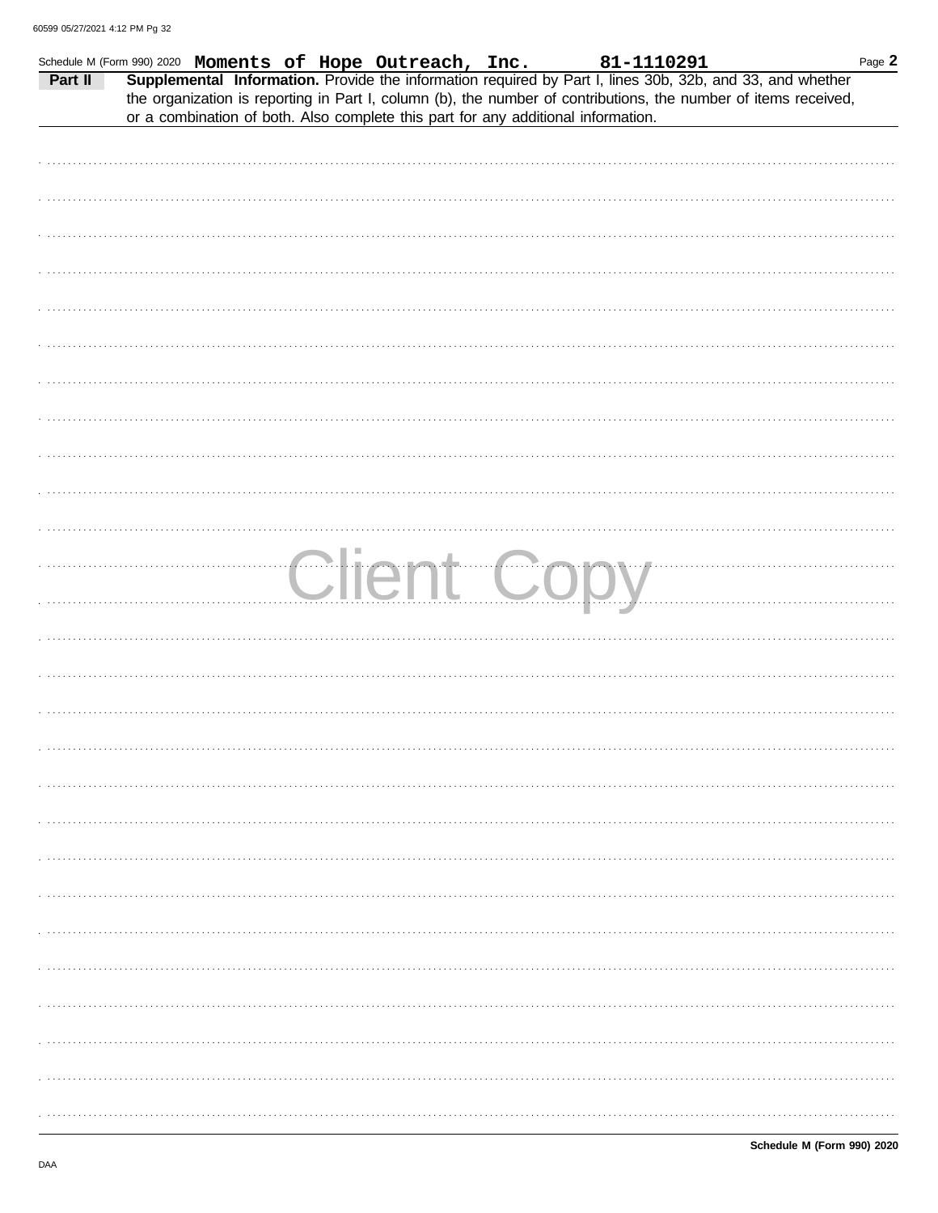Schedule M (Form 990) 2020 **Moments of Hope Outreach, Inc.** **81-1110291**

**Part II** **Supplemental Information.** Provide the information required by Part I, lines 30b, 32b, and 33, and whether the organization is reporting in Part I, column (b), the number of contributions, the number of items received, or a combination of both. Also complete this part for any additional information.

Client Copy

**Schedule M (Form 990) 2020**

DAA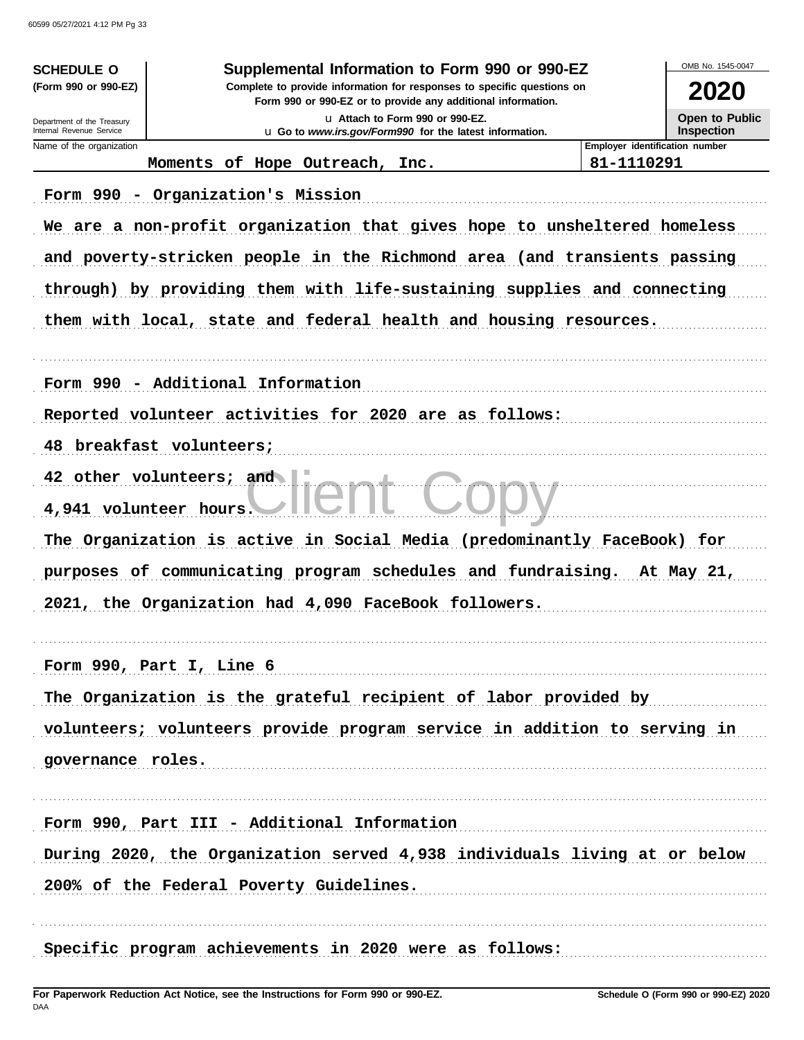**SCHEDULE O** (Form 990 or 990-EZ)

Department of the Treasury
Internal Revenue Service

# Supplemental Information to Form 990 or 990-EZ

**Complete to provide information for responses to specific questions on Form 990 or 990-EZ or to provide any additional information.**

u Attach to Form 990 or 990-EZ.
u Go to *www.irs.gov/Form990* for the latest information.

OMB No. 1545-0047

**2020**

**Open to Public Inspection**

| Name of the organization | Employer identification number |
|---|---|
| Moments of Hope Outreach, Inc. | 81-1110291 |

Form 990 - Organization's Mission

We are a non-profit organization that gives hope to unsheltered homeless and poverty-stricken people in the Richmond area (and transients passing through) by providing them with life-sustaining supplies and connecting them with local, state and federal health and housing resources.

Form 990 - Additional Information

Reported volunteer activities for 2020 are as follows:

48 breakfast volunteers;

42 other volunteers; and

4,941 volunteer hours.

The Organization is active in Social Media (predominantly FaceBook) for purposes of communicating program schedules and fundraising. At May 21, 2021, the Organization had 4,090 FaceBook followers.

Form 990, Part I, Line 6

The Organization is the grateful recipient of labor provided by volunteers; volunteers provide program service in addition to serving in governance roles.

Form 990, Part III - Additional Information

During 2020, the Organization served 4,938 individuals living at or below 200% of the Federal Poverty Guidelines.

Specific program achievements in 2020 were as follows:

**For Paperwork Reduction Act Notice, see the Instructions for Form 990 or 990-EZ.** **Schedule O (Form 990 or 990-EZ) 2020**

DAA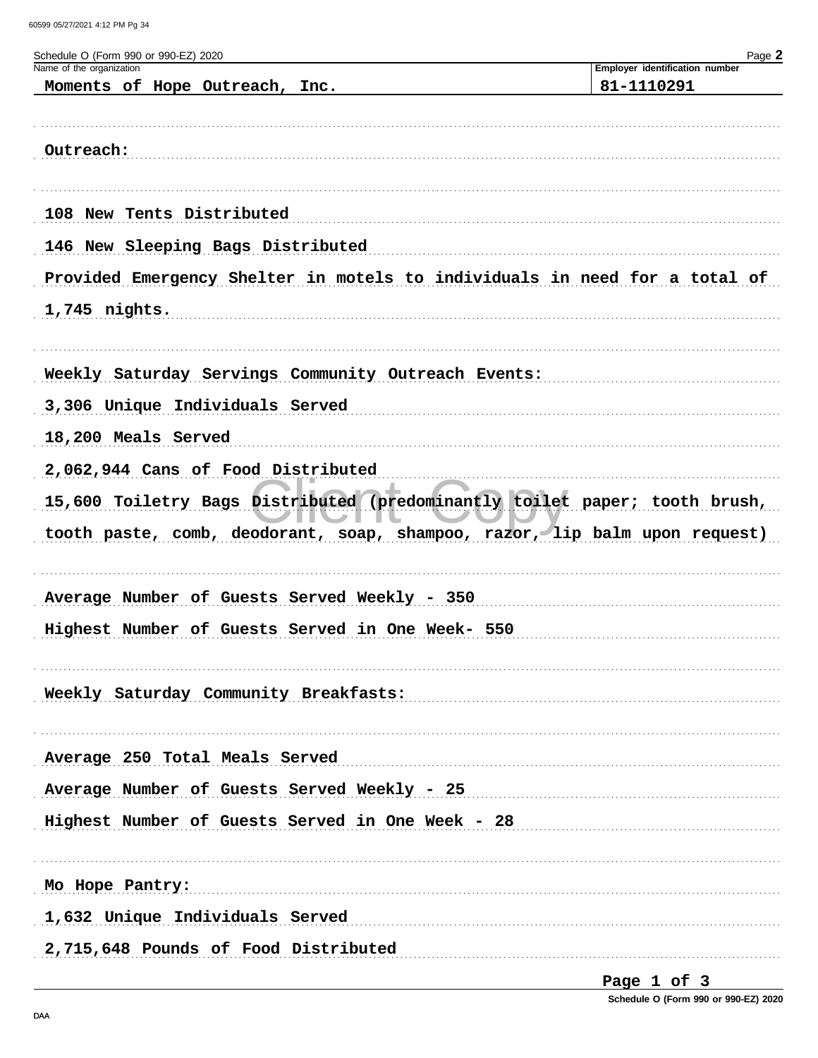Schedule O (Form 990 or 990-EZ) 2020

| Name of the organization | Employer identification number |
| --- | --- |
| Moments of Hope Outreach, Inc. | 81-1110291 |

Outreach:

108 New Tents Distributed

146 New Sleeping Bags Distributed

Provided Emergency Shelter in motels to individuals in need for a total of 1,745 nights.

Weekly Saturday Servings Community Outreach Events:

3,306 Unique Individuals Served

18,200 Meals Served

2,062,944 Cans of Food Distributed

15,600 Toiletry Bags Distributed (predominantly toilet paper; tooth brush, tooth paste, comb, deodorant, soap, shampoo, razor, lip balm upon request)

Average Number of Guests Served Weekly - 350

Highest Number of Guests Served in One Week- 550

Weekly Saturday Community Breakfasts:

Average 250 Total Meals Served

Average Number of Guests Served Weekly - 25

Highest Number of Guests Served in One Week - 28

Mo Hope Pantry:

1,632 Unique Individuals Served

2,715,648 Pounds of Food Distributed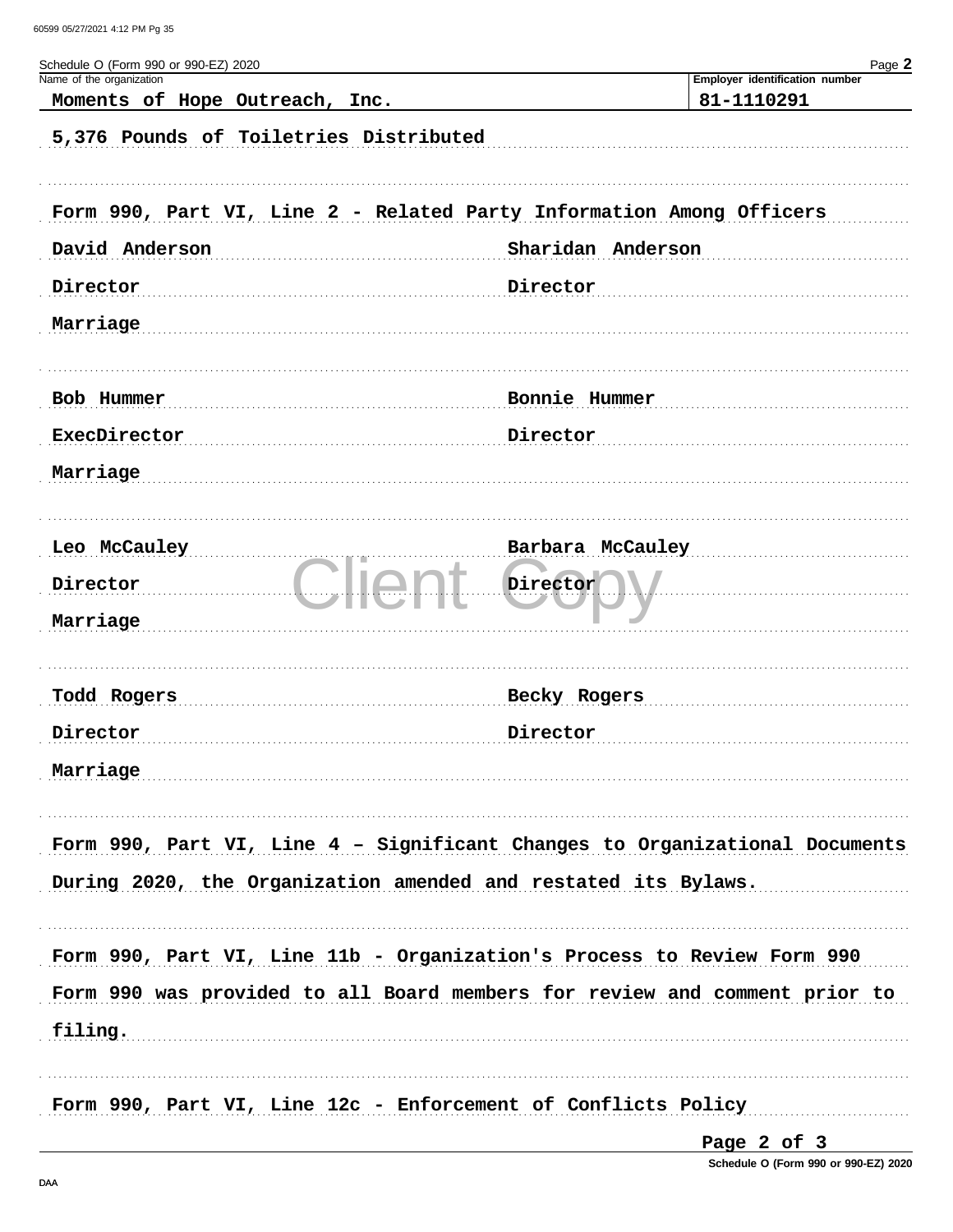Schedule O (Form 990 or 990-EZ) 2020

| Name of the organization | Employer identification number |
| --- | --- |
| Moments of Hope Outreach, Inc. | 81-1110291 |

5,376 Pounds of Toiletries Distributed

Form 990, Part VI, Line 2 - Related Party Information Among Officers

| | |
| --- | --- |
| David Anderson | Sharidan Anderson |
| Director | Director |
| Marriage | |
| | |
| Bob Hummer | Bonnie Hummer |
| ExecDirector | Director |
| Marriage | |
| | |
| Leo McCauley | Barbara McCauley |
| Director | Director |
| Marriage | |
| | |
| Todd Rogers | Becky Rogers |
| Director | Director |
| Marriage | |

Form 990, Part VI, Line 4 – Significant Changes to Organizational Documents

During 2020, the Organization amended and restated its Bylaws.

Form 990, Part VI, Line 11b - Organization's Process to Review Form 990

Form 990 was provided to all Board members for review and comment prior to filing.

Form 990, Part VI, Line 12c - Enforcement of Conflicts Policy

Schedule O (Form 990 or 990-EZ) 2020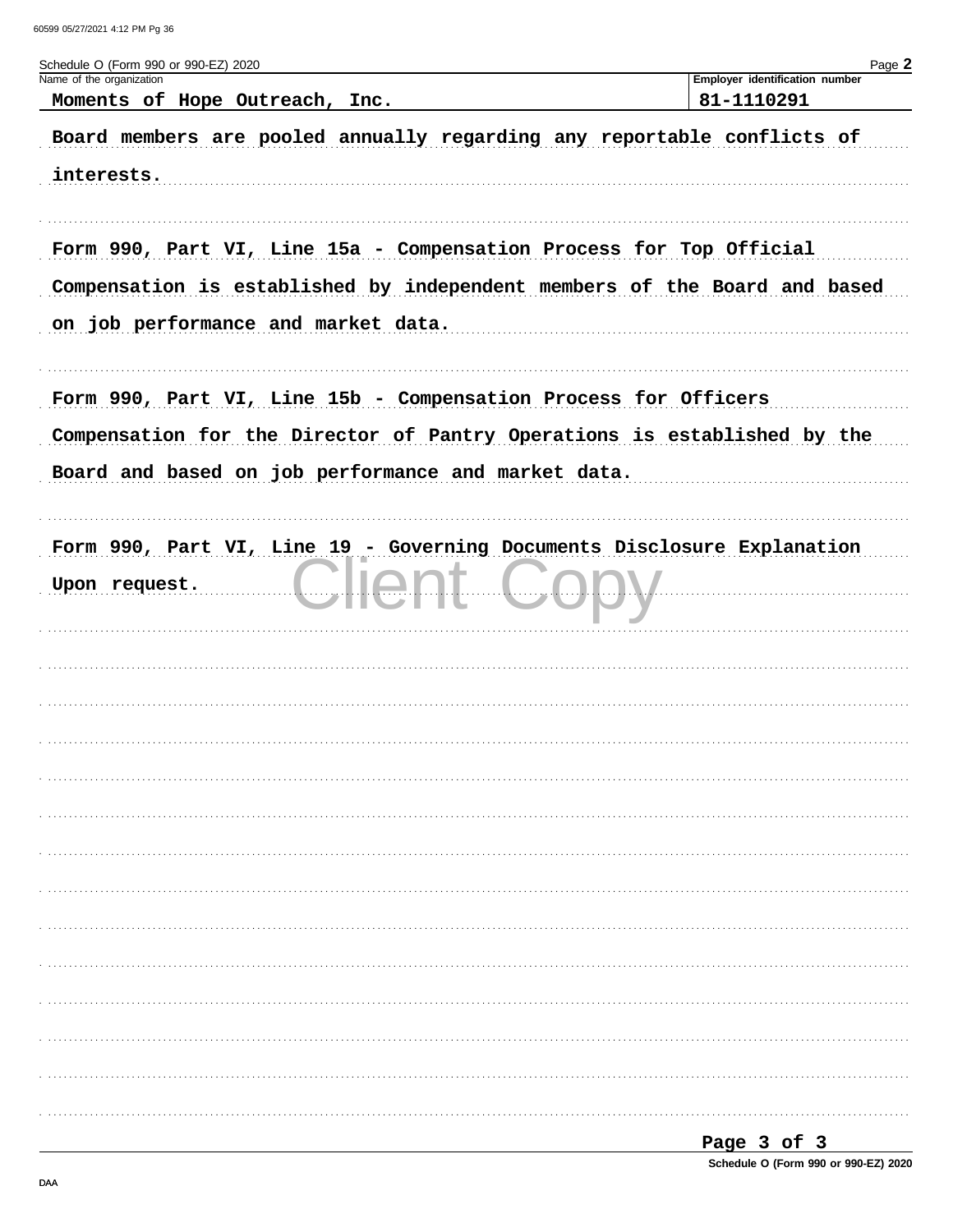Schedule O (Form 990 or 990-EZ) 2020

| Name of the organization | Employer identification number |
| --- | --- |
| Moments of Hope Outreach, Inc. | 81-1110291 |

Board members are pooled annually regarding any reportable conflicts of interests.

Form 990, Part VI, Line 15a - Compensation Process for Top Official

Compensation is established by independent members of the Board and based on job performance and market data.

Form 990, Part VI, Line 15b - Compensation Process for Officers

Compensation for the Director of Pantry Operations is established by the Board and based on job performance and market data.

Form 990, Part VI, Line 19 - Governing Documents Disclosure Explanation

Upon request.

Client Copy

Schedule O (Form 990 or 990-EZ) 2020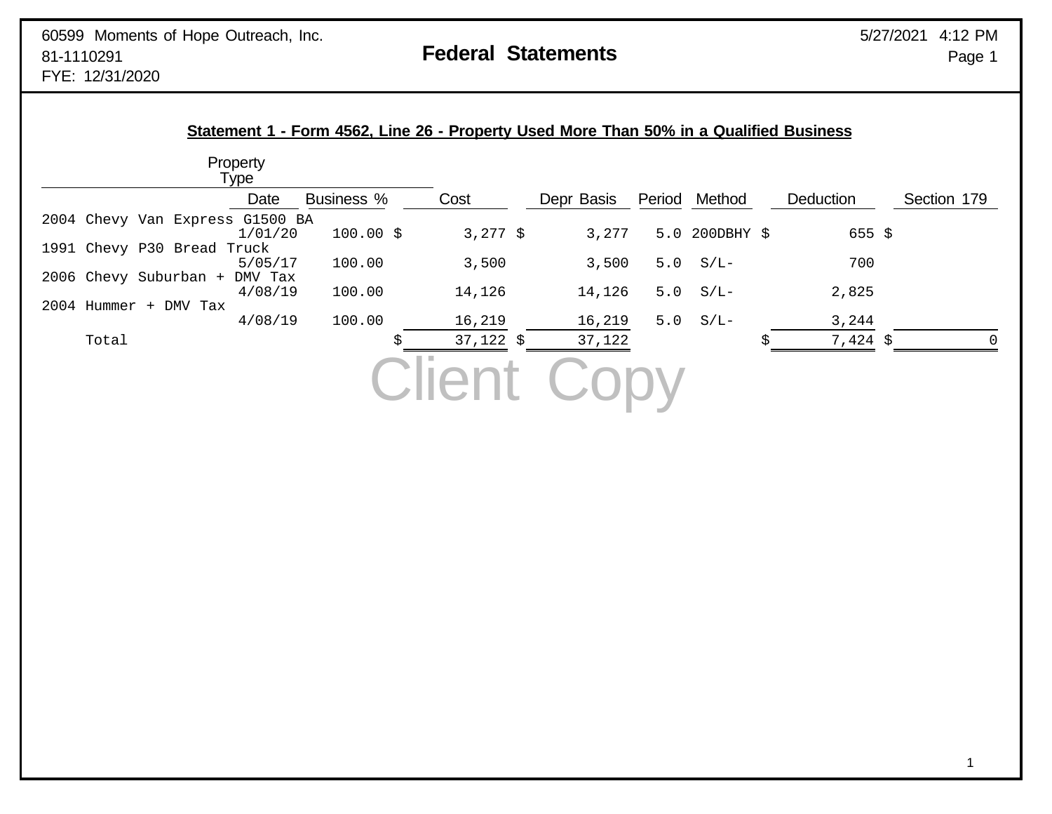60599 Moments of Hope Outreach, Inc.
81-1110291
FYE: 12/31/2020

# Federal Statements

5/27/2021 4:12 PM

## Statement 1 - Form 4562, Line 26 - Property Used More Than 50% in a Qualified Business

| Property Type | Date | Business % | Cost | Depr Basis | Period | Method | Deduction | Section 179 |
|---|---|---|---|---|---|---|---|---|
| 2004 Chevy Van Express G1500 BA | 1/01/20 | 100.00 | $ 3,277 | $ 3,277 | 5.0 | 200DBHY | $ 655 | $ |
| 1991 Chevy P30 Bread Truck | 5/05/17 | 100.00 | 3,500 | 3,500 | 5.0 | S/L- | 700 | |
| 2006 Chevy Suburban + DMV Tax | 4/08/19 | 100.00 | 14,126 | 14,126 | 5.0 | S/L- | 2,825 | |
| 2004 Hummer + DMV Tax | 4/08/19 | 100.00 | 16,219 | 16,219 | 5.0 | S/L- | 3,244 | |
| Total | | | $ 37,122 | $ 37,122 | | | $ 7,424 | $ 0 |

Client Copy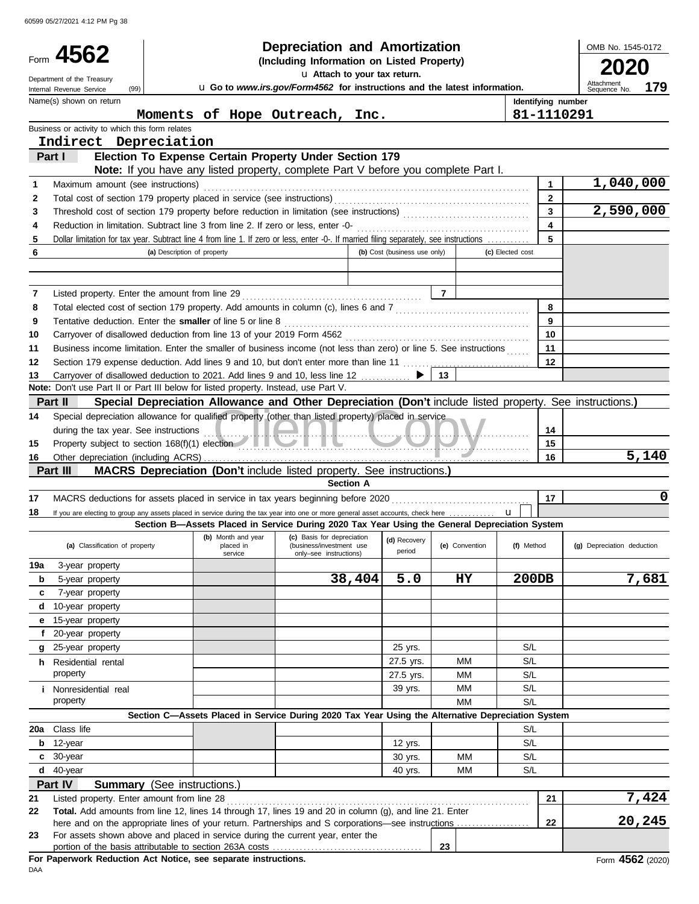Form **4562**

Department of the Treasury
Internal Revenue Service (99)

# Depreciation and Amortization

**(Including Information on Listed Property)**

▶ Attach to your tax return.

▶ Go to *www.irs.gov/Form4562* for instructions and the latest information.

OMB No. 1545-0172

**2020**

Attachment Sequence No. **179**

Name(s) shown on return: **Moments of Hope Outreach, Inc.**

Identifying number: **81-1110291**

Business or activity to which this form relates: **Indirect Depreciation**

## Part I — Election To Expense Certain Property Under Section 179

**Note:** If you have any listed property, complete Part V before you complete Part I.

| | | | |
|---|---|---|---|
| 1 | Maximum amount (see instructions) | 1 | 1,040,000 |
| 2 | Total cost of section 179 property placed in service (see instructions) | 2 | |
| 3 | Threshold cost of section 179 property before reduction in limitation (see instructions) | 3 | 2,590,000 |
| 4 | Reduction in limitation. Subtract line 3 from line 2. If zero or less, enter -0- | 4 | |
| 5 | Dollar limitation for tax year. Subtract line 4 from line 1. If zero or less, enter -0-. If married filing separately, see instructions | 5 | |

| 6 | (a) Description of property | (b) Cost (business use only) | (c) Elected cost |
|---|---|---|---|
| | | | |
| | | | |

| | | | |
|---|---|---|---|
| 7 | Listed property. Enter the amount from line 29 | 7 | |
| 8 | Total elected cost of section 179 property. Add amounts in column (c), lines 6 and 7 | 8 | |
| 9 | Tentative deduction. Enter the **smaller** of line 5 or line 8 | 9 | |
| 10 | Carryover of disallowed deduction from line 13 of your 2019 Form 4562 | 10 | |
| 11 | Business income limitation. Enter the smaller of business income (not less than zero) or line 5. See instructions | 11 | |
| 12 | Section 179 expense deduction. Add lines 9 and 10, but don't enter more than line 11 | 12 | |
| 13 | Carryover of disallowed deduction to 2021. Add lines 9 and 10, less line 12 ▶ | 13 | |

**Note:** Don't use Part II or Part III below for listed property. Instead, use Part V.

## Part II — Special Depreciation Allowance and Other Depreciation (Don't include listed property. See instructions.)

| | | | |
|---|---|---|---|
| 14 | Special depreciation allowance for qualified property (other than listed property) placed in service during the tax year. See instructions | 14 | |
| 15 | Property subject to section 168(f)(1) election | 15 | |
| 16 | Other depreciation (including ACRS) | 16 | 5,140 |

## Part III — MACRS Depreciation (Don't include listed property. See instructions.)

**Section A**

| | | | |
|---|---|---|---|
| 17 | MACRS deductions for assets placed in service in tax years beginning before 2020 | 17 | 0 |
| 18 | If you are electing to group any assets placed in service during the tax year into one or more general asset accounts, check here ▶ ☐ | | |

**Section B—Assets Placed in Service During 2020 Tax Year Using the General Depreciation System**

| (a) Classification of property | (b) Month and year placed in service | (c) Basis for depreciation (business/investment use only—see instructions) | (d) Recovery period | (e) Convention | (f) Method | (g) Depreciation deduction |
|---|---|---|---|---|---|---|
| 19a 3-year property | | | | | | |
| b 5-year property | | 38,404 | 5.0 | HY | 200DB | 7,681 |
| c 7-year property | | | | | | |
| d 10-year property | | | | | | |
| e 15-year property | | | | | | |
| f 20-year property | | | | | | |
| g 25-year property | | | 25 yrs. | | S/L | |
| h Residential rental property | | | 27.5 yrs. | MM | S/L | |
| | | | 27.5 yrs. | MM | S/L | |
| i Nonresidential real property | | | 39 yrs. | MM | S/L | |
| | | | | MM | S/L | |

**Section C—Assets Placed in Service During 2020 Tax Year Using the Alternative Depreciation System**

| (a) Classification of property | (b) Month and year placed in service | (c) Basis for depreciation | (d) Recovery period | (e) Convention | (f) Method | (g) Depreciation deduction |
|---|---|---|---|---|---|---|
| 20a Class life | | | | | S/L | |
| b 12-year | | | 12 yrs. | | S/L | |
| c 30-year | | | 30 yrs. | MM | S/L | |
| d 40-year | | | 40 yrs. | MM | S/L | |

## Part IV — Summary (See instructions.)

| | | | |
|---|---|---|---|
| 21 | Listed property. Enter amount from line 28 | 21 | 7,424 |
| 22 | **Total.** Add amounts from line 12, lines 14 through 17, lines 19 and 20 in column (g), and line 21. Enter here and on the appropriate lines of your return. Partnerships and S corporations—see instructions | 22 | 20,245 |
| 23 | For assets shown above and placed in service during the current year, enter the portion of the basis attributable to section 263A costs | 23 | |

**For Paperwork Reduction Act Notice, see separate instructions.**

DAA

Form **4562** (2020)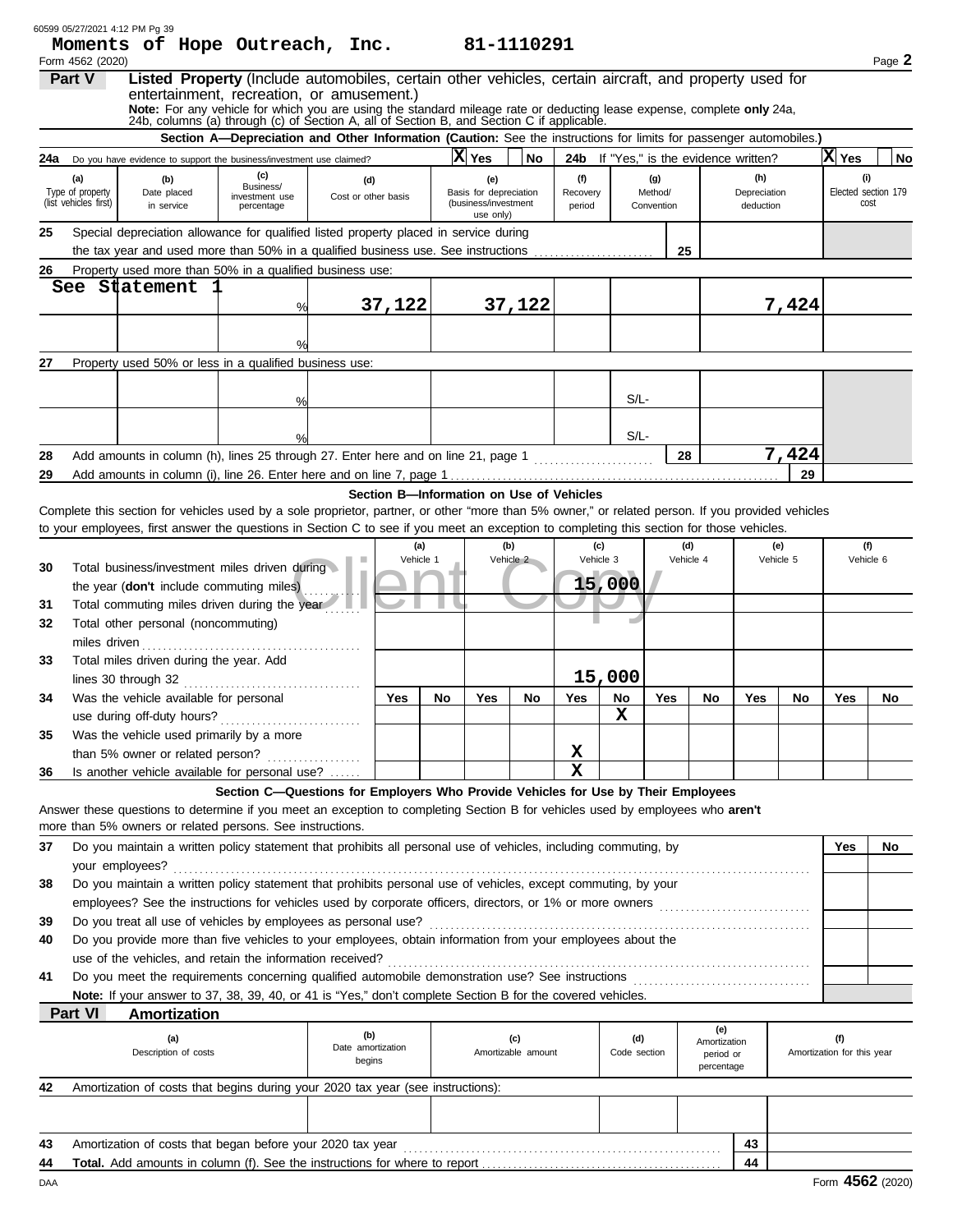**Moments of Hope Outreach, Inc.** **81-1110291**

Form 4562 (2020) Page **2**

## Part V **Listed Property** (Include automobiles, certain other vehicles, certain aircraft, and property used for entertainment, recreation, or amusement.)

**Note:** For any vehicle for which you are using the standard mileage rate or deducting lease expense, complete **only** 24a, 24b, columns (a) through (c) of Section A, all of Section B, and Section C if applicable.

### Section A—Depreciation and Other Information (Caution: See the instructions for limits for passenger automobiles.)

**24a** Do you have evidence to support the business/investment use claimed? [X] Yes [ ] No **24b** If "Yes," is the evidence written? [X] Yes [ ] No

| (a) Type of property (list vehicles first) | (b) Date placed in service | (c) Business/ investment use percentage | (d) Cost or other basis | (e) Basis for depreciation (business/investment use only) | (f) Recovery period | (g) Method/ Convention | (h) Depreciation deduction | (i) Elected section 179 cost |
|---|---|---|---|---|---|---|---|---|
| **25** Special depreciation allowance for qualified listed property placed in service during the tax year and used more than 50% in a qualified business use. See instructions | | | | | | 25 | | |
| **26** Property used more than 50% in a qualified business use: | | | | | | | | |
| See Statement 1 | | % | 37,122 | 37,122 | | | 7,424 | |
| | | % | | | | | | |
| **27** Property used 50% or less in a qualified business use: | | | | | | | | |
| | | % | | | | S/L- | | |
| | | % | | | | S/L- | | |
| **28** Add amounts in column (h), lines 25 through 27. Enter here and on line 21, page 1 | | | | | | 28 | 7,424 | |
| **29** Add amounts in column (i), line 26. Enter here and on line 7, page 1 | | | | | | | 29 | |

### Section B—Information on Use of Vehicles

Complete this section for vehicles used by a sole proprietor, partner, or other "more than 5% owner," or related person. If you provided vehicles to your employees, first answer the questions in Section C to see if you meet an exception to completing this section for those vehicles.

| | (a) Vehicle 1 | | (b) Vehicle 2 | | (c) Vehicle 3 | | (d) Vehicle 4 | | (e) Vehicle 5 | | (f) Vehicle 6 | |
|---|---|---|---|---|---|---|---|---|---|---|---|---|
| **30** Total business/investment miles driven during the year (**don't** include commuting miles) | | | | | 15,000 | | | | | | | |
| **31** Total commuting miles driven during the year | | | | | | | | | | | | |
| **32** Total other personal (noncommuting) miles driven | | | | | | | | | | | | |
| **33** Total miles driven during the year. Add lines 30 through 32 | | | | | 15,000 | | | | | | | |
| | Yes | No | Yes | No | Yes | No | Yes | No | Yes | No | Yes | No |
| **34** Was the vehicle available for personal use during off-duty hours? | | | | | | X | | | | | | |
| **35** Was the vehicle used primarily by a more than 5% owner or related person? | | | | | X | | | | | | | |
| **36** Is another vehicle available for personal use? | | | | | X | | | | | | | |

### Section C—Questions for Employers Who Provide Vehicles for Use by Their Employees

Answer these questions to determine if you meet an exception to completing Section B for vehicles used by employees who **aren't** more than 5% owners or related persons. See instructions.

| | Yes | No |
|---|---|---|
| **37** Do you maintain a written policy statement that prohibits all personal use of vehicles, including commuting, by your employees? | | |
| **38** Do you maintain a written policy statement that prohibits personal use of vehicles, except commuting, by your employees? See the instructions for vehicles used by corporate officers, directors, or 1% or more owners | | |
| **39** Do you treat all use of vehicles by employees as personal use? | | |
| **40** Do you provide more than five vehicles to your employees, obtain information from your employees about the use of the vehicles, and retain the information received? | | |
| **41** Do you meet the requirements concerning qualified automobile demonstration use? See instructions | | |

**Note:** If your answer to 37, 38, 39, 40, or 41 is "Yes," don't complete Section B for the covered vehicles.

## Part VI Amortization

| (a) Description of costs | (b) Date amortization begins | (c) Amortizable amount | (d) Code section | (e) Amortization period or percentage | (f) Amortization for this year |
|---|---|---|---|---|---|
| **42** Amortization of costs that begins during your 2020 tax year (see instructions): | | | | | |
| | | | | | |
| **43** Amortization of costs that began before your 2020 tax year | | | | 43 | |
| **44** **Total.** Add amounts in column (f). See the instructions for where to report | | | | 44 | |

DAA Form **4562** (2020)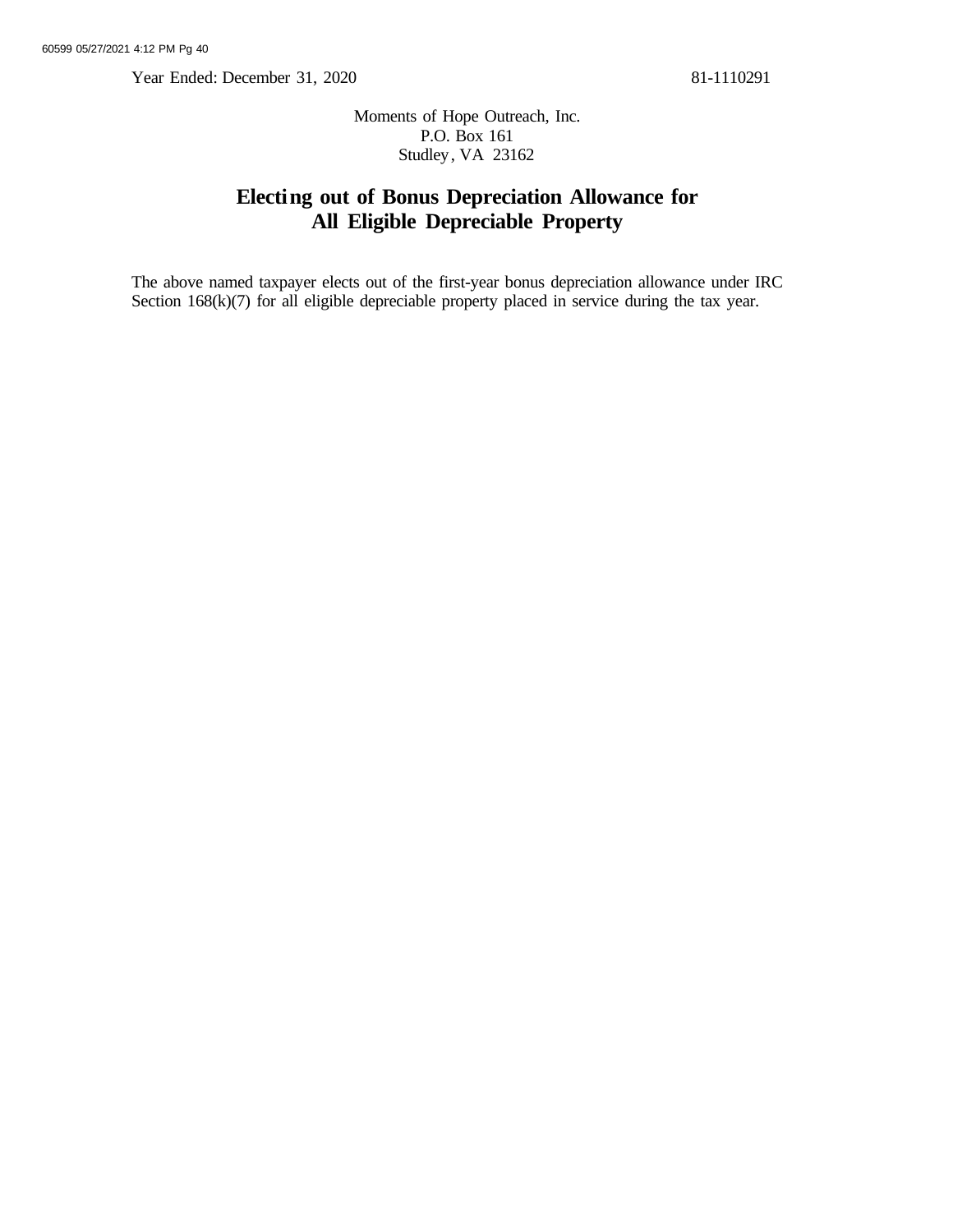Year Ended: December 31, 2020 81-1110291

Moments of Hope Outreach, Inc.
P.O. Box 161
Studley, VA 23162

# Electing out of Bonus Depreciation Allowance for All Eligible Depreciable Property

The above named taxpayer elects out of the first-year bonus depreciation allowance under IRC Section 168(k)(7) for all eligible depreciable property placed in service during the tax year.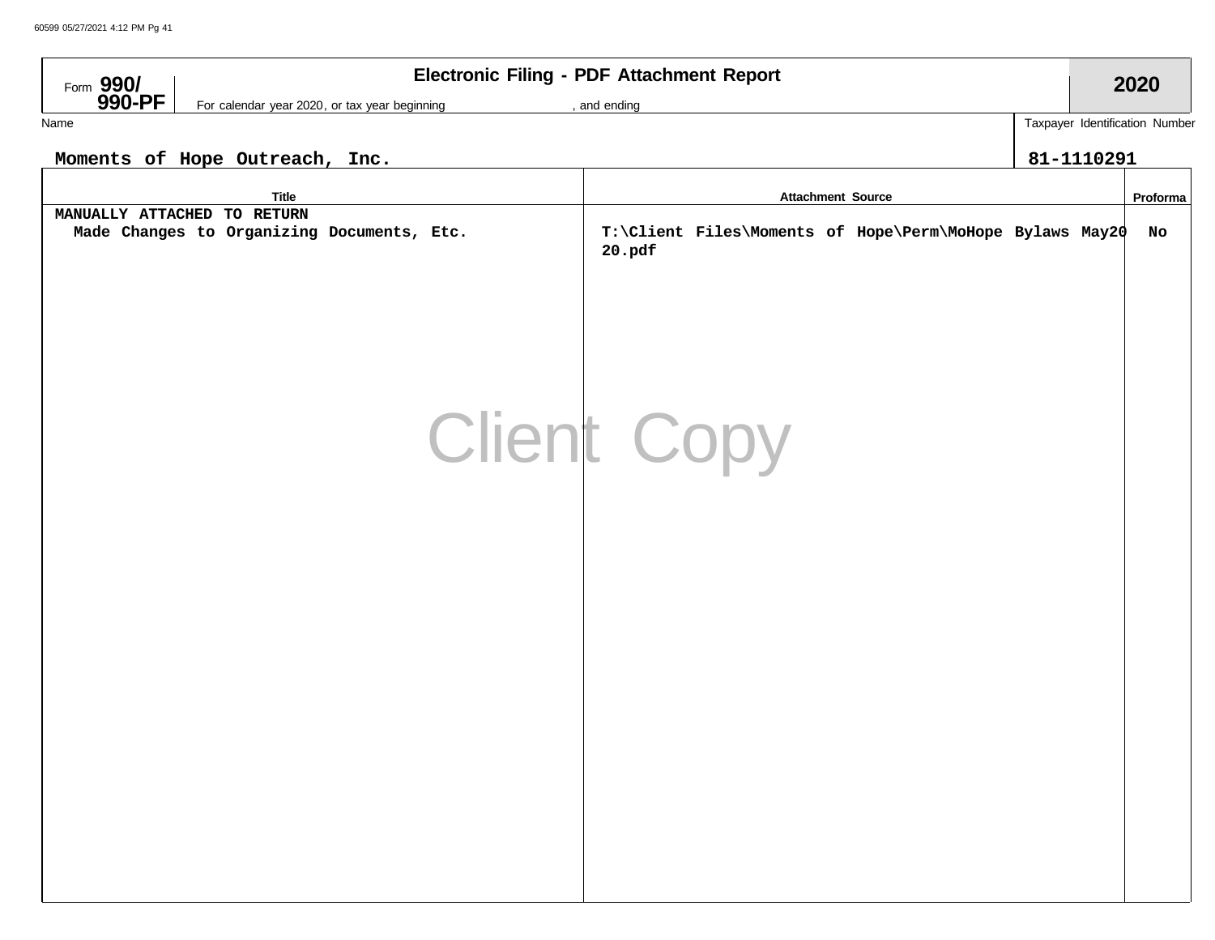Form **990/ 990-PF**

# Electronic Filing - PDF Attachment Report

**2020**

For calendar year 2020, or tax year beginning , and ending

| Name | Taxpayer Identification Number |
|---|---|
| Moments of Hope Outreach, Inc. | 81-1110291 |

| Title | Attachment Source | Proforma |
|---|---|---|
| MANUALLY ATTACHED TO RETURN | | |
| Made Changes to Organizing Documents, Etc. | T:\Client Files\Moments of Hope\Perm\MoHope Bylaws May2020.pdf | No |

Client Copy